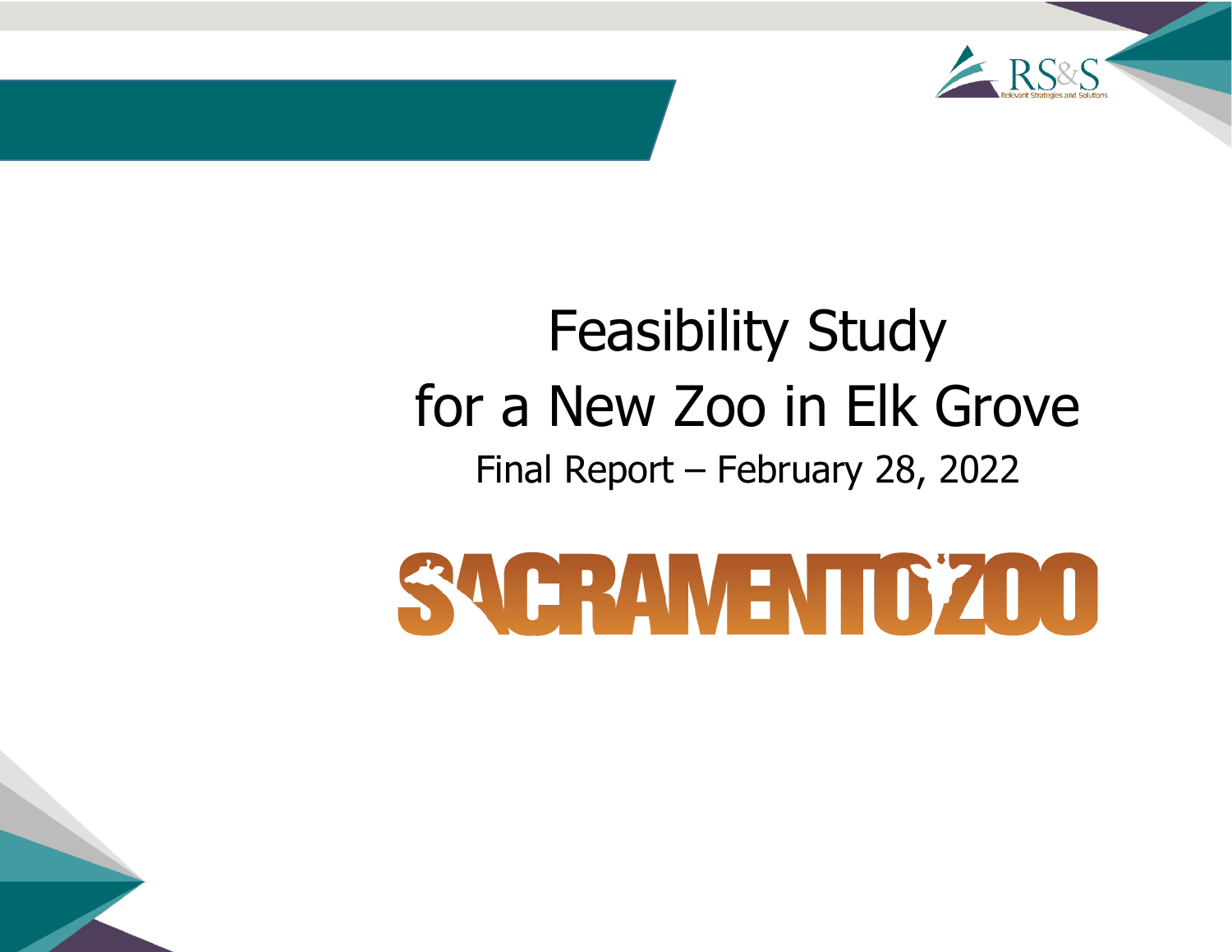# Feasibility Study for a New Zoo in Elk Grove

Final Report – February 28, 2022

SACRAMENTO ZOO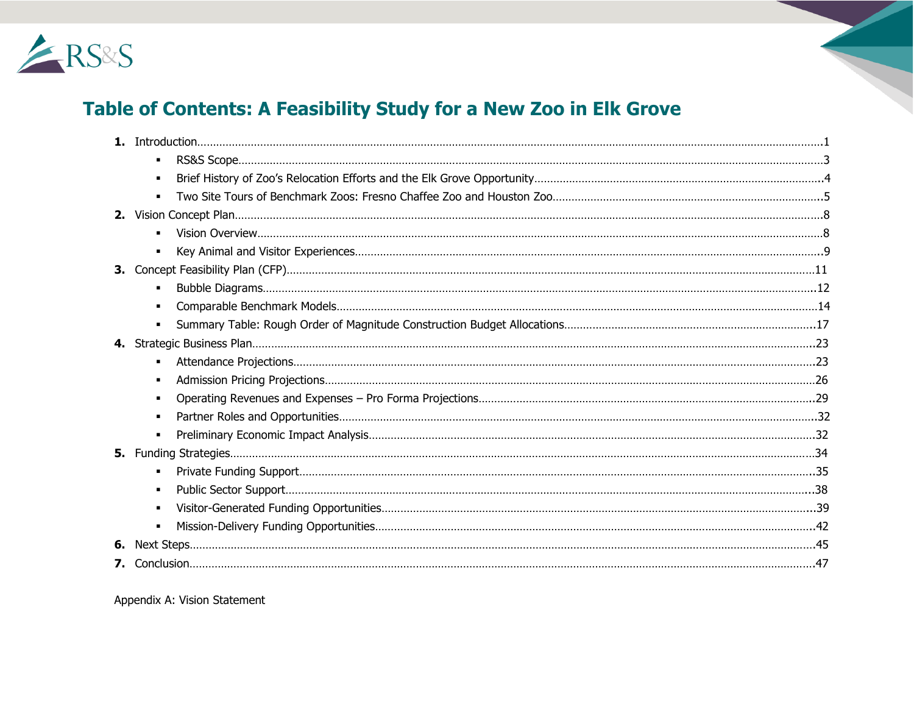# Table of Contents: A Feasibility Study for a New Zoo in Elk Grove

1. Introduction......1
   - RS&S Scope......3
   - Brief History of Zoo's Relocation Efforts and the Elk Grove Opportunity......4
   - Two Site Tours of Benchmark Zoos: Fresno Chaffee Zoo and Houston Zoo......5
2. Vision Concept Plan......8
   - Vision Overview......8
   - Key Animal and Visitor Experiences......9
3. Concept Feasibility Plan (CFP)......11
   - Bubble Diagrams......12
   - Comparable Benchmark Models......14
   - Summary Table: Rough Order of Magnitude Construction Budget Allocations......17
4. Strategic Business Plan......23
   - Attendance Projections......23
   - Admission Pricing Projections......26
   - Operating Revenues and Expenses – Pro Forma Projections......29
   - Partner Roles and Opportunities......32
   - Preliminary Economic Impact Analysis......32
5. Funding Strategies......34
   - Private Funding Support......35
   - Public Sector Support......38
   - Visitor-Generated Funding Opportunities......39
   - Mission-Delivery Funding Opportunities......42
6. Next Steps......45
7. Conclusion......47

Appendix A: Vision Statement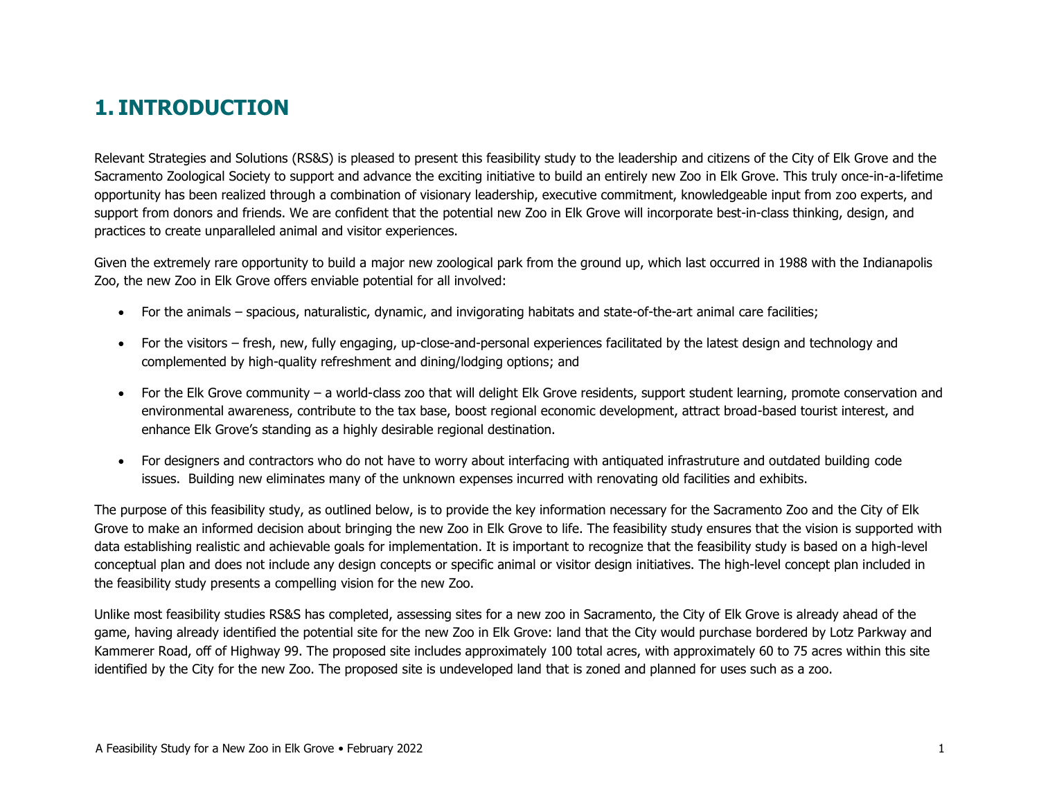# 1. INTRODUCTION

Relevant Strategies and Solutions (RS&S) is pleased to present this feasibility study to the leadership and citizens of the City of Elk Grove and the Sacramento Zoological Society to support and advance the exciting initiative to build an entirely new Zoo in Elk Grove. This truly once-in-a-lifetime opportunity has been realized through a combination of visionary leadership, executive commitment, knowledgeable input from zoo experts, and support from donors and friends. We are confident that the potential new Zoo in Elk Grove will incorporate best-in-class thinking, design, and practices to create unparalleled animal and visitor experiences.

Given the extremely rare opportunity to build a major new zoological park from the ground up, which last occurred in 1988 with the Indianapolis Zoo, the new Zoo in Elk Grove offers enviable potential for all involved:

- For the animals – spacious, naturalistic, dynamic, and invigorating habitats and state-of-the-art animal care facilities;
- For the visitors – fresh, new, fully engaging, up-close-and-personal experiences facilitated by the latest design and technology and complemented by high-quality refreshment and dining/lodging options; and
- For the Elk Grove community – a world-class zoo that will delight Elk Grove residents, support student learning, promote conservation and environmental awareness, contribute to the tax base, boost regional economic development, attract broad-based tourist interest, and enhance Elk Grove's standing as a highly desirable regional destination.
- For designers and contractors who do not have to worry about interfacing with antiquated infrastruture and outdated building code issues. Building new eliminates many of the unknown expenses incurred with renovating old facilities and exhibits.

The purpose of this feasibility study, as outlined below, is to provide the key information necessary for the Sacramento Zoo and the City of Elk Grove to make an informed decision about bringing the new Zoo in Elk Grove to life. The feasibility study ensures that the vision is supported with data establishing realistic and achievable goals for implementation. It is important to recognize that the feasibility study is based on a high-level conceptual plan and does not include any design concepts or specific animal or visitor design initiatives. The high-level concept plan included in the feasibility study presents a compelling vision for the new Zoo.

Unlike most feasibility studies RS&S has completed, assessing sites for a new zoo in Sacramento, the City of Elk Grove is already ahead of the game, having already identified the potential site for the new Zoo in Elk Grove: land that the City would purchase bordered by Lotz Parkway and Kammerer Road, off of Highway 99. The proposed site includes approximately 100 total acres, with approximately 60 to 75 acres within this site identified by the City for the new Zoo. The proposed site is undeveloped land that is zoned and planned for uses such as a zoo.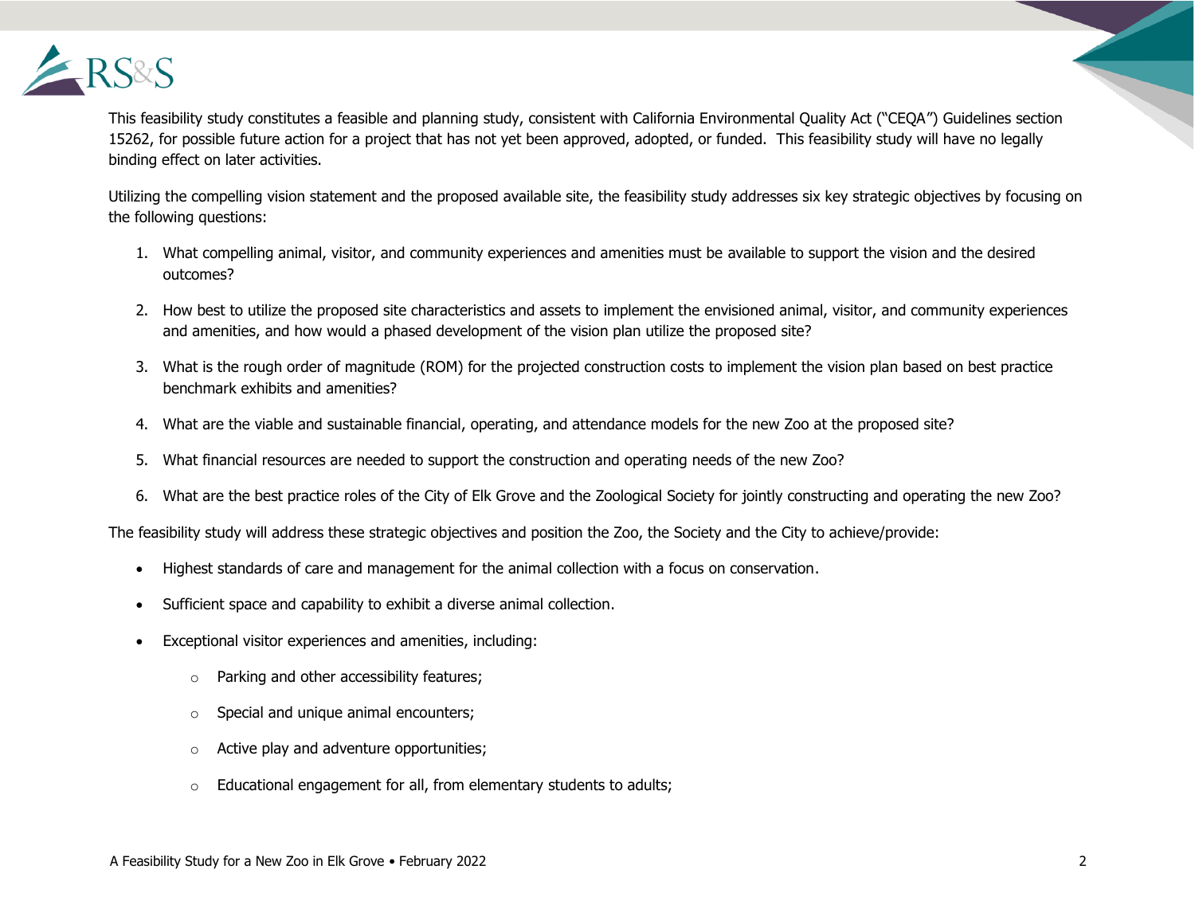This feasibility study constitutes a feasible and planning study, consistent with California Environmental Quality Act ("CEQA") Guidelines section 15262, for possible future action for a project that has not yet been approved, adopted, or funded. This feasibility study will have no legally binding effect on later activities.

Utilizing the compelling vision statement and the proposed available site, the feasibility study addresses six key strategic objectives by focusing on the following questions:

1. What compelling animal, visitor, and community experiences and amenities must be available to support the vision and the desired outcomes?

2. How best to utilize the proposed site characteristics and assets to implement the envisioned animal, visitor, and community experiences and amenities, and how would a phased development of the vision plan utilize the proposed site?

3. What is the rough order of magnitude (ROM) for the projected construction costs to implement the vision plan based on best practice benchmark exhibits and amenities?

4. What are the viable and sustainable financial, operating, and attendance models for the new Zoo at the proposed site?

5. What financial resources are needed to support the construction and operating needs of the new Zoo?

6. What are the best practice roles of the City of Elk Grove and the Zoological Society for jointly constructing and operating the new Zoo?

The feasibility study will address these strategic objectives and position the Zoo, the Society and the City to achieve/provide:

- Highest standards of care and management for the animal collection with a focus on conservation.
- Sufficient space and capability to exhibit a diverse animal collection.
- Exceptional visitor experiences and amenities, including:
  - Parking and other accessibility features;
  - Special and unique animal encounters;
  - Active play and adventure opportunities;
  - Educational engagement for all, from elementary students to adults;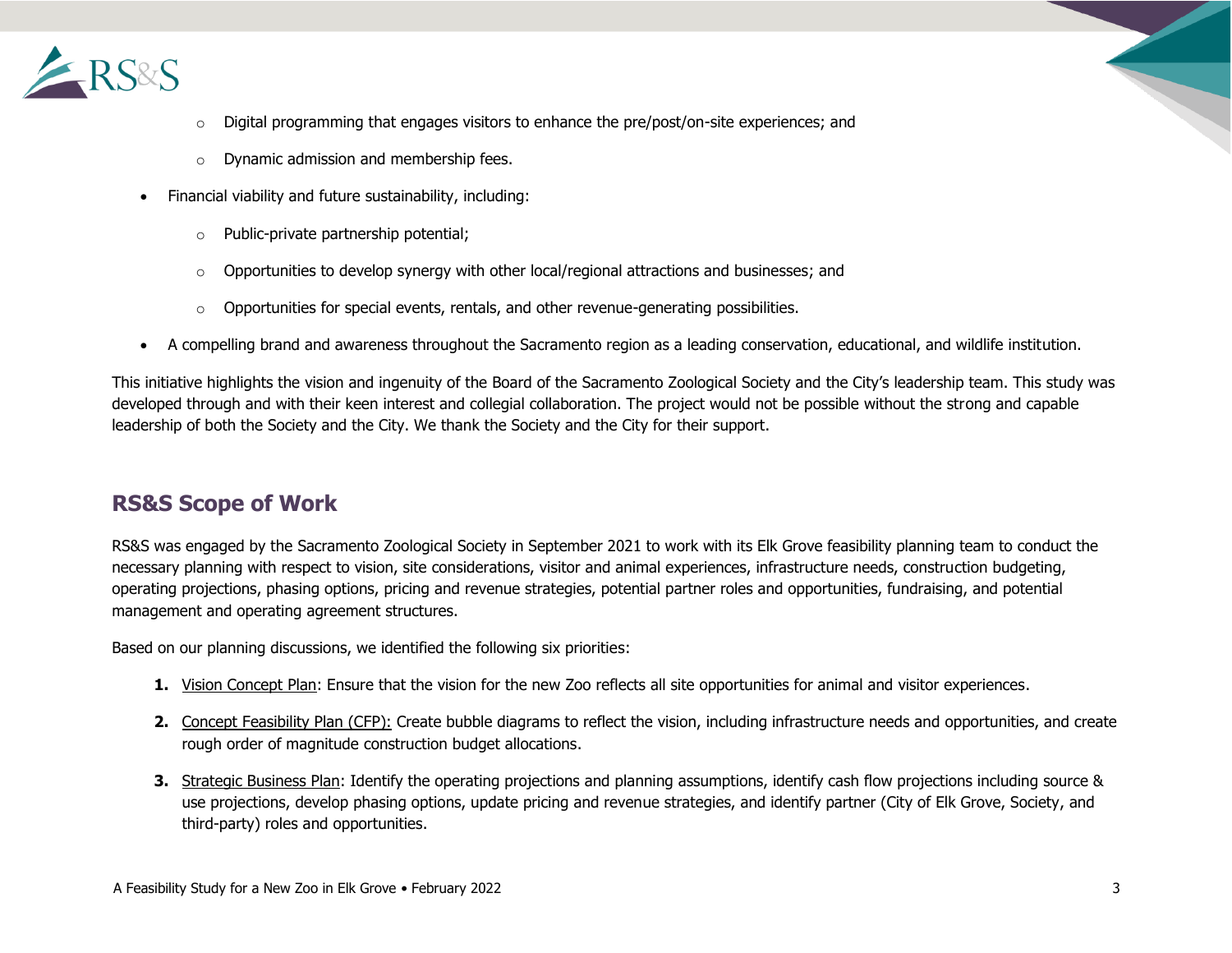- Digital programming that engages visitors to enhance the pre/post/on-site experiences; and
  - Dynamic admission and membership fees.
- Financial viability and future sustainability, including:
  - Public-private partnership potential;
  - Opportunities to develop synergy with other local/regional attractions and businesses; and
  - Opportunities for special events, rentals, and other revenue-generating possibilities.
- A compelling brand and awareness throughout the Sacramento region as a leading conservation, educational, and wildlife institution.

This initiative highlights the vision and ingenuity of the Board of the Sacramento Zoological Society and the City's leadership team. This study was developed through and with their keen interest and collegial collaboration. The project would not be possible without the strong and capable leadership of both the Society and the City. We thank the Society and the City for their support.

## RS&S Scope of Work

RS&S was engaged by the Sacramento Zoological Society in September 2021 to work with its Elk Grove feasibility planning team to conduct the necessary planning with respect to vision, site considerations, visitor and animal experiences, infrastructure needs, construction budgeting, operating projections, phasing options, pricing and revenue strategies, potential partner roles and opportunities, fundraising, and potential management and operating agreement structures.

Based on our planning discussions, we identified the following six priorities:

1. Vision Concept Plan: Ensure that the vision for the new Zoo reflects all site opportunities for animal and visitor experiences.
2. Concept Feasibility Plan (CFP): Create bubble diagrams to reflect the vision, including infrastructure needs and opportunities, and create rough order of magnitude construction budget allocations.
3. Strategic Business Plan: Identify the operating projections and planning assumptions, identify cash flow projections including source & use projections, develop phasing options, update pricing and revenue strategies, and identify partner (City of Elk Grove, Society, and third-party) roles and opportunities.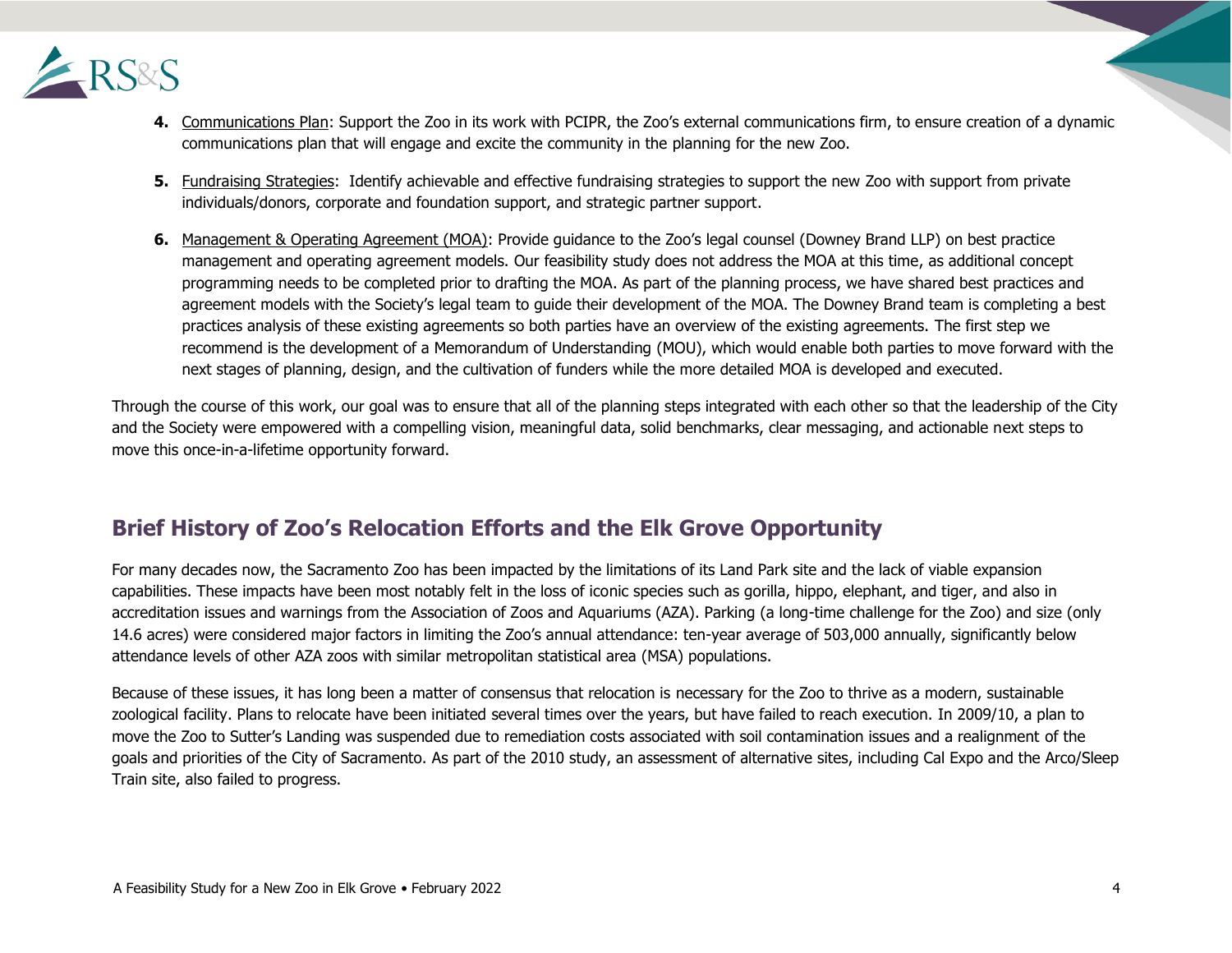4. <u>Communications Plan</u>: Support the Zoo in its work with PCIPR, the Zoo's external communications firm, to ensure creation of a dynamic communications plan that will engage and excite the community in the planning for the new Zoo.

5. <u>Fundraising Strategies</u>: Identify achievable and effective fundraising strategies to support the new Zoo with support from private individuals/donors, corporate and foundation support, and strategic partner support.

6. <u>Management & Operating Agreement (MOA)</u>: Provide guidance to the Zoo's legal counsel (Downey Brand LLP) on best practice management and operating agreement models. Our feasibility study does not address the MOA at this time, as additional concept programming needs to be completed prior to drafting the MOA. As part of the planning process, we have shared best practices and agreement models with the Society's legal team to guide their development of the MOA. The Downey Brand team is completing a best practices analysis of these existing agreements so both parties have an overview of the existing agreements. The first step we recommend is the development of a Memorandum of Understanding (MOU), which would enable both parties to move forward with the next stages of planning, design, and the cultivation of funders while the more detailed MOA is developed and executed.

Through the course of this work, our goal was to ensure that all of the planning steps integrated with each other so that the leadership of the City and the Society were empowered with a compelling vision, meaningful data, solid benchmarks, clear messaging, and actionable next steps to move this once-in-a-lifetime opportunity forward.

## Brief History of Zoo's Relocation Efforts and the Elk Grove Opportunity

For many decades now, the Sacramento Zoo has been impacted by the limitations of its Land Park site and the lack of viable expansion capabilities. These impacts have been most notably felt in the loss of iconic species such as gorilla, hippo, elephant, and tiger, and also in accreditation issues and warnings from the Association of Zoos and Aquariums (AZA). Parking (a long-time challenge for the Zoo) and size (only 14.6 acres) were considered major factors in limiting the Zoo's annual attendance: ten-year average of 503,000 annually, significantly below attendance levels of other AZA zoos with similar metropolitan statistical area (MSA) populations.

Because of these issues, it has long been a matter of consensus that relocation is necessary for the Zoo to thrive as a modern, sustainable zoological facility. Plans to relocate have been initiated several times over the years, but have failed to reach execution. In 2009/10, a plan to move the Zoo to Sutter's Landing was suspended due to remediation costs associated with soil contamination issues and a realignment of the goals and priorities of the City of Sacramento. As part of the 2010 study, an assessment of alternative sites, including Cal Expo and the Arco/Sleep Train site, also failed to progress.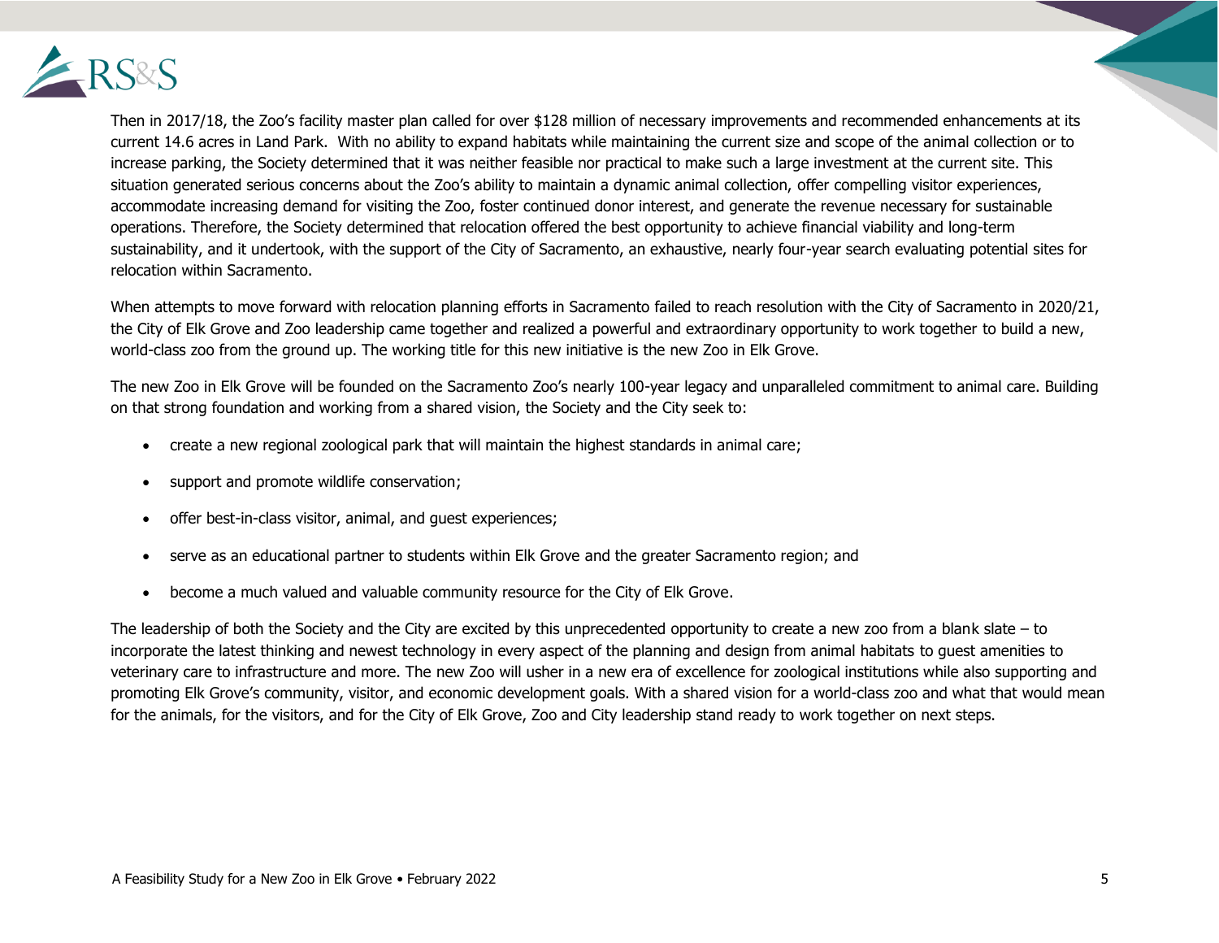Then in 2017/18, the Zoo's facility master plan called for over $128 million of necessary improvements and recommended enhancements at its current 14.6 acres in Land Park. With no ability to expand habitats while maintaining the current size and scope of the animal collection or to increase parking, the Society determined that it was neither feasible nor practical to make such a large investment at the current site. This situation generated serious concerns about the Zoo's ability to maintain a dynamic animal collection, offer compelling visitor experiences, accommodate increasing demand for visiting the Zoo, foster continued donor interest, and generate the revenue necessary for sustainable operations. Therefore, the Society determined that relocation offered the best opportunity to achieve financial viability and long-term sustainability, and it undertook, with the support of the City of Sacramento, an exhaustive, nearly four-year search evaluating potential sites for relocation within Sacramento.

When attempts to move forward with relocation planning efforts in Sacramento failed to reach resolution with the City of Sacramento in 2020/21, the City of Elk Grove and Zoo leadership came together and realized a powerful and extraordinary opportunity to work together to build a new, world-class zoo from the ground up. The working title for this new initiative is the new Zoo in Elk Grove.

The new Zoo in Elk Grove will be founded on the Sacramento Zoo's nearly 100-year legacy and unparalleled commitment to animal care. Building on that strong foundation and working from a shared vision, the Society and the City seek to:

- create a new regional zoological park that will maintain the highest standards in animal care;
- support and promote wildlife conservation;
- offer best-in-class visitor, animal, and guest experiences;
- serve as an educational partner to students within Elk Grove and the greater Sacramento region; and
- become a much valued and valuable community resource for the City of Elk Grove.

The leadership of both the Society and the City are excited by this unprecedented opportunity to create a new zoo from a blank slate – to incorporate the latest thinking and newest technology in every aspect of the planning and design from animal habitats to guest amenities to veterinary care to infrastructure and more. The new Zoo will usher in a new era of excellence for zoological institutions while also supporting and promoting Elk Grove's community, visitor, and economic development goals. With a shared vision for a world-class zoo and what that would mean for the animals, for the visitors, and for the City of Elk Grove, Zoo and City leadership stand ready to work together on next steps.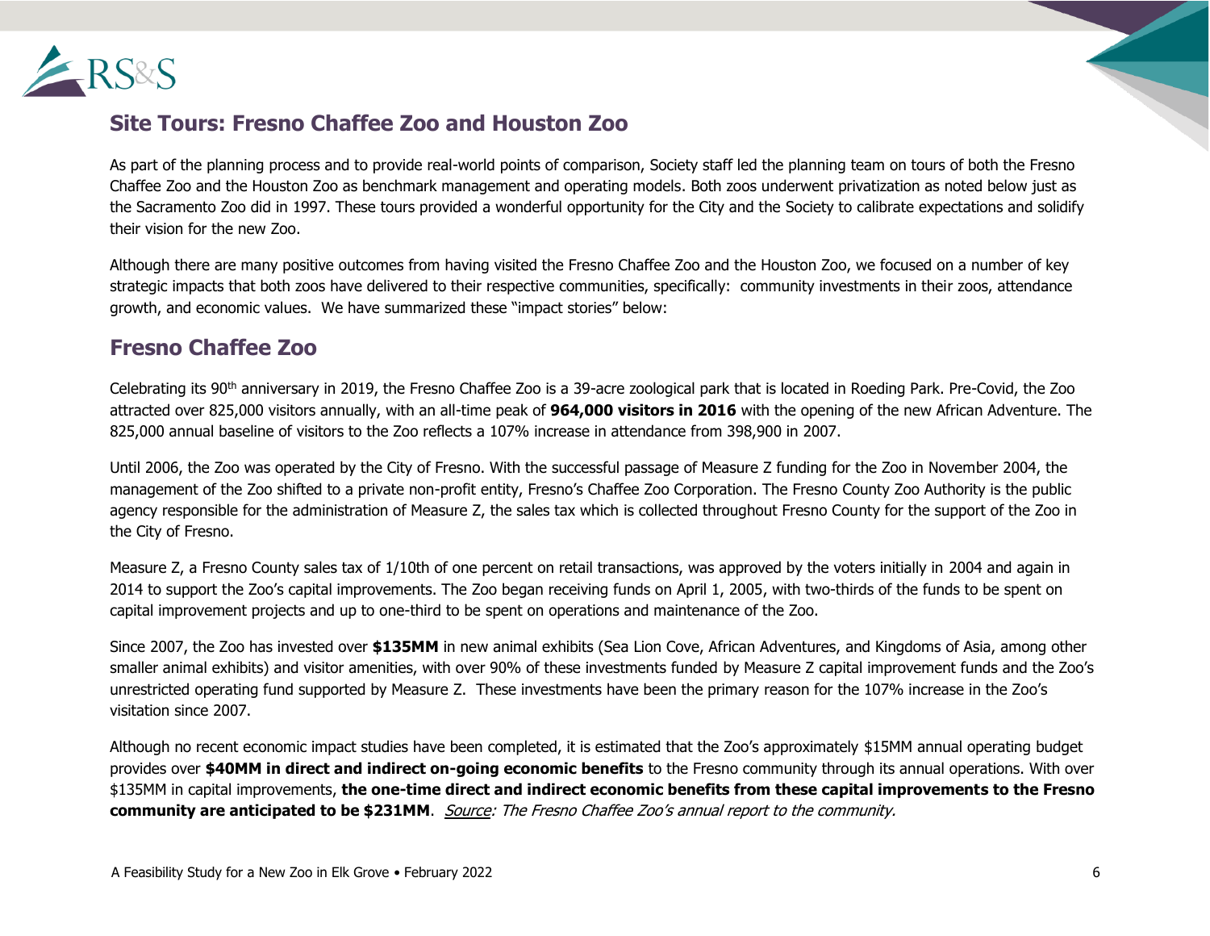## Site Tours: Fresno Chaffee Zoo and Houston Zoo

As part of the planning process and to provide real-world points of comparison, Society staff led the planning team on tours of both the Fresno Chaffee Zoo and the Houston Zoo as benchmark management and operating models. Both zoos underwent privatization as noted below just as the Sacramento Zoo did in 1997. These tours provided a wonderful opportunity for the City and the Society to calibrate expectations and solidify their vision for the new Zoo.

Although there are many positive outcomes from having visited the Fresno Chaffee Zoo and the Houston Zoo, we focused on a number of key strategic impacts that both zoos have delivered to their respective communities, specifically: community investments in their zoos, attendance growth, and economic values. We have summarized these "impact stories" below:

## Fresno Chaffee Zoo

Celebrating its 90th anniversary in 2019, the Fresno Chaffee Zoo is a 39-acre zoological park that is located in Roeding Park. Pre-Covid, the Zoo attracted over 825,000 visitors annually, with an all-time peak of **964,000 visitors in 2016** with the opening of the new African Adventure. The 825,000 annual baseline of visitors to the Zoo reflects a 107% increase in attendance from 398,900 in 2007.

Until 2006, the Zoo was operated by the City of Fresno. With the successful passage of Measure Z funding for the Zoo in November 2004, the management of the Zoo shifted to a private non-profit entity, Fresno's Chaffee Zoo Corporation. The Fresno County Zoo Authority is the public agency responsible for the administration of Measure Z, the sales tax which is collected throughout Fresno County for the support of the Zoo in the City of Fresno.

Measure Z, a Fresno County sales tax of 1/10th of one percent on retail transactions, was approved by the voters initially in 2004 and again in 2014 to support the Zoo's capital improvements. The Zoo began receiving funds on April 1, 2005, with two-thirds of the funds to be spent on capital improvement projects and up to one-third to be spent on operations and maintenance of the Zoo.

Since 2007, the Zoo has invested over **$135MM** in new animal exhibits (Sea Lion Cove, African Adventures, and Kingdoms of Asia, among other smaller animal exhibits) and visitor amenities, with over 90% of these investments funded by Measure Z capital improvement funds and the Zoo's unrestricted operating fund supported by Measure Z. These investments have been the primary reason for the 107% increase in the Zoo's visitation since 2007.

Although no recent economic impact studies have been completed, it is estimated that the Zoo's approximately $15MM annual operating budget provides over **$40MM in direct and indirect on-going economic benefits** to the Fresno community through its annual operations. With over $135MM in capital improvements, **the one-time direct and indirect economic benefits from these capital improvements to the Fresno community are anticipated to be $231MM**. *Source: The Fresno Chaffee Zoo's annual report to the community.*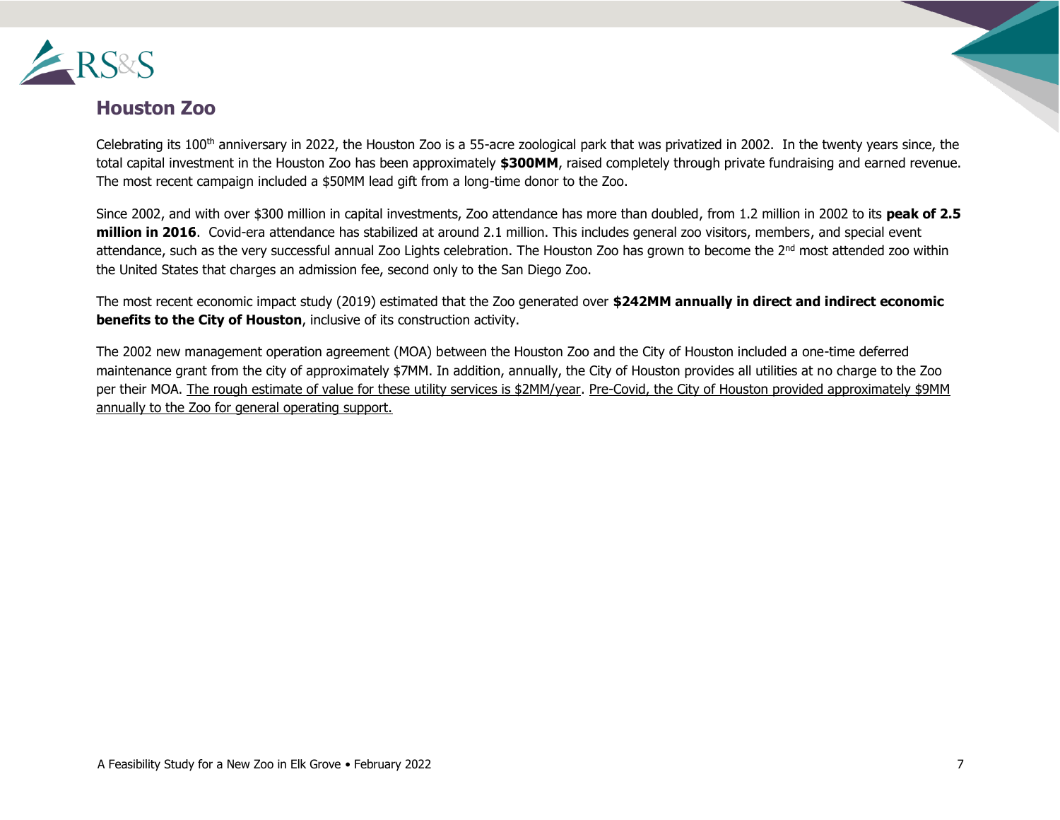## Houston Zoo

Celebrating its 100th anniversary in 2022, the Houston Zoo is a 55-acre zoological park that was privatized in 2002. In the twenty years since, the total capital investment in the Houston Zoo has been approximately **$300MM**, raised completely through private fundraising and earned revenue. The most recent campaign included a $50MM lead gift from a long-time donor to the Zoo.

Since 2002, and with over $300 million in capital investments, Zoo attendance has more than doubled, from 1.2 million in 2002 to its **peak of 2.5 million in 2016**. Covid-era attendance has stabilized at around 2.1 million. This includes general zoo visitors, members, and special event attendance, such as the very successful annual Zoo Lights celebration. The Houston Zoo has grown to become the 2nd most attended zoo within the United States that charges an admission fee, second only to the San Diego Zoo.

The most recent economic impact study (2019) estimated that the Zoo generated over **$242MM annually in direct and indirect economic benefits to the City of Houston**, inclusive of its construction activity.

The 2002 new management operation agreement (MOA) between the Houston Zoo and the City of Houston included a one-time deferred maintenance grant from the city of approximately $7MM. In addition, annually, the City of Houston provides all utilities at no charge to the Zoo per their MOA. The rough estimate of value for these utility services is $2MM/year. Pre-Covid, the City of Houston provided approximately $9MM annually to the Zoo for general operating support.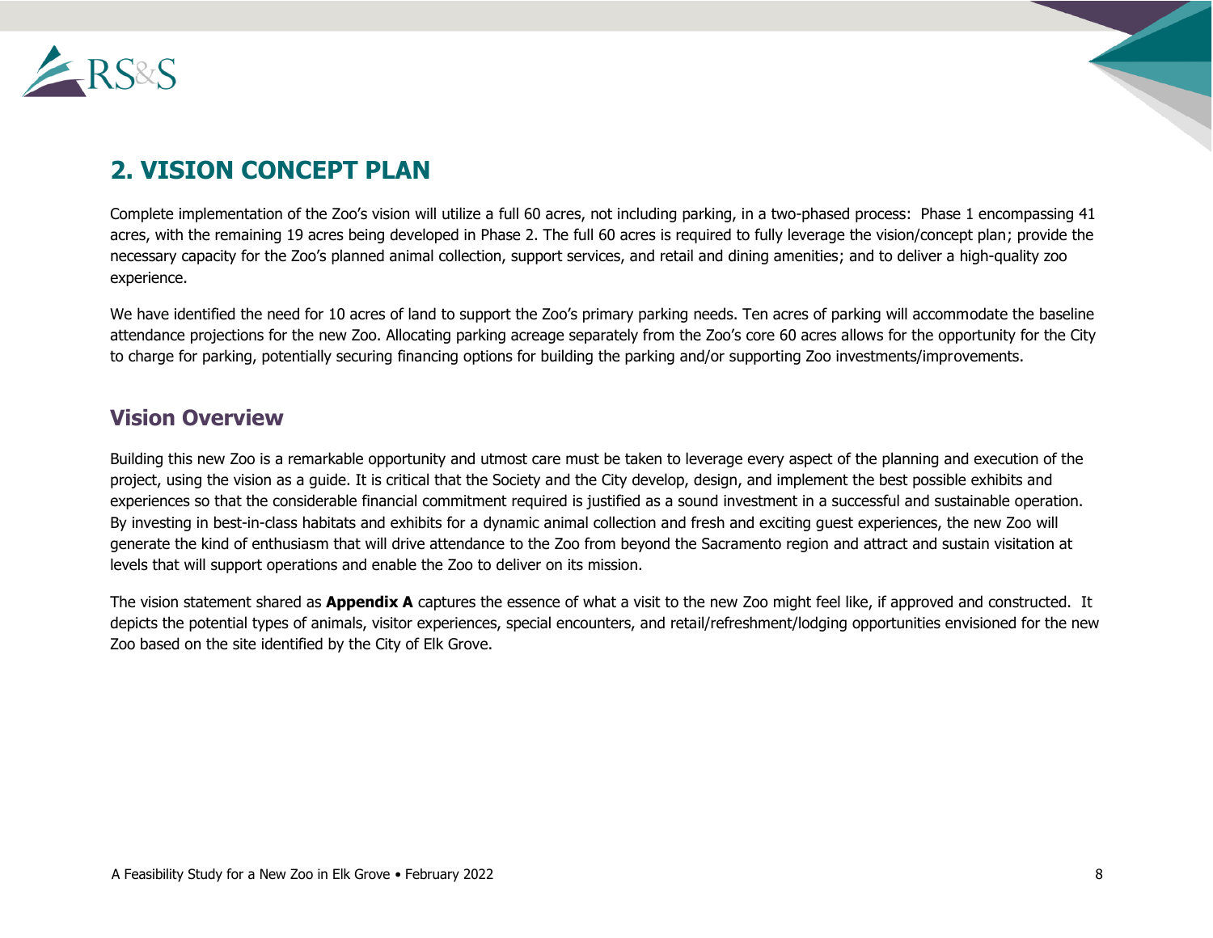## 2. VISION CONCEPT PLAN

Complete implementation of the Zoo's vision will utilize a full 60 acres, not including parking, in a two-phased process: Phase 1 encompassing 41 acres, with the remaining 19 acres being developed in Phase 2. The full 60 acres is required to fully leverage the vision/concept plan; provide the necessary capacity for the Zoo's planned animal collection, support services, and retail and dining amenities; and to deliver a high-quality zoo experience.

We have identified the need for 10 acres of land to support the Zoo's primary parking needs. Ten acres of parking will accommodate the baseline attendance projections for the new Zoo. Allocating parking acreage separately from the Zoo's core 60 acres allows for the opportunity for the City to charge for parking, potentially securing financing options for building the parking and/or supporting Zoo investments/improvements.

### Vision Overview

Building this new Zoo is a remarkable opportunity and utmost care must be taken to leverage every aspect of the planning and execution of the project, using the vision as a guide. It is critical that the Society and the City develop, design, and implement the best possible exhibits and experiences so that the considerable financial commitment required is justified as a sound investment in a successful and sustainable operation. By investing in best-in-class habitats and exhibits for a dynamic animal collection and fresh and exciting guest experiences, the new Zoo will generate the kind of enthusiasm that will drive attendance to the Zoo from beyond the Sacramento region and attract and sustain visitation at levels that will support operations and enable the Zoo to deliver on its mission.

The vision statement shared as **Appendix A** captures the essence of what a visit to the new Zoo might feel like, if approved and constructed. It depicts the potential types of animals, visitor experiences, special encounters, and retail/refreshment/lodging opportunities envisioned for the new Zoo based on the site identified by the City of Elk Grove.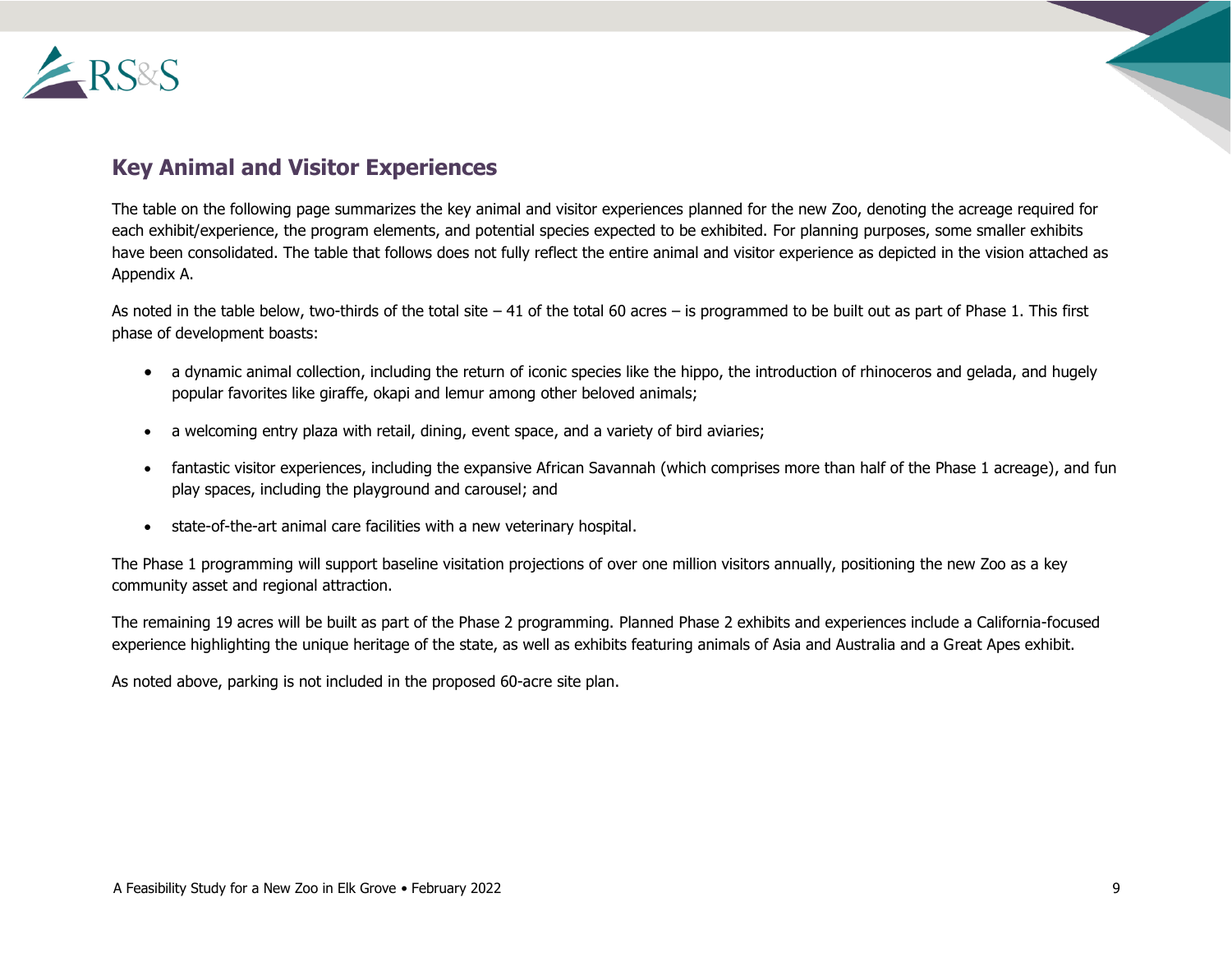## Key Animal and Visitor Experiences

The table on the following page summarizes the key animal and visitor experiences planned for the new Zoo, denoting the acreage required for each exhibit/experience, the program elements, and potential species expected to be exhibited. For planning purposes, some smaller exhibits have been consolidated. The table that follows does not fully reflect the entire animal and visitor experience as depicted in the vision attached as Appendix A.

As noted in the table below, two-thirds of the total site – 41 of the total 60 acres – is programmed to be built out as part of Phase 1. This first phase of development boasts:

- a dynamic animal collection, including the return of iconic species like the hippo, the introduction of rhinoceros and gelada, and hugely popular favorites like giraffe, okapi and lemur among other beloved animals;
- a welcoming entry plaza with retail, dining, event space, and a variety of bird aviaries;
- fantastic visitor experiences, including the expansive African Savannah (which comprises more than half of the Phase 1 acreage), and fun play spaces, including the playground and carousel; and
- state-of-the-art animal care facilities with a new veterinary hospital.

The Phase 1 programming will support baseline visitation projections of over one million visitors annually, positioning the new Zoo as a key community asset and regional attraction.

The remaining 19 acres will be built as part of the Phase 2 programming. Planned Phase 2 exhibits and experiences include a California-focused experience highlighting the unique heritage of the state, as well as exhibits featuring animals of Asia and Australia and a Great Apes exhibit.

As noted above, parking is not included in the proposed 60-acre site plan.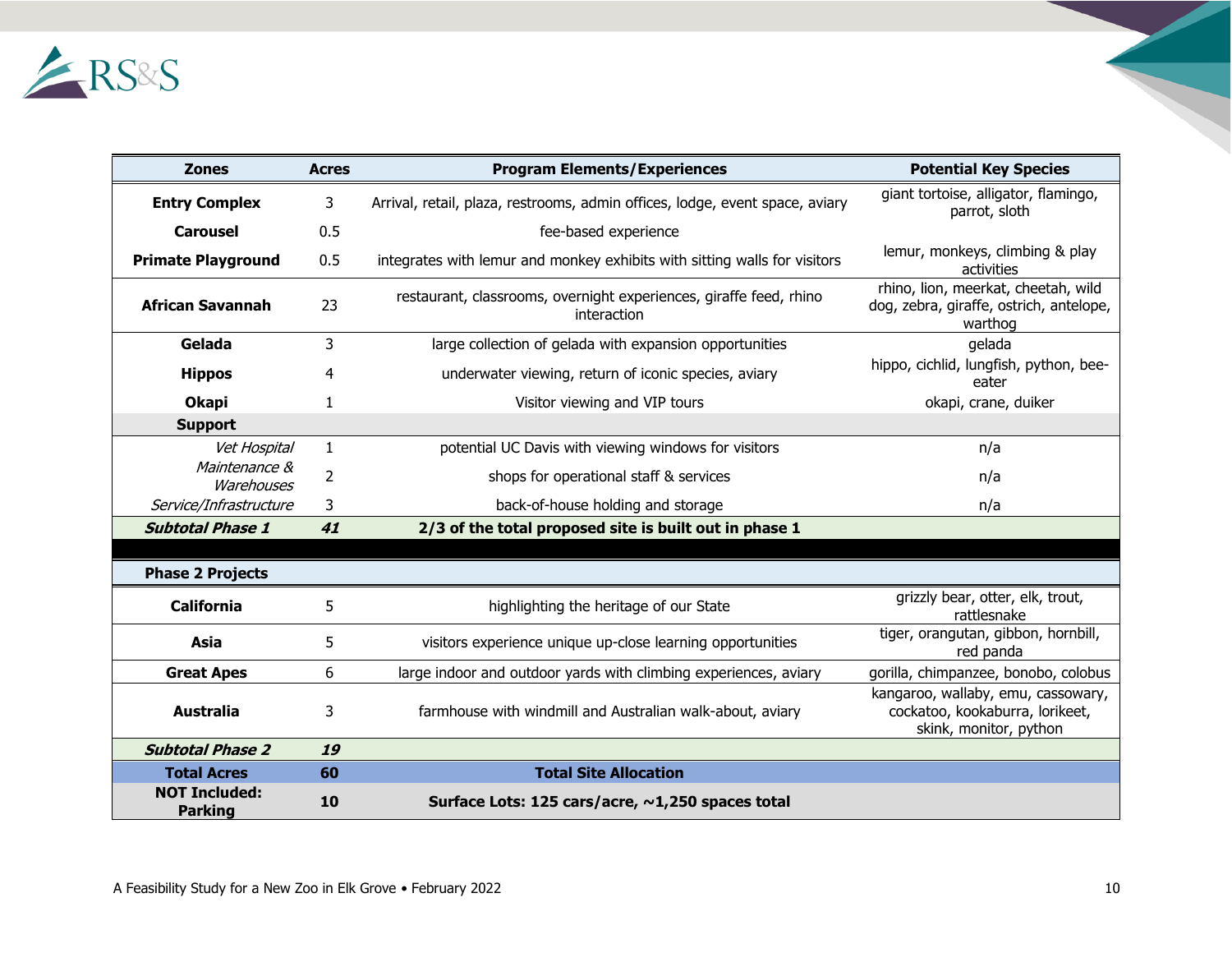| Zones | Acres | Program Elements/Experiences | Potential Key Species |
|---|---|---|---|
| **Entry Complex** | 3 | Arrival, retail, plaza, restrooms, admin offices, lodge, event space, aviary | giant tortoise, alligator, flamingo, parrot, sloth |
| **Carousel** | 0.5 | fee-based experience | |
| **Primate Playground** | 0.5 | integrates with lemur and monkey exhibits with sitting walls for visitors | lemur, monkeys, climbing & play activities |
| **African Savannah** | 23 | restaurant, classrooms, overnight experiences, giraffe feed, rhino interaction | rhino, lion, meerkat, cheetah, wild dog, zebra, giraffe, ostrich, antelope, warthog |
| **Gelada** | 3 | large collection of gelada with expansion opportunities | gelada |
| **Hippos** | 4 | underwater viewing, return of iconic species, aviary | hippo, cichlid, lungfish, python, bee-eater |
| **Okapi** | 1 | Visitor viewing and VIP tours | okapi, crane, duiker |
| **Support** | | | |
| *Vet Hospital* | 1 | potential UC Davis with viewing windows for visitors | n/a |
| *Maintenance & Warehouses* | 2 | shops for operational staff & services | n/a |
| *Service/Infrastructure* | 3 | back-of-house holding and storage | n/a |
| ***Subtotal Phase 1*** | ***41*** | **2/3 of the total proposed site is built out in phase 1** | |
| **Phase 2 Projects** | | | |
| **California** | 5 | highlighting the heritage of our State | grizzly bear, otter, elk, trout, rattlesnake |
| **Asia** | 5 | visitors experience unique up-close learning opportunities | tiger, orangutan, gibbon, hornbill, red panda |
| **Great Apes** | 6 | large indoor and outdoor yards with climbing experiences, aviary | gorilla, chimpanzee, bonobo, colobus |
| **Australia** | 3 | farmhouse with windmill and Australian walk-about, aviary | kangaroo, wallaby, emu, cassowary, cockatoo, kookaburra, lorikeet, skink, monitor, python |
| ***Subtotal Phase 2*** | ***19*** | | |
| **Total Acres** | **60** | **Total Site Allocation** | |
| **NOT Included: Parking** | **10** | **Surface Lots: 125 cars/acre, ~1,250 spaces total** | |

A Feasibility Study for a New Zoo in Elk Grove • February 2022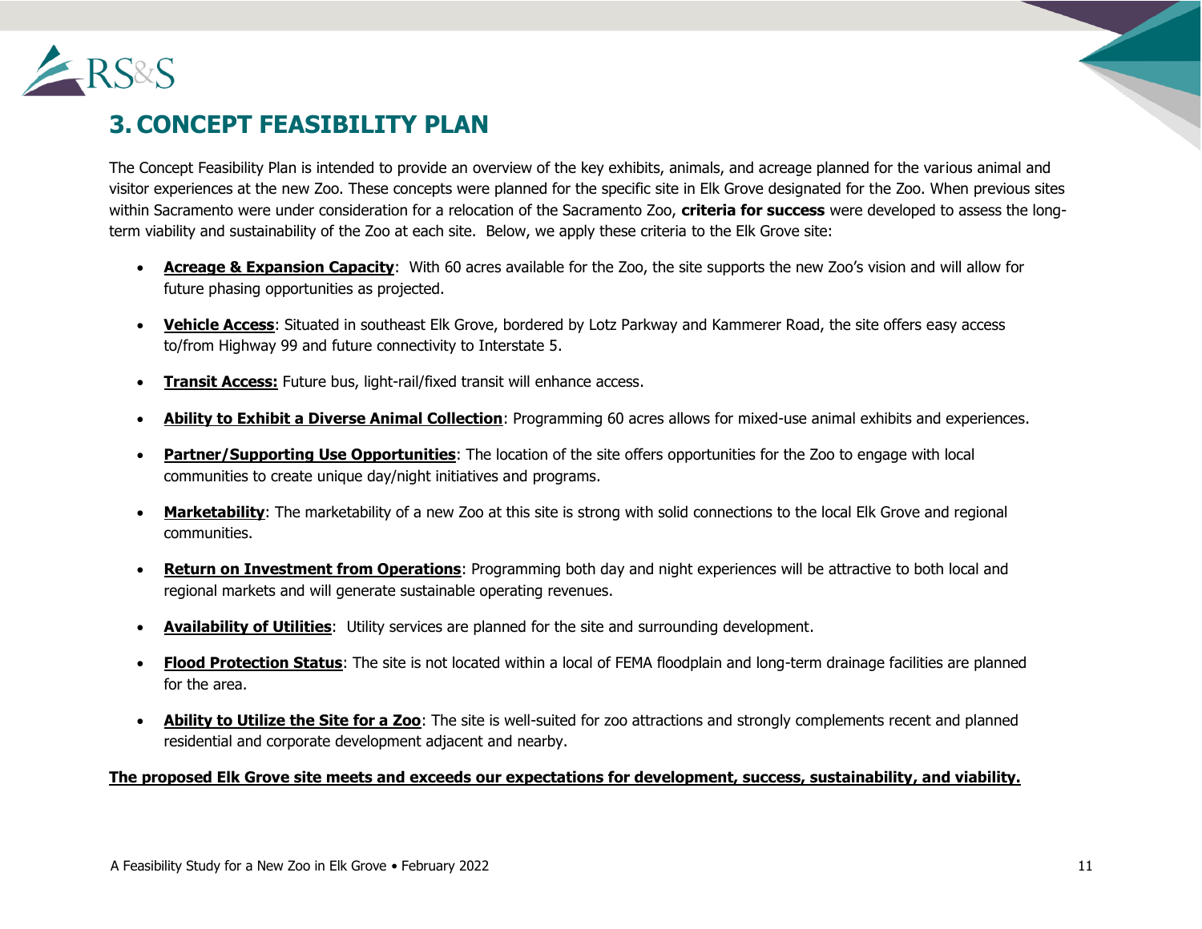# 3. CONCEPT FEASIBILITY PLAN

The Concept Feasibility Plan is intended to provide an overview of the key exhibits, animals, and acreage planned for the various animal and visitor experiences at the new Zoo. These concepts were planned for the specific site in Elk Grove designated for the Zoo. When previous sites within Sacramento were under consideration for a relocation of the Sacramento Zoo, **criteria for success** were developed to assess the long-term viability and sustainability of the Zoo at each site. Below, we apply these criteria to the Elk Grove site:

- **Acreage & Expansion Capacity**: With 60 acres available for the Zoo, the site supports the new Zoo's vision and will allow for future phasing opportunities as projected.
- **Vehicle Access**: Situated in southeast Elk Grove, bordered by Lotz Parkway and Kammerer Road, the site offers easy access to/from Highway 99 and future connectivity to Interstate 5.
- **Transit Access:** Future bus, light-rail/fixed transit will enhance access.
- **Ability to Exhibit a Diverse Animal Collection**: Programming 60 acres allows for mixed-use animal exhibits and experiences.
- **Partner/Supporting Use Opportunities**: The location of the site offers opportunities for the Zoo to engage with local communities to create unique day/night initiatives and programs.
- **Marketability**: The marketability of a new Zoo at this site is strong with solid connections to the local Elk Grove and regional communities.
- **Return on Investment from Operations**: Programming both day and night experiences will be attractive to both local and regional markets and will generate sustainable operating revenues.
- **Availability of Utilities**: Utility services are planned for the site and surrounding development.
- **Flood Protection Status**: The site is not located within a local of FEMA floodplain and long-term drainage facilities are planned for the area.
- **Ability to Utilize the Site for a Zoo**: The site is well-suited for zoo attractions and strongly complements recent and planned residential and corporate development adjacent and nearby.

**The proposed Elk Grove site meets and exceeds our expectations for development, success, sustainability, and viability.**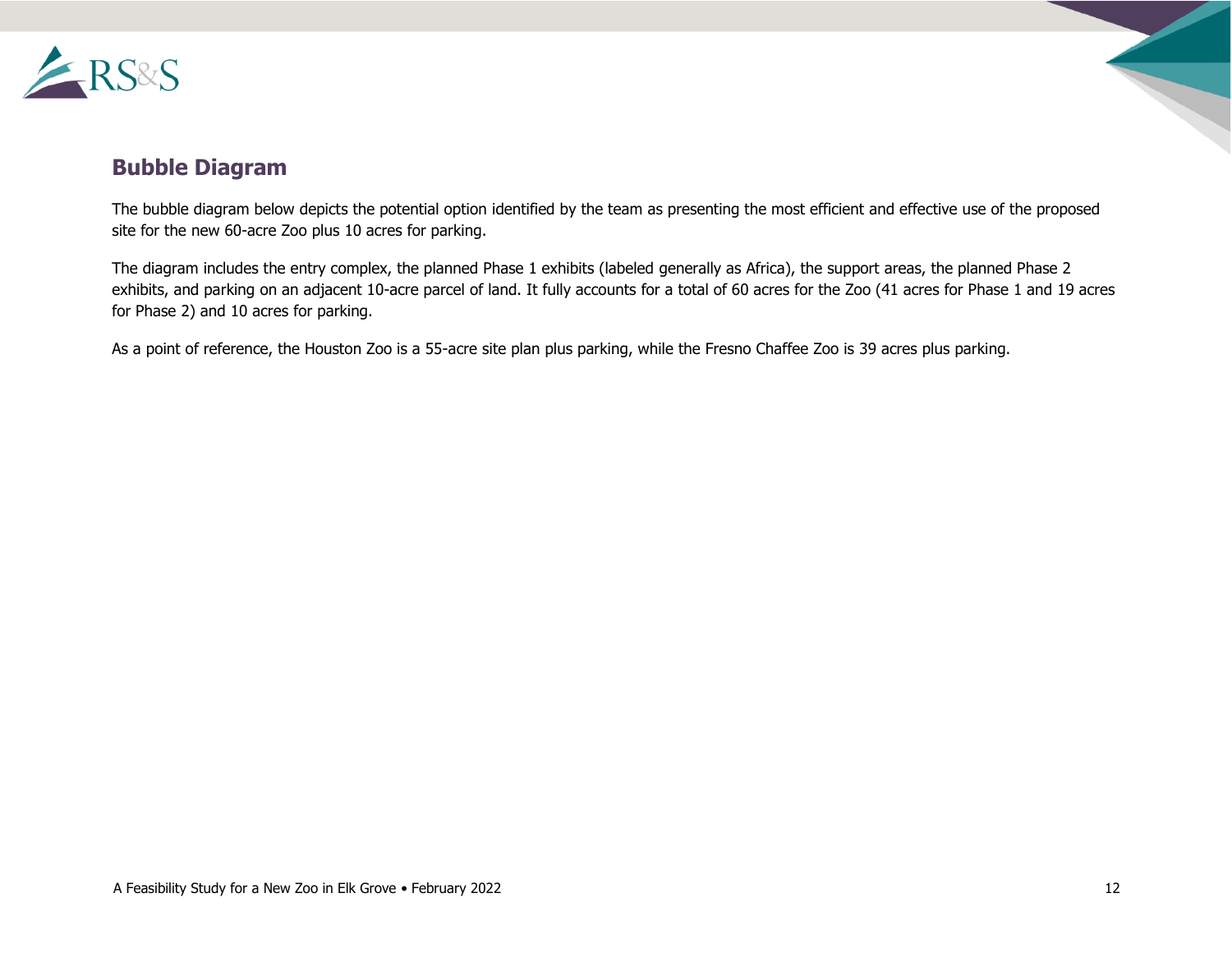## Bubble Diagram

The bubble diagram below depicts the potential option identified by the team as presenting the most efficient and effective use of the proposed site for the new 60-acre Zoo plus 10 acres for parking.

The diagram includes the entry complex, the planned Phase 1 exhibits (labeled generally as Africa), the support areas, the planned Phase 2 exhibits, and parking on an adjacent 10-acre parcel of land. It fully accounts for a total of 60 acres for the Zoo (41 acres for Phase 1 and 19 acres for Phase 2) and 10 acres for parking.

As a point of reference, the Houston Zoo is a 55-acre site plan plus parking, while the Fresno Chaffee Zoo is 39 acres plus parking.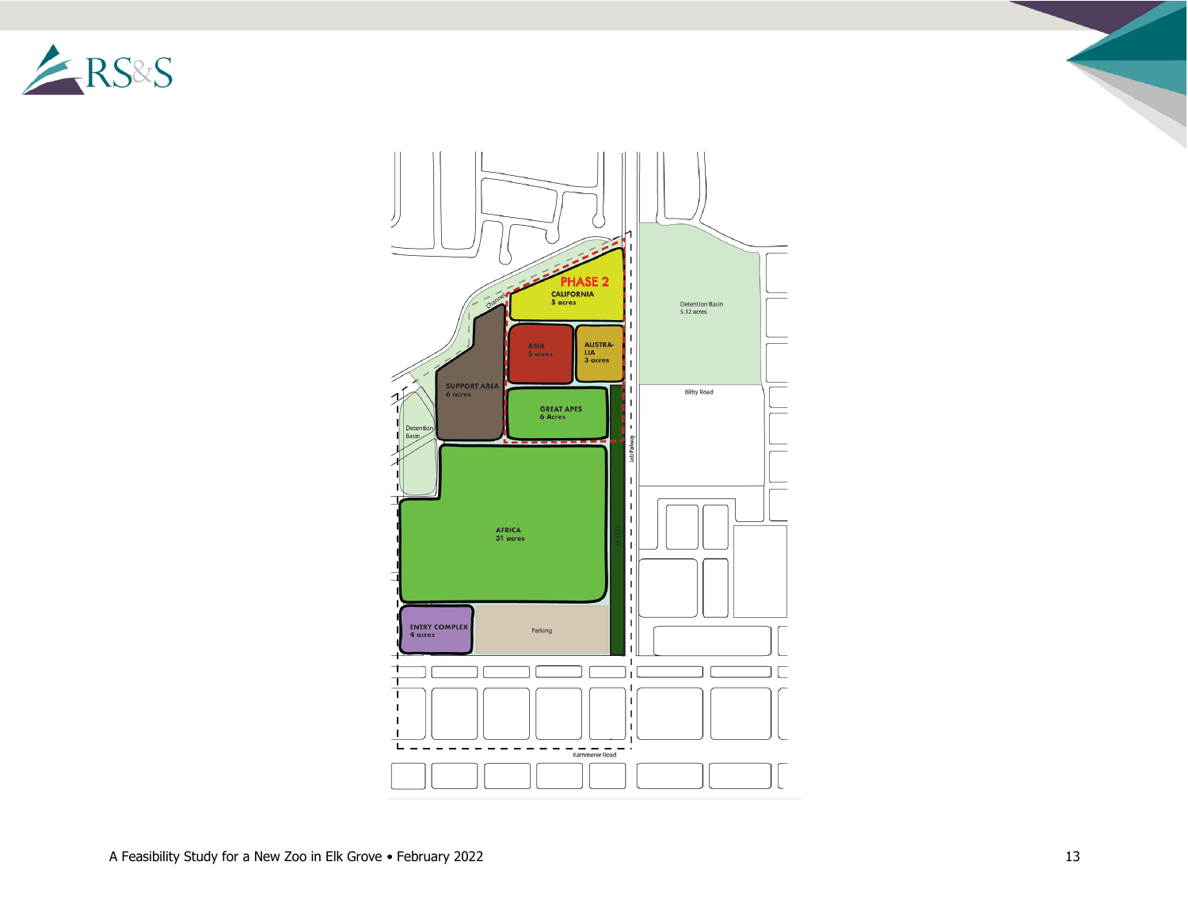PHASE 2

CALIFORNIA
5 acres

ASIA
5 acres

AUSTRALIA
3 acres

SUPPORT AREA
6 acres

GREAT APES
6 Acres

AFRICA
31 acres

ENTRY COMPLEX
4 acres

Parking

Detention Basin
5.12 acres

Bilby Road

Detention Basin

Channel

Lotz Parkway

Buffer

Kammerer Road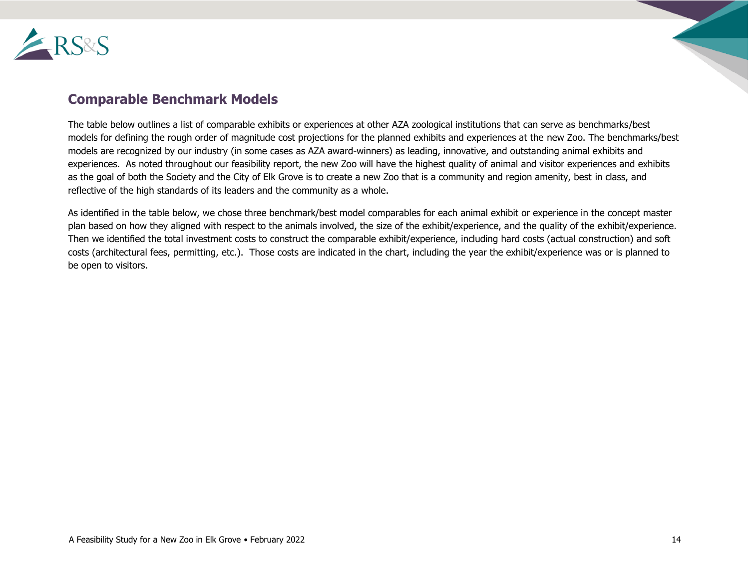## Comparable Benchmark Models

The table below outlines a list of comparable exhibits or experiences at other AZA zoological institutions that can serve as benchmarks/best models for defining the rough order of magnitude cost projections for the planned exhibits and experiences at the new Zoo. The benchmarks/best models are recognized by our industry (in some cases as AZA award-winners) as leading, innovative, and outstanding animal exhibits and experiences. As noted throughout our feasibility report, the new Zoo will have the highest quality of animal and visitor experiences and exhibits as the goal of both the Society and the City of Elk Grove is to create a new Zoo that is a community and region amenity, best in class, and reflective of the high standards of its leaders and the community as a whole.

As identified in the table below, we chose three benchmark/best model comparables for each animal exhibit or experience in the concept master plan based on how they aligned with respect to the animals involved, the size of the exhibit/experience, and the quality of the exhibit/experience. Then we identified the total investment costs to construct the comparable exhibit/experience, including hard costs (actual construction) and soft costs (architectural fees, permitting, etc.). Those costs are indicated in the chart, including the year the exhibit/experience was or is planned to be open to visitors.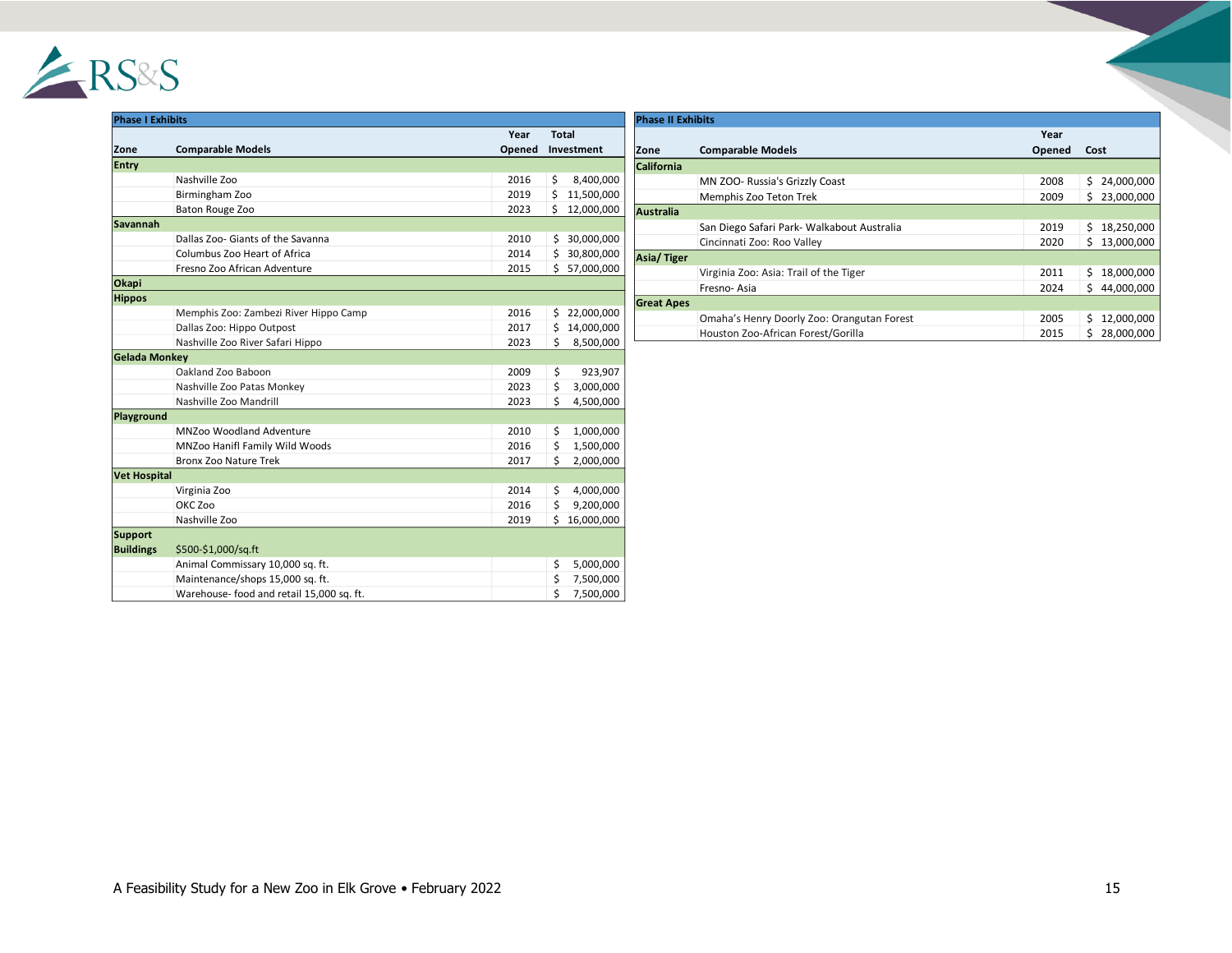| Phase I Exhibits | | | |
|---|---|---|---|
| **Zone** | **Comparable Models** | **Year Opened** | **Total Investment** |
| **Entry** | | | |
| | Nashville Zoo | 2016 | $ 8,400,000 |
| | Birmingham Zoo | 2019 | $ 11,500,000 |
| | Baton Rouge Zoo | 2023 | $ 12,000,000 |
| **Savannah** | | | |
| | Dallas Zoo- Giants of the Savanna | 2010 | $ 30,000,000 |
| | Columbus Zoo Heart of Africa | 2014 | $ 30,800,000 |
| | Fresno Zoo African Adventure | 2015 | $ 57,000,000 |
| **Okapi** | | | |
| **Hippos** | | | |
| | Memphis Zoo: Zambezi River Hippo Camp | 2016 | $ 22,000,000 |
| | Dallas Zoo: Hippo Outpost | 2017 | $ 14,000,000 |
| | Nashville Zoo River Safari Hippo | 2023 | $ 8,500,000 |
| **Gelada Monkey** | | | |
| | Oakland Zoo Baboon | 2009 | $ 923,907 |
| | Nashville Zoo Patas Monkey | 2023 | $ 3,000,000 |
| | Nashville Zoo Mandrill | 2023 | $ 4,500,000 |
| **Playground** | | | |
| | MNZoo Woodland Adventure | 2010 | $ 1,000,000 |
| | MNZoo Hanifl Family Wild Woods | 2016 | $ 1,500,000 |
| | Bronx Zoo Nature Trek | 2017 | $ 2,000,000 |
| **Vet Hospital** | | | |
| | Virginia Zoo | 2014 | $ 4,000,000 |
| | OKC Zoo | 2016 | $ 9,200,000 |
| | Nashville Zoo | 2019 | $ 16,000,000 |
| **Support Buildings** | $500-$1,000/sq.ft | | |
| | Animal Commissary 10,000 sq. ft. | | $ 5,000,000 |
| | Maintenance/shops 15,000 sq. ft. | | $ 7,500,000 |
| | Warehouse- food and retail 15,000 sq. ft. | | $ 7,500,000 |

| Phase II Exhibits | | | |
|---|---|---|---|
| **Zone** | **Comparable Models** | **Year Opened** | **Cost** |
| **California** | | | |
| | MN ZOO- Russia's Grizzly Coast | 2008 | $ 24,000,000 |
| | Memphis Zoo Teton Trek | 2009 | $ 23,000,000 |
| **Australia** | | | |
| | San Diego Safari Park- Walkabout Australia | 2019 | $ 18,250,000 |
| | Cincinnati Zoo: Roo Valley | 2020 | $ 13,000,000 |
| **Asia/ Tiger** | | | |
| | Virginia Zoo: Asia: Trail of the Tiger | 2011 | $ 18,000,000 |
| | Fresno- Asia | 2024 | $ 44,000,000 |
| **Great Apes** | | | |
| | Omaha's Henry Doorly Zoo: Orangutan Forest | 2005 | $ 12,000,000 |
| | Houston Zoo-African Forest/Gorilla | 2015 | $ 28,000,000 |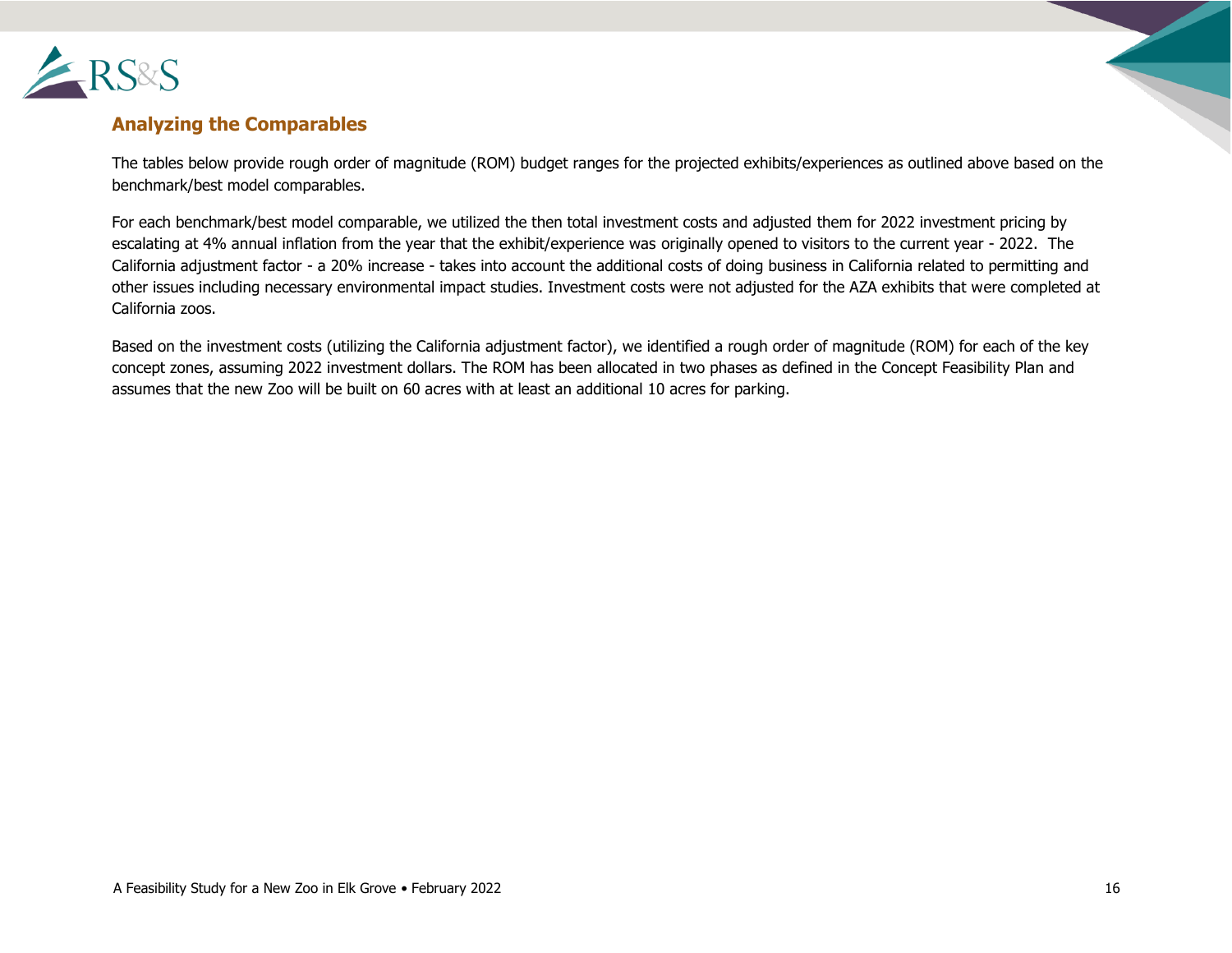## Analyzing the Comparables

The tables below provide rough order of magnitude (ROM) budget ranges for the projected exhibits/experiences as outlined above based on the benchmark/best model comparables.

For each benchmark/best model comparable, we utilized the then total investment costs and adjusted them for 2022 investment pricing by escalating at 4% annual inflation from the year that the exhibit/experience was originally opened to visitors to the current year - 2022. The California adjustment factor - a 20% increase - takes into account the additional costs of doing business in California related to permitting and other issues including necessary environmental impact studies. Investment costs were not adjusted for the AZA exhibits that were completed at California zoos.

Based on the investment costs (utilizing the California adjustment factor), we identified a rough order of magnitude (ROM) for each of the key concept zones, assuming 2022 investment dollars. The ROM has been allocated in two phases as defined in the Concept Feasibility Plan and assumes that the new Zoo will be built on 60 acres with at least an additional 10 acres for parking.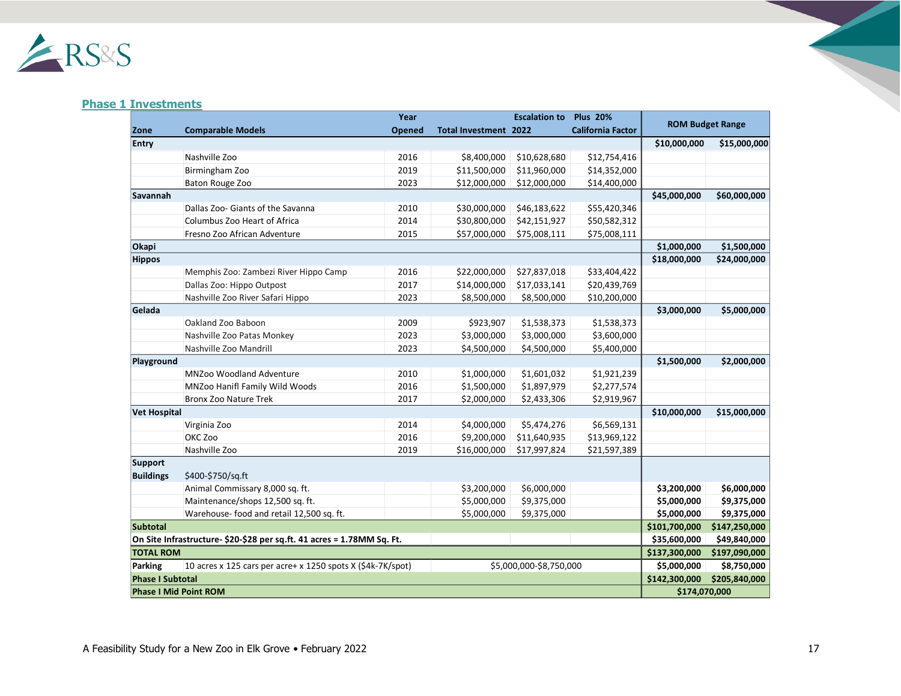## Phase 1 Investments

| Zone | Comparable Models | Year Opened | Total Investment | Escalation to 2022 | Plus 20% California Factor | ROM Budget Range | |
|---|---|---|---|---|---|---|---|
| **Entry** | | | | | | **$10,000,000** | **$15,000,000** |
| | Nashville Zoo | 2016 | $8,400,000 | $10,628,680 | $12,754,416 | | |
| | Birmingham Zoo | 2019 | $11,500,000 | $11,960,000 | $14,352,000 | | |
| | Baton Rouge Zoo | 2023 | $12,000,000 | $12,000,000 | $14,400,000 | | |
| **Savannah** | | | | | | **$45,000,000** | **$60,000,000** |
| | Dallas Zoo- Giants of the Savanna | 2010 | $30,000,000 | $46,183,622 | $55,420,346 | | |
| | Columbus Zoo Heart of Africa | 2014 | $30,800,000 | $42,151,927 | $50,582,312 | | |
| | Fresno Zoo African Adventure | 2015 | $57,000,000 | $75,008,111 | $75,008,111 | | |
| **Okapi** | | | | | | **$1,000,000** | **$1,500,000** |
| **Hippos** | | | | | | **$18,000,000** | **$24,000,000** |
| | Memphis Zoo: Zambezi River Hippo Camp | 2016 | $22,000,000 | $27,837,018 | $33,404,422 | | |
| | Dallas Zoo: Hippo Outpost | 2017 | $14,000,000 | $17,033,141 | $20,439,769 | | |
| | Nashville Zoo River Safari Hippo | 2023 | $8,500,000 | $8,500,000 | $10,200,000 | | |
| **Gelada** | | | | | | **$3,000,000** | **$5,000,000** |
| | Oakland Zoo Baboon | 2009 | $923,907 | $1,538,373 | $1,538,373 | | |
| | Nashville Zoo Patas Monkey | 2023 | $3,000,000 | $3,000,000 | $3,600,000 | | |
| | Nashville Zoo Mandrill | 2023 | $4,500,000 | $4,500,000 | $5,400,000 | | |
| **Playground** | | | | | | **$1,500,000** | **$2,000,000** |
| | MNZoo Woodland Adventure | 2010 | $1,000,000 | $1,601,032 | $1,921,239 | | |
| | MNZoo Hanifl Family Wild Woods | 2016 | $1,500,000 | $1,897,979 | $2,277,574 | | |
| | Bronx Zoo Nature Trek | 2017 | $2,000,000 | $2,433,306 | $2,919,967 | | |
| **Vet Hospital** | | | | | | **$10,000,000** | **$15,000,000** |
| | Virginia Zoo | 2014 | $4,000,000 | $5,474,276 | $6,569,131 | | |
| | OKC Zoo | 2016 | $9,200,000 | $11,640,935 | $13,969,122 | | |
| | Nashville Zoo | 2019 | $16,000,000 | $17,997,824 | $21,597,389 | | |
| **Support Buildings** | $400-$750/sq.ft | | | | | | |
| | Animal Commissary 8,000 sq. ft. | | $3,200,000 | $6,000,000 | | **$3,200,000** | **$6,000,000** |
| | Maintenance/shops 12,500 sq. ft. | | $5,000,000 | $9,375,000 | | **$5,000,000** | **$9,375,000** |
| | Warehouse- food and retail 12,500 sq. ft. | | $5,000,000 | $9,375,000 | | **$5,000,000** | **$9,375,000** |
| **Subtotal** | | | | | | **$101,700,000** | **$147,250,000** |
| **On Site Infrastructure- $20-$28 per sq.ft. 41 acres = 1.78MM Sq. Ft.** | | | | | | **$35,600,000** | **$49,840,000** |
| **TOTAL ROM** | | | | | | **$137,300,000** | **$197,090,000** |
| **Parking** | 10 acres x 125 cars per acre+ x 1250 spots X ($4k-7K/spot) | | $5,000,000-$8,750,000 | | | **$5,000,000** | **$8,750,000** |
| **Phase I Subtotal** | | | | | | **$142,300,000** | **$205,840,000** |
| **Phase I Mid Point ROM** | | | | | | **$174,070,000** | |

A Feasibility Study for a New Zoo in Elk Grove • February 2022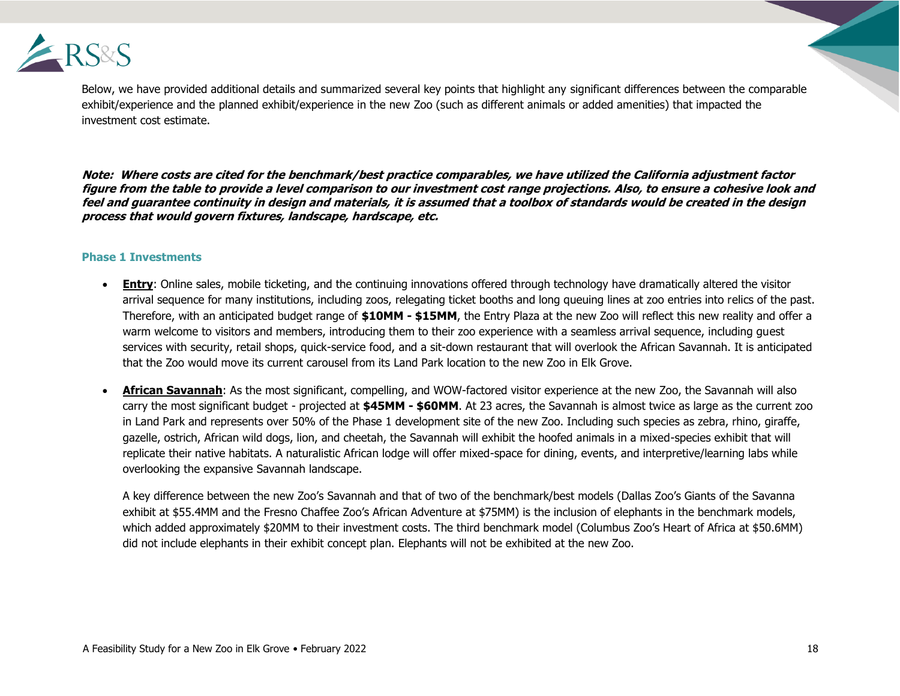Below, we have provided additional details and summarized several key points that highlight any significant differences between the comparable exhibit/experience and the planned exhibit/experience in the new Zoo (such as different animals or added amenities) that impacted the investment cost estimate.

***Note: Where costs are cited for the benchmark/best practice comparables, we have utilized the California adjustment factor figure from the table to provide a level comparison to our investment cost range projections. Also, to ensure a cohesive look and feel and guarantee continuity in design and materials, it is assumed that a toolbox of standards would be created in the design process that would govern fixtures, landscape, hardscape, etc.***

### Phase 1 Investments

- **Entry**: Online sales, mobile ticketing, and the continuing innovations offered through technology have dramatically altered the visitor arrival sequence for many institutions, including zoos, relegating ticket booths and long queuing lines at zoo entries into relics of the past. Therefore, with an anticipated budget range of **$10MM - $15MM**, the Entry Plaza at the new Zoo will reflect this new reality and offer a warm welcome to visitors and members, introducing them to their zoo experience with a seamless arrival sequence, including guest services with security, retail shops, quick-service food, and a sit-down restaurant that will overlook the African Savannah. It is anticipated that the Zoo would move its current carousel from its Land Park location to the new Zoo in Elk Grove.

- **African Savannah**: As the most significant, compelling, and WOW-factored visitor experience at the new Zoo, the Savannah will also carry the most significant budget - projected at **$45MM - $60MM**. At 23 acres, the Savannah is almost twice as large as the current zoo in Land Park and represents over 50% of the Phase 1 development site of the new Zoo. Including such species as zebra, rhino, giraffe, gazelle, ostrich, African wild dogs, lion, and cheetah, the Savannah will exhibit the hoofed animals in a mixed-species exhibit that will replicate their native habitats. A naturalistic African lodge will offer mixed-space for dining, events, and interpretive/learning labs while overlooking the expansive Savannah landscape.

  A key difference between the new Zoo's Savannah and that of two of the benchmark/best models (Dallas Zoo's Giants of the Savanna exhibit at $55.4MM and the Fresno Chaffee Zoo's African Adventure at $75MM) is the inclusion of elephants in the benchmark models, which added approximately $20MM to their investment costs. The third benchmark model (Columbus Zoo's Heart of Africa at $50.6MM) did not include elephants in their exhibit concept plan. Elephants will not be exhibited at the new Zoo.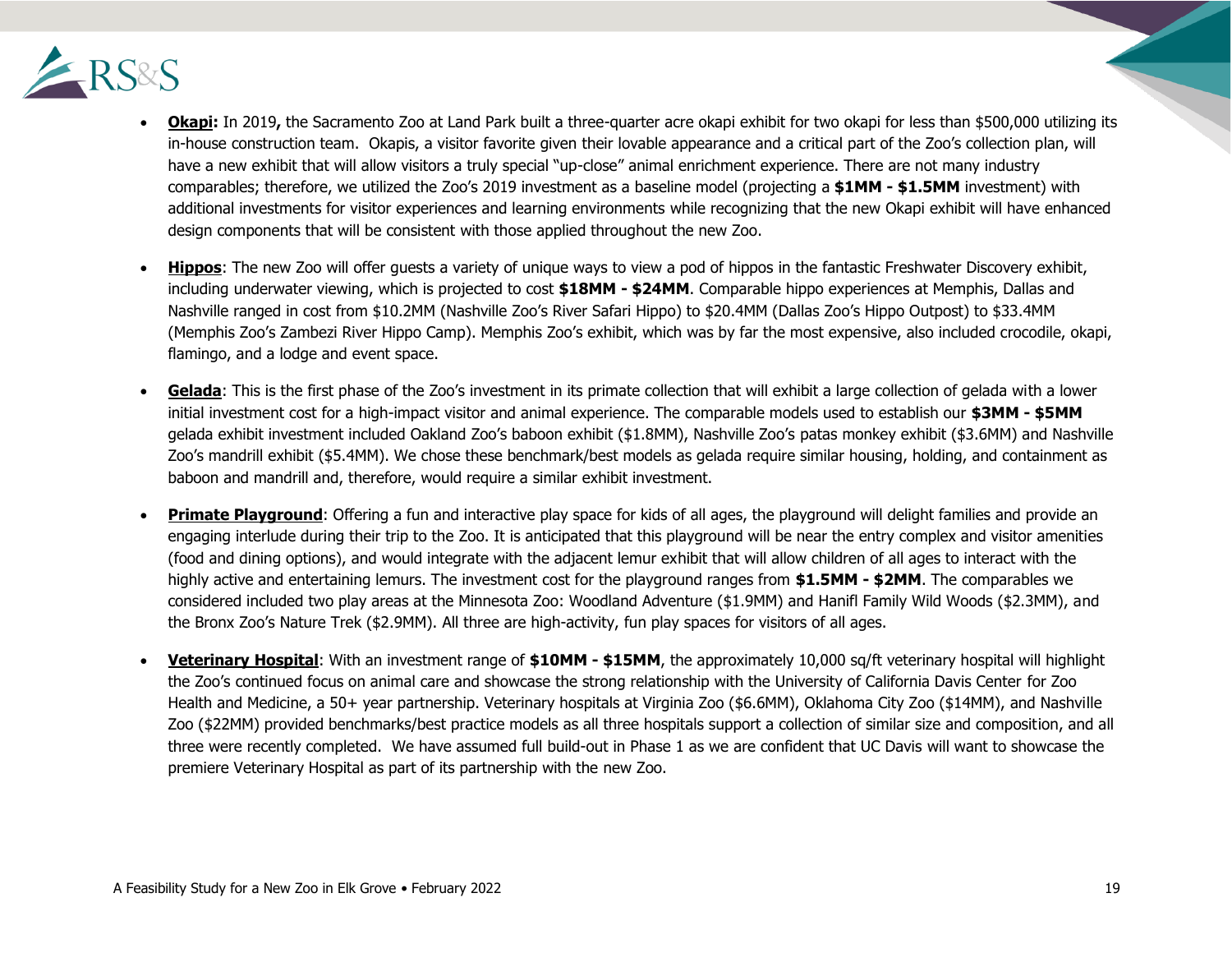- **<u>Okapi</u>:** In 2019**,** the Sacramento Zoo at Land Park built a three-quarter acre okapi exhibit for two okapi for less than $500,000 utilizing its in-house construction team. Okapis, a visitor favorite given their lovable appearance and a critical part of the Zoo's collection plan, will have a new exhibit that will allow visitors a truly special "up-close" animal enrichment experience. There are not many industry comparables; therefore, we utilized the Zoo's 2019 investment as a baseline model (projecting a **$1MM - $1.5MM** investment) with additional investments for visitor experiences and learning environments while recognizing that the new Okapi exhibit will have enhanced design components that will be consistent with those applied throughout the new Zoo.

- **<u>Hippos</u>**: The new Zoo will offer guests a variety of unique ways to view a pod of hippos in the fantastic Freshwater Discovery exhibit, including underwater viewing, which is projected to cost **$18MM - $24MM**. Comparable hippo experiences at Memphis, Dallas and Nashville ranged in cost from $10.2MM (Nashville Zoo's River Safari Hippo) to $20.4MM (Dallas Zoo's Hippo Outpost) to $33.4MM (Memphis Zoo's Zambezi River Hippo Camp). Memphis Zoo's exhibit, which was by far the most expensive, also included crocodile, okapi, flamingo, and a lodge and event space.

- **<u>Gelada</u>**: This is the first phase of the Zoo's investment in its primate collection that will exhibit a large collection of gelada with a lower initial investment cost for a high-impact visitor and animal experience. The comparable models used to establish our **$3MM - $5MM** gelada exhibit investment included Oakland Zoo's baboon exhibit ($1.8MM), Nashville Zoo's patas monkey exhibit ($3.6MM) and Nashville Zoo's mandrill exhibit ($5.4MM). We chose these benchmark/best models as gelada require similar housing, holding, and containment as baboon and mandrill and, therefore, would require a similar exhibit investment.

- **<u>Primate Playground</u>**: Offering a fun and interactive play space for kids of all ages, the playground will delight families and provide an engaging interlude during their trip to the Zoo. It is anticipated that this playground will be near the entry complex and visitor amenities (food and dining options), and would integrate with the adjacent lemur exhibit that will allow children of all ages to interact with the highly active and entertaining lemurs. The investment cost for the playground ranges from **$1.5MM - $2MM**. The comparables we considered included two play areas at the Minnesota Zoo: Woodland Adventure ($1.9MM) and Hanifl Family Wild Woods ($2.3MM), and the Bronx Zoo's Nature Trek ($2.9MM). All three are high-activity, fun play spaces for visitors of all ages.

- **<u>Veterinary Hospital</u>**: With an investment range of **$10MM - $15MM**, the approximately 10,000 sq/ft veterinary hospital will highlight the Zoo's continued focus on animal care and showcase the strong relationship with the University of California Davis Center for Zoo Health and Medicine, a 50+ year partnership. Veterinary hospitals at Virginia Zoo ($6.6MM), Oklahoma City Zoo ($14MM), and Nashville Zoo ($22MM) provided benchmarks/best practice models as all three hospitals support a collection of similar size and composition, and all three were recently completed. We have assumed full build-out in Phase 1 as we are confident that UC Davis will want to showcase the premiere Veterinary Hospital as part of its partnership with the new Zoo.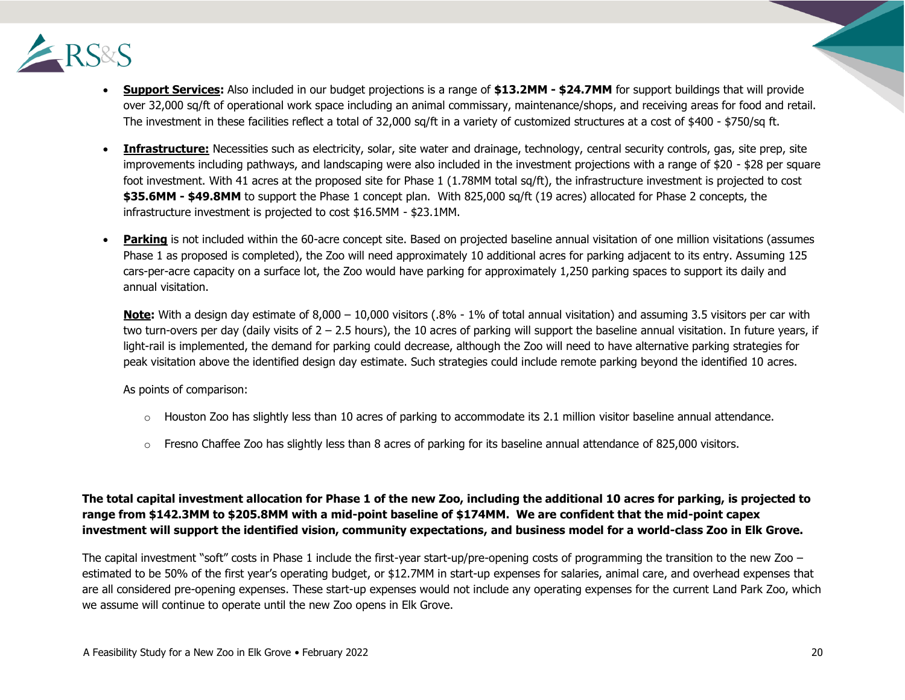- **<u>Support Services</u>:** Also included in our budget projections is a range of **\$13.2MM - \$24.7MM** for support buildings that will provide over 32,000 sq/ft of operational work space including an animal commissary, maintenance/shops, and receiving areas for food and retail. The investment in these facilities reflect a total of 32,000 sq/ft in a variety of customized structures at a cost of \$400 - \$750/sq ft.

- **<u>Infrastructure:</u>** Necessities such as electricity, solar, site water and drainage, technology, central security controls, gas, site prep, site improvements including pathways, and landscaping were also included in the investment projections with a range of \$20 - \$28 per square foot investment. With 41 acres at the proposed site for Phase 1 (1.78MM total sq/ft), the infrastructure investment is projected to cost **\$35.6MM - \$49.8MM** to support the Phase 1 concept plan. With 825,000 sq/ft (19 acres) allocated for Phase 2 concepts, the infrastructure investment is projected to cost \$16.5MM - \$23.1MM.

- **<u>Parking</u>** is not included within the 60-acre concept site. Based on projected baseline annual visitation of one million visitations (assumes Phase 1 as proposed is completed), the Zoo will need approximately 10 additional acres for parking adjacent to its entry. Assuming 125 cars-per-acre capacity on a surface lot, the Zoo would have parking for approximately 1,250 parking spaces to support its daily and annual visitation.

  **<u>Note</u>:** With a design day estimate of 8,000 – 10,000 visitors (.8% - 1% of total annual visitation) and assuming 3.5 visitors per car with two turn-overs per day (daily visits of 2 – 2.5 hours), the 10 acres of parking will support the baseline annual visitation. In future years, if light-rail is implemented, the demand for parking could decrease, although the Zoo will need to have alternative parking strategies for peak visitation above the identified design day estimate. Such strategies could include remote parking beyond the identified 10 acres.

  As points of comparison:

  - Houston Zoo has slightly less than 10 acres of parking to accommodate its 2.1 million visitor baseline annual attendance.
  - Fresno Chaffee Zoo has slightly less than 8 acres of parking for its baseline annual attendance of 825,000 visitors.

**The total capital investment allocation for Phase 1 of the new Zoo, including the additional 10 acres for parking, is projected to range from \$142.3MM to \$205.8MM with a mid-point baseline of \$174MM. We are confident that the mid-point capex investment will support the identified vision, community expectations, and business model for a world-class Zoo in Elk Grove.**

The capital investment "soft" costs in Phase 1 include the first-year start-up/pre-opening costs of programming the transition to the new Zoo – estimated to be 50% of the first year's operating budget, or \$12.7MM in start-up expenses for salaries, animal care, and overhead expenses that are all considered pre-opening expenses. These start-up expenses would not include any operating expenses for the current Land Park Zoo, which we assume will continue to operate until the new Zoo opens in Elk Grove.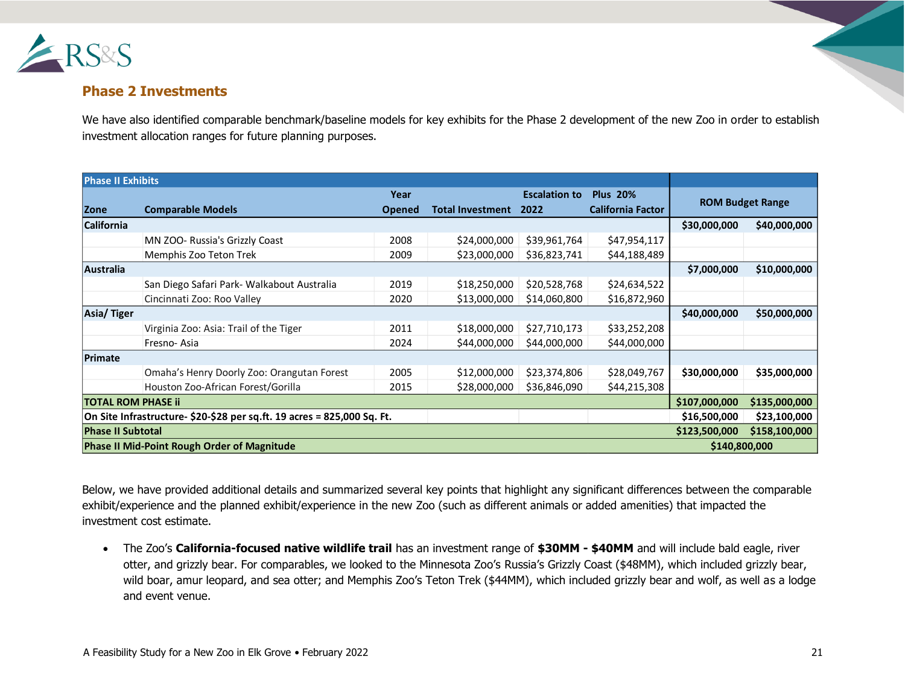## Phase 2 Investments

We have also identified comparable benchmark/baseline models for key exhibits for the Phase 2 development of the new Zoo in order to establish investment allocation ranges for future planning purposes.

| Phase II Exhibits | | | | | | ROM Budget Range | |
|---|---|---|---|---|---|---|---|
| Zone | Comparable Models | Year Opened | Total Investment | Escalation to 2022 | Plus 20% California Factor | | |
| **California** | | | | | | **$30,000,000** | **$40,000,000** |
| | MN ZOO- Russia's Grizzly Coast | 2008 | $24,000,000 | $39,961,764 | $47,954,117 | | |
| | Memphis Zoo Teton Trek | 2009 | $23,000,000 | $36,823,741 | $44,188,489 | | |
| **Australia** | | | | | | **$7,000,000** | **$10,000,000** |
| | San Diego Safari Park- Walkabout Australia | 2019 | $18,250,000 | $20,528,768 | $24,634,522 | | |
| | Cincinnati Zoo: Roo Valley | 2020 | $13,000,000 | $14,060,800 | $16,872,960 | | |
| **Asia/ Tiger** | | | | | | **$40,000,000** | **$50,000,000** |
| | Virginia Zoo: Asia: Trail of the Tiger | 2011 | $18,000,000 | $27,710,173 | $33,252,208 | | |
| | Fresno- Asia | 2024 | $44,000,000 | $44,000,000 | $44,000,000 | | |
| **Primate** | | | | | | | |
| | Omaha's Henry Doorly Zoo: Orangutan Forest | 2005 | $12,000,000 | $23,374,806 | $28,049,767 | **$30,000,000** | **$35,000,000** |
| | Houston Zoo-African Forest/Gorilla | 2015 | $28,000,000 | $36,846,090 | $44,215,308 | | |
| **TOTAL ROM PHASE ii** | | | | | | **$107,000,000** | **$135,000,000** |
| **On Site Infrastructure- $20-$28 per sq.ft. 19 acres = 825,000 Sq. Ft.** | | | | | | **$16,500,000** | **$23,100,000** |
| **Phase II Subtotal** | | | | | | **$123,500,000** | **$158,100,000** |
| **Phase II Mid-Point Rough Order of Magnitude** | | | | | | **$140,800,000** | |

Below, we have provided additional details and summarized several key points that highlight any significant differences between the comparable exhibit/experience and the planned exhibit/experience in the new Zoo (such as different animals or added amenities) that impacted the investment cost estimate.

- The Zoo's **California-focused native wildlife trail** has an investment range of **$30MM - $40MM** and will include bald eagle, river otter, and grizzly bear. For comparables, we looked to the Minnesota Zoo's Russia's Grizzly Coast ($48MM), which included grizzly bear, wild boar, amur leopard, and sea otter; and Memphis Zoo's Teton Trek ($44MM), which included grizzly bear and wolf, as well as a lodge and event venue.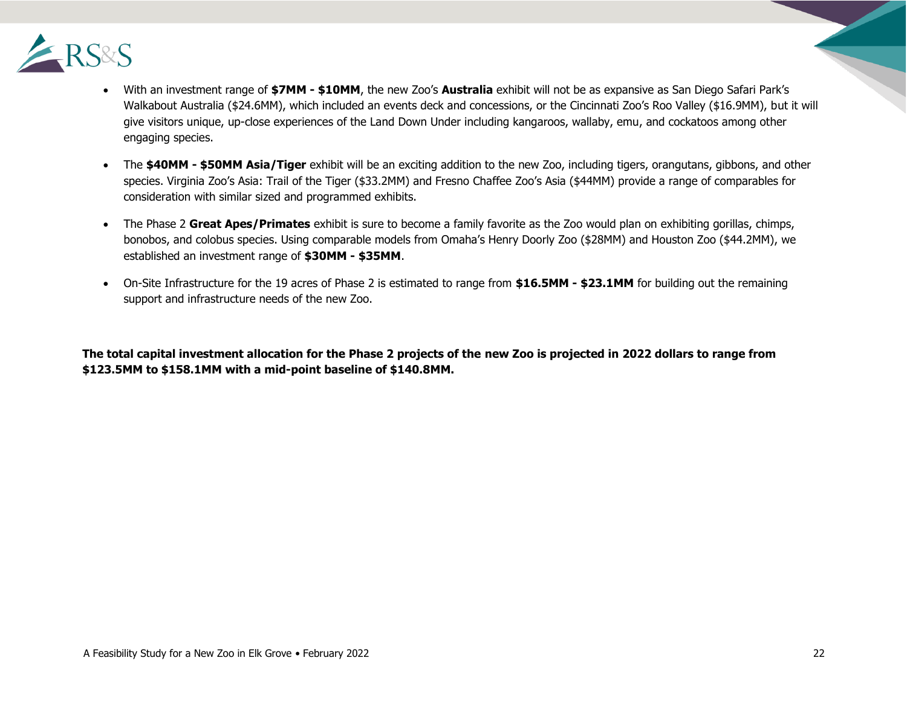- With an investment range of **$7MM - $10MM**, the new Zoo's **Australia** exhibit will not be as expansive as San Diego Safari Park's Walkabout Australia ($24.6MM), which included an events deck and concessions, or the Cincinnati Zoo's Roo Valley ($16.9MM), but it will give visitors unique, up-close experiences of the Land Down Under including kangaroos, wallaby, emu, and cockatoos among other engaging species.

- The **$40MM - $50MM Asia/Tiger** exhibit will be an exciting addition to the new Zoo, including tigers, orangutans, gibbons, and other species. Virginia Zoo's Asia: Trail of the Tiger ($33.2MM) and Fresno Chaffee Zoo's Asia ($44MM) provide a range of comparables for consideration with similar sized and programmed exhibits.

- The Phase 2 **Great Apes/Primates** exhibit is sure to become a family favorite as the Zoo would plan on exhibiting gorillas, chimps, bonobos, and colobus species. Using comparable models from Omaha's Henry Doorly Zoo ($28MM) and Houston Zoo ($44.2MM), we established an investment range of **$30MM - $35MM**.

- On-Site Infrastructure for the 19 acres of Phase 2 is estimated to range from **$16.5MM - $23.1MM** for building out the remaining support and infrastructure needs of the new Zoo.

**The total capital investment allocation for the Phase 2 projects of the new Zoo is projected in 2022 dollars to range from $123.5MM to $158.1MM with a mid-point baseline of $140.8MM.**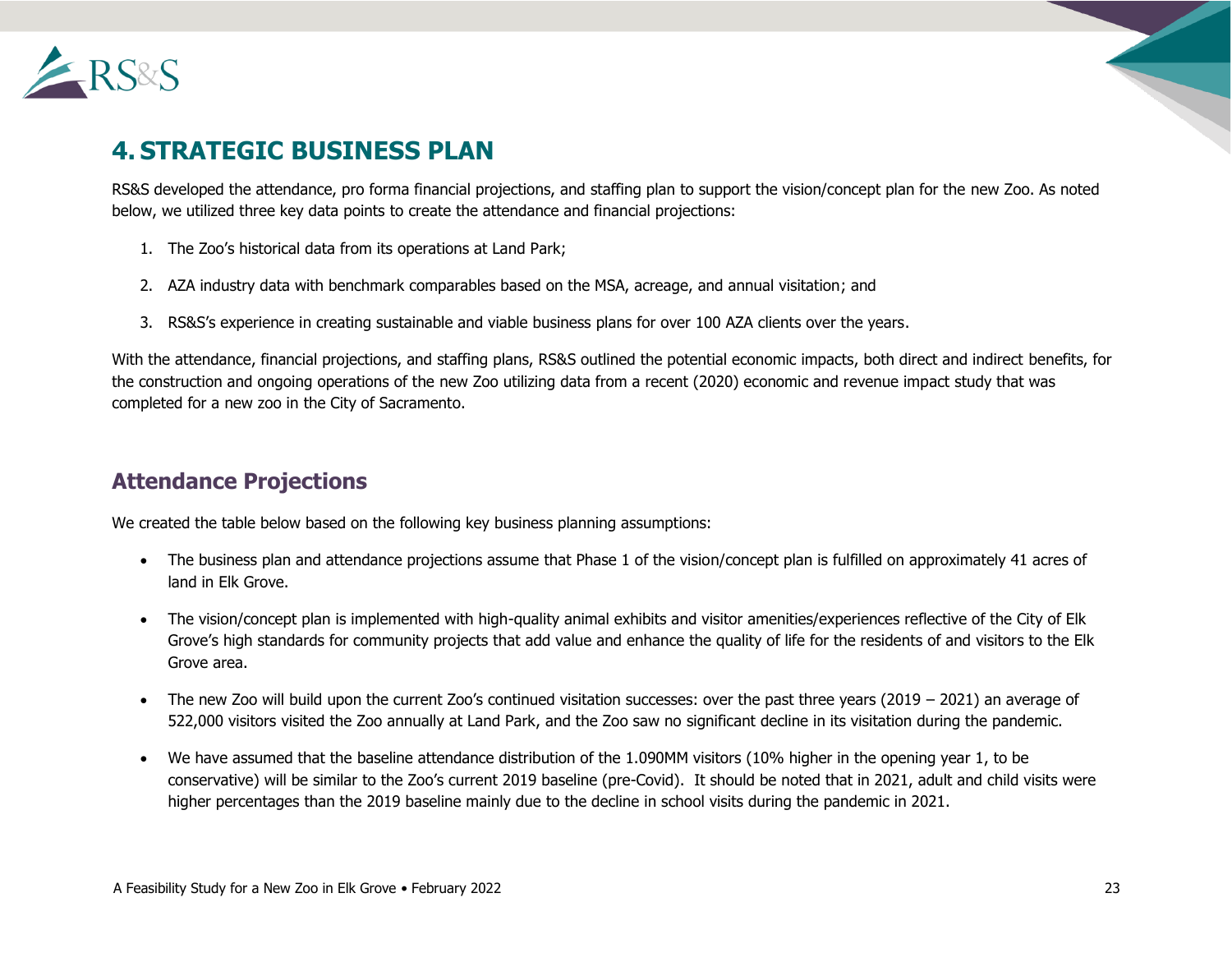# 4. STRATEGIC BUSINESS PLAN

RS&S developed the attendance, pro forma financial projections, and staffing plan to support the vision/concept plan for the new Zoo. As noted below, we utilized three key data points to create the attendance and financial projections:

1. The Zoo's historical data from its operations at Land Park;
2. AZA industry data with benchmark comparables based on the MSA, acreage, and annual visitation; and
3. RS&S's experience in creating sustainable and viable business plans for over 100 AZA clients over the years.

With the attendance, financial projections, and staffing plans, RS&S outlined the potential economic impacts, both direct and indirect benefits, for the construction and ongoing operations of the new Zoo utilizing data from a recent (2020) economic and revenue impact study that was completed for a new zoo in the City of Sacramento.

## Attendance Projections

We created the table below based on the following key business planning assumptions:

- The business plan and attendance projections assume that Phase 1 of the vision/concept plan is fulfilled on approximately 41 acres of land in Elk Grove.
- The vision/concept plan is implemented with high-quality animal exhibits and visitor amenities/experiences reflective of the City of Elk Grove's high standards for community projects that add value and enhance the quality of life for the residents of and visitors to the Elk Grove area.
- The new Zoo will build upon the current Zoo's continued visitation successes: over the past three years (2019 – 2021) an average of 522,000 visitors visited the Zoo annually at Land Park, and the Zoo saw no significant decline in its visitation during the pandemic.
- We have assumed that the baseline attendance distribution of the 1.090MM visitors (10% higher in the opening year 1, to be conservative) will be similar to the Zoo's current 2019 baseline (pre-Covid). It should be noted that in 2021, adult and child visits were higher percentages than the 2019 baseline mainly due to the decline in school visits during the pandemic in 2021.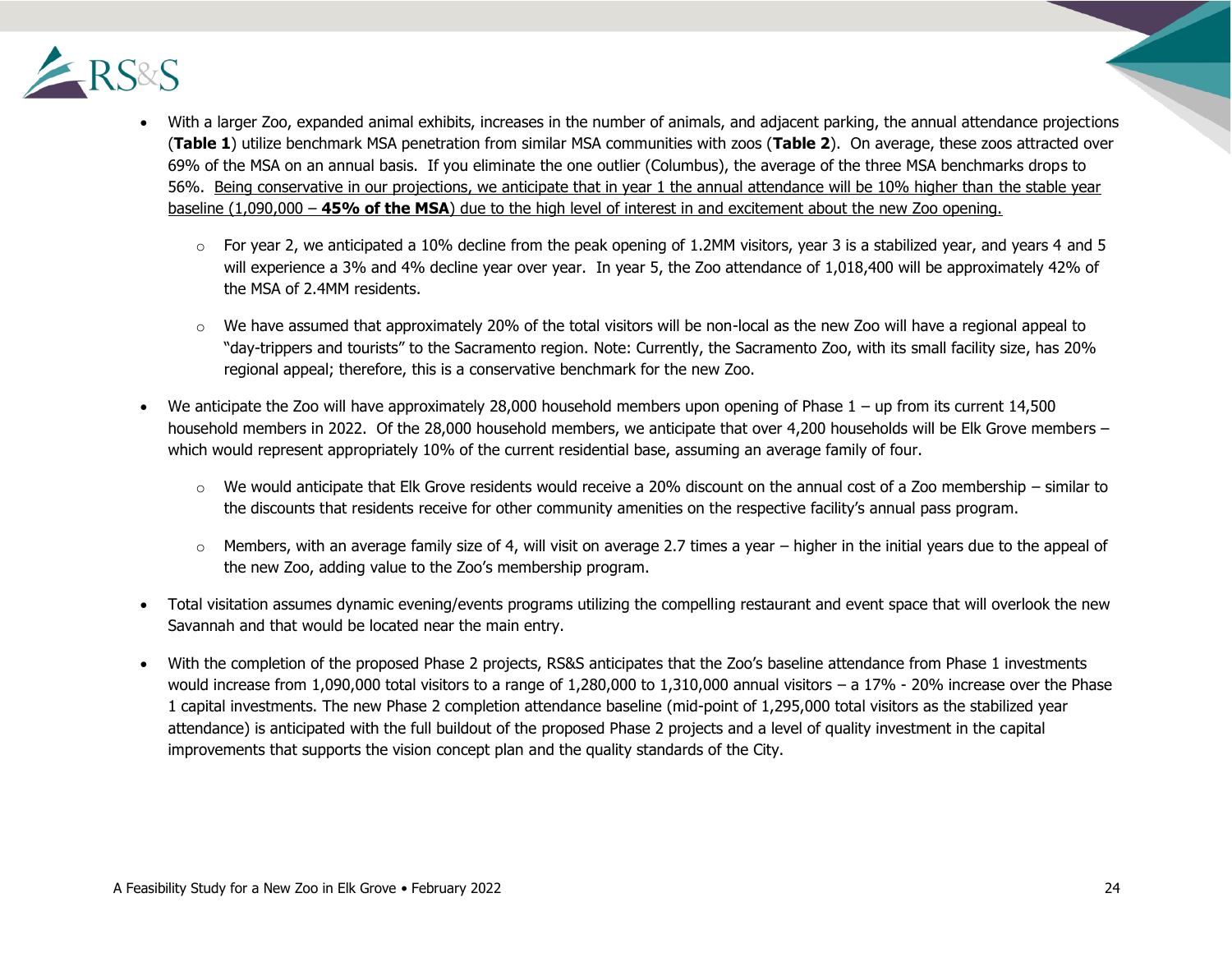- With a larger Zoo, expanded animal exhibits, increases in the number of animals, and adjacent parking, the annual attendance projections (**Table 1**) utilize benchmark MSA penetration from similar MSA communities with zoos (**Table 2**). On average, these zoos attracted over 69% of the MSA on an annual basis. If you eliminate the one outlier (Columbus), the average of the three MSA benchmarks drops to 56%. <u>Being conservative in our projections, we anticipate that in year 1 the annual attendance will be 10% higher than the stable year baseline (1,090,000 – **45% of the MSA**) due to the high level of interest in and excitement about the new Zoo opening.</u>
    - For year 2, we anticipated a 10% decline from the peak opening of 1.2MM visitors, year 3 is a stabilized year, and years 4 and 5 will experience a 3% and 4% decline year over year. In year 5, the Zoo attendance of 1,018,400 will be approximately 42% of the MSA of 2.4MM residents.
    - We have assumed that approximately 20% of the total visitors will be non-local as the new Zoo will have a regional appeal to "day-trippers and tourists" to the Sacramento region. Note: Currently, the Sacramento Zoo, with its small facility size, has 20% regional appeal; therefore, this is a conservative benchmark for the new Zoo.
- We anticipate the Zoo will have approximately 28,000 household members upon opening of Phase 1 – up from its current 14,500 household members in 2022. Of the 28,000 household members, we anticipate that over 4,200 households will be Elk Grove members – which would represent appropriately 10% of the current residential base, assuming an average family of four.
    - We would anticipate that Elk Grove residents would receive a 20% discount on the annual cost of a Zoo membership – similar to the discounts that residents receive for other community amenities on the respective facility's annual pass program.
    - Members, with an average family size of 4, will visit on average 2.7 times a year – higher in the initial years due to the appeal of the new Zoo, adding value to the Zoo's membership program.
- Total visitation assumes dynamic evening/events programs utilizing the compelling restaurant and event space that will overlook the new Savannah and that would be located near the main entry.
- With the completion of the proposed Phase 2 projects, RS&S anticipates that the Zoo's baseline attendance from Phase 1 investments would increase from 1,090,000 total visitors to a range of 1,280,000 to 1,310,000 annual visitors – a 17% - 20% increase over the Phase 1 capital investments. The new Phase 2 completion attendance baseline (mid-point of 1,295,000 total visitors as the stabilized year attendance) is anticipated with the full buildout of the proposed Phase 2 projects and a level of quality investment in the capital improvements that supports the vision concept plan and the quality standards of the City.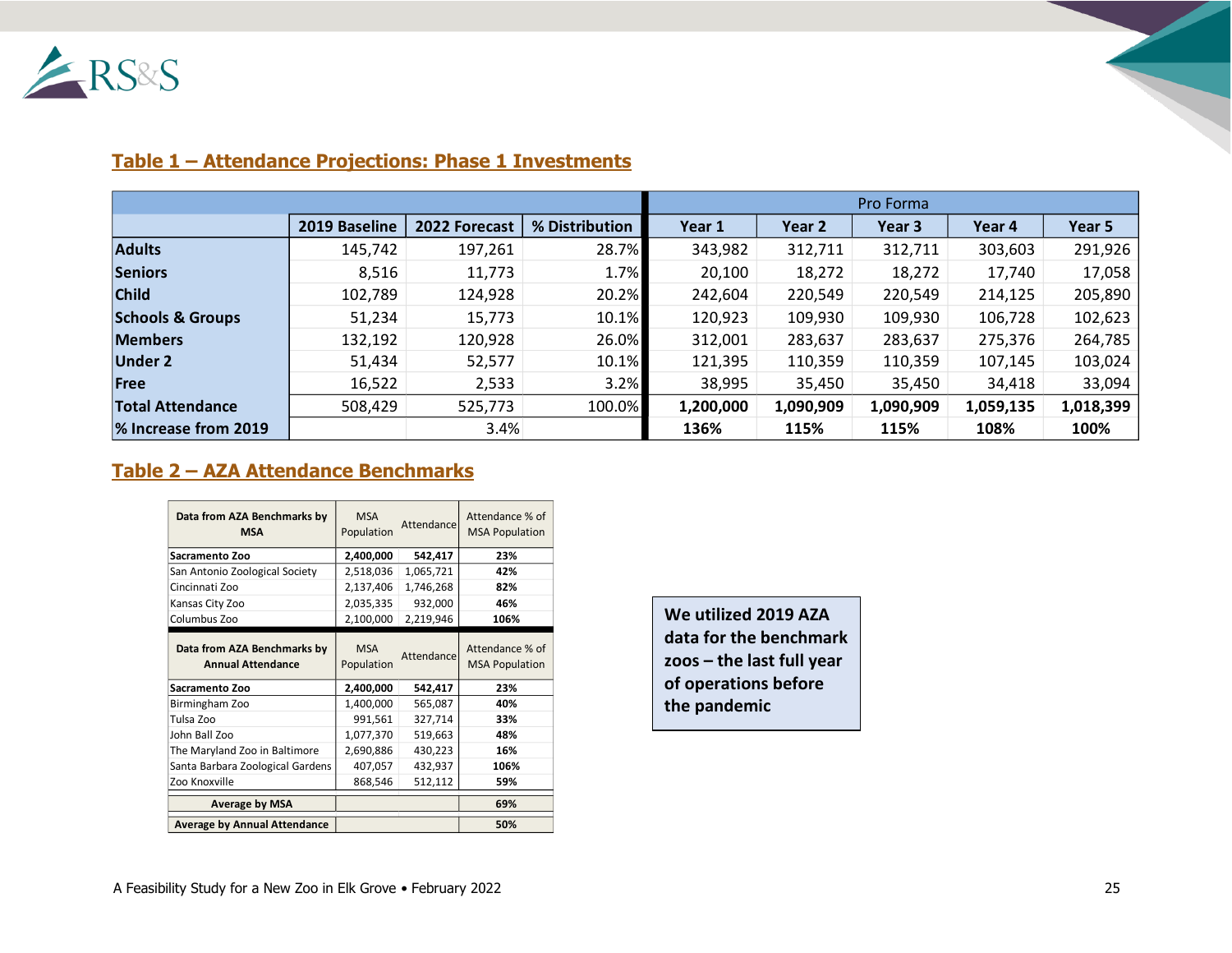## Table 1 – Attendance Projections: Phase 1 Investments

| | 2019 Baseline | 2022 Forecast | % Distribution | Pro Forma Year 1 | Year 2 | Year 3 | Year 4 | Year 5 |
|---|---|---|---|---|---|---|---|---|
| **Adults** | 145,742 | 197,261 | 28.7% | 343,982 | 312,711 | 312,711 | 303,603 | 291,926 |
| **Seniors** | 8,516 | 11,773 | 1.7% | 20,100 | 18,272 | 18,272 | 17,740 | 17,058 |
| **Child** | 102,789 | 124,928 | 20.2% | 242,604 | 220,549 | 220,549 | 214,125 | 205,890 |
| **Schools & Groups** | 51,234 | 15,773 | 10.1% | 120,923 | 109,930 | 109,930 | 106,728 | 102,623 |
| **Members** | 132,192 | 120,928 | 26.0% | 312,001 | 283,637 | 283,637 | 275,376 | 264,785 |
| **Under 2** | 51,434 | 52,577 | 10.1% | 121,395 | 110,359 | 110,359 | 107,145 | 103,024 |
| **Free** | 16,522 | 2,533 | 3.2% | 38,995 | 35,450 | 35,450 | 34,418 | 33,094 |
| **Total Attendance** | 508,429 | 525,773 | 100.0% | **1,200,000** | **1,090,909** | **1,090,909** | **1,059,135** | **1,018,399** |
| **% Increase from 2019** | | 3.4% | | **136%** | **115%** | **115%** | **108%** | **100%** |

## Table 2 – AZA Attendance Benchmarks

| **Data from AZA Benchmarks by MSA** | MSA Population | Attendance | Attendance % of MSA Population |
|---|---|---|---|
| **Sacramento Zoo** | **2,400,000** | **542,417** | **23%** |
| San Antonio Zoological Society | 2,518,036 | 1,065,721 | **42%** |
| Cincinnati Zoo | 2,137,406 | 1,746,268 | **82%** |
| Kansas City Zoo | 2,035,335 | 932,000 | **46%** |
| Columbus Zoo | 2,100,000 | 2,219,946 | **106%** |
| **Data from AZA Benchmarks by Annual Attendance** | MSA Population | Attendance | Attendance % of MSA Population |
| **Sacramento Zoo** | **2,400,000** | **542,417** | **23%** |
| Birmingham Zoo | 1,400,000 | 565,087 | **40%** |
| Tulsa Zoo | 991,561 | 327,714 | **33%** |
| John Ball Zoo | 1,077,370 | 519,663 | **48%** |
| The Maryland Zoo in Baltimore | 2,690,886 | 430,223 | **16%** |
| Santa Barbara Zoological Gardens | 407,057 | 432,937 | **106%** |
| Zoo Knoxville | 868,546 | 512,112 | **59%** |
| **Average by MSA** | | | **69%** |
| **Average by Annual Attendance** | | | **50%** |

**We utilized 2019 AZA data for the benchmark zoos – the last full year of operations before the pandemic**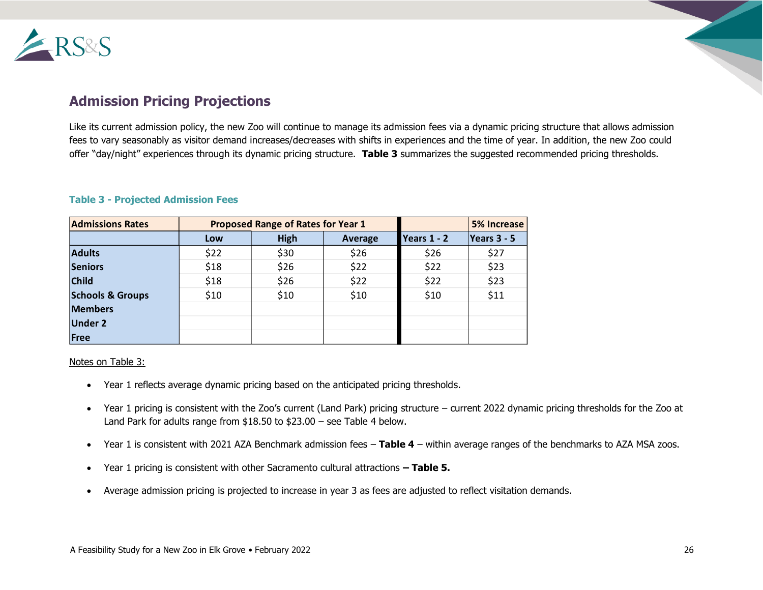## Admission Pricing Projections

Like its current admission policy, the new Zoo will continue to manage its admission fees via a dynamic pricing structure that allows admission fees to vary seasonably as visitor demand increases/decreases with shifts in experiences and the time of year. In addition, the new Zoo could offer "day/night" experiences through its dynamic pricing structure. **Table 3** summarizes the suggested recommended pricing thresholds.

**Table 3 - Projected Admission Fees**

| Admissions Rates | Proposed Range of Rates for Year 1 | | | | 5% Increase |
|---|---|---|---|---|---|
| | Low | High | Average | Years 1 - 2 | Years 3 - 5 |
| **Adults** | $22 | $30 | $26 | $26 | $27 |
| **Seniors** | $18 | $26 | $22 | $22 | $23 |
| **Child** | $18 | $26 | $22 | $22 | $23 |
| **Schools & Groups** | $10 | $10 | $10 | $10 | $11 |
| **Members** | | | | | |
| **Under 2** | | | | | |
| **Free** | | | | | |

Notes on Table 3:

- Year 1 reflects average dynamic pricing based on the anticipated pricing thresholds.
- Year 1 pricing is consistent with the Zoo's current (Land Park) pricing structure – current 2022 dynamic pricing thresholds for the Zoo at Land Park for adults range from $18.50 to $23.00 – see Table 4 below.
- Year 1 is consistent with 2021 AZA Benchmark admission fees – **Table 4** – within average ranges of the benchmarks to AZA MSA zoos.
- Year 1 pricing is consistent with other Sacramento cultural attractions **– Table 5.**
- Average admission pricing is projected to increase in year 3 as fees are adjusted to reflect visitation demands.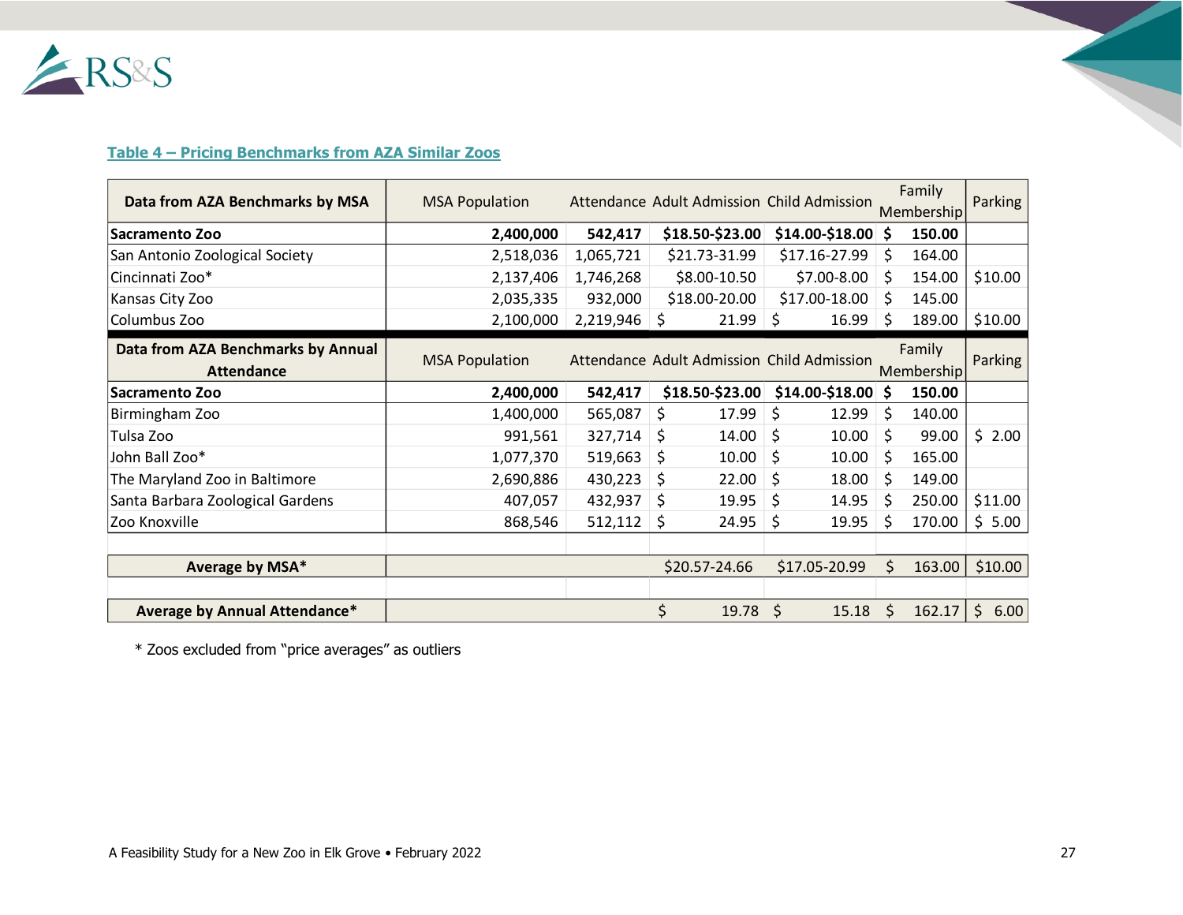### Table 4 – Pricing Benchmarks from AZA Similar Zoos

| Data from AZA Benchmarks by MSA | MSA Population | Attendance | Adult Admission | Child Admission | Family Membership | Parking |
|---|---|---|---|---|---|---|
| **Sacramento Zoo** | **2,400,000** | **542,417** | **$18.50-$23.00** | **$14.00-$18.00** | **$ 150.00** | |
| San Antonio Zoological Society | 2,518,036 | 1,065,721 | $21.73-31.99 | $17.16-27.99 | $ 164.00 | |
| Cincinnati Zoo* | 2,137,406 | 1,746,268 | $8.00-10.50 | $7.00-8.00 | $ 154.00 | $10.00 |
| Kansas City Zoo | 2,035,335 | 932,000 | $18.00-20.00 | $17.00-18.00 | $ 145.00 | |
| Columbus Zoo | 2,100,000 | 2,219,946 | $ 21.99 | $ 16.99 | $ 189.00 | $10.00 |
| **Data from AZA Benchmarks by Annual Attendance** | MSA Population | Attendance | Adult Admission | Child Admission | Family Membership | Parking |
| **Sacramento Zoo** | **2,400,000** | **542,417** | **$18.50-$23.00** | **$14.00-$18.00** | **$ 150.00** | |
| Birmingham Zoo | 1,400,000 | 565,087 | $ 17.99 | $ 12.99 | $ 140.00 | |
| Tulsa Zoo | 991,561 | 327,714 | $ 14.00 | $ 10.00 | $ 99.00 | $ 2.00 |
| John Ball Zoo* | 1,077,370 | 519,663 | $ 10.00 | $ 10.00 | $ 165.00 | |
| The Maryland Zoo in Baltimore | 2,690,886 | 430,223 | $ 22.00 | $ 18.00 | $ 149.00 | |
| Santa Barbara Zoological Gardens | 407,057 | 432,937 | $ 19.95 | $ 14.95 | $ 250.00 | $11.00 |
| Zoo Knoxville | 868,546 | 512,112 | $ 24.95 | $ 19.95 | $ 170.00 | $ 5.00 |
| | | | | | | |
| **Average by MSA*** | | | $20.57-24.66 | $17.05-20.99 | $ 163.00 | $10.00 |
| | | | | | | |
| **Average by Annual Attendance*** | | | $ 19.78 | $ 15.18 | $ 162.17 | $ 6.00 |

\* Zoos excluded from "price averages" as outliers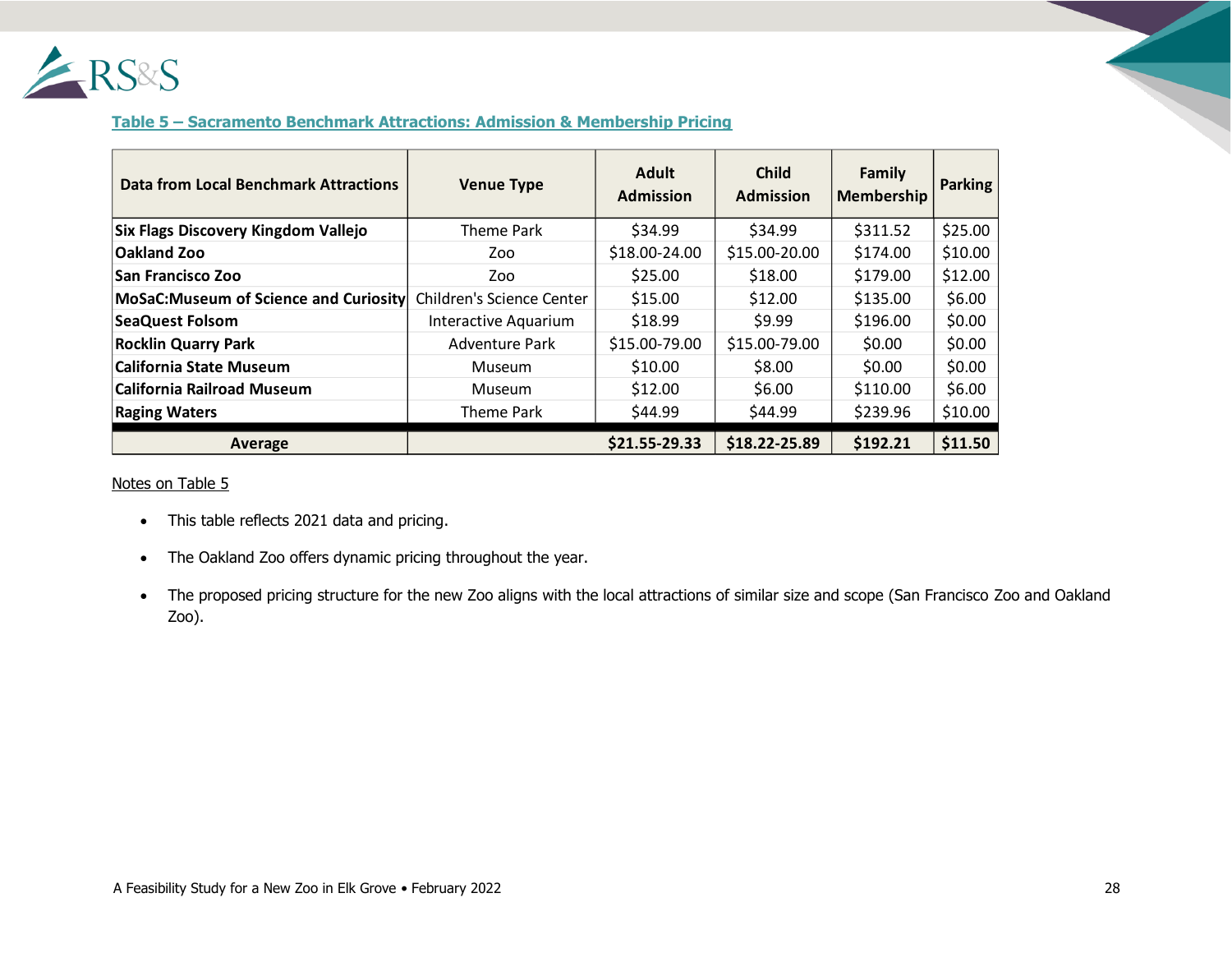**Table 5 – Sacramento Benchmark Attractions: Admission & Membership Pricing**

| Data from Local Benchmark Attractions | Venue Type | Adult Admission | Child Admission | Family Membership | Parking |
|---|---|---|---|---|---|
| **Six Flags Discovery Kingdom Vallejo** | Theme Park | $34.99 | $34.99 | $311.52 | $25.00 |
| **Oakland Zoo** | Zoo | $18.00-24.00 | $15.00-20.00 | $174.00 | $10.00 |
| **San Francisco Zoo** | Zoo | $25.00 | $18.00 | $179.00 | $12.00 |
| **MoSaC:Museum of Science and Curiosity** | Children's Science Center | $15.00 | $12.00 | $135.00 | $6.00 |
| **SeaQuest Folsom** | Interactive Aquarium | $18.99 | $9.99 | $196.00 | $0.00 |
| **Rocklin Quarry Park** | Adventure Park | $15.00-79.00 | $15.00-79.00 | $0.00 | $0.00 |
| **California State Museum** | Museum | $10.00 | $8.00 | $0.00 | $0.00 |
| **California Railroad Museum** | Museum | $12.00 | $6.00 | $110.00 | $6.00 |
| **Raging Waters** | Theme Park | $44.99 | $44.99 | $239.96 | $10.00 |
| **Average** | | **$21.55-29.33** | **$18.22-25.89** | **$192.21** | **$11.50** |

Notes on Table 5

- This table reflects 2021 data and pricing.
- The Oakland Zoo offers dynamic pricing throughout the year.
- The proposed pricing structure for the new Zoo aligns with the local attractions of similar size and scope (San Francisco Zoo and Oakland Zoo).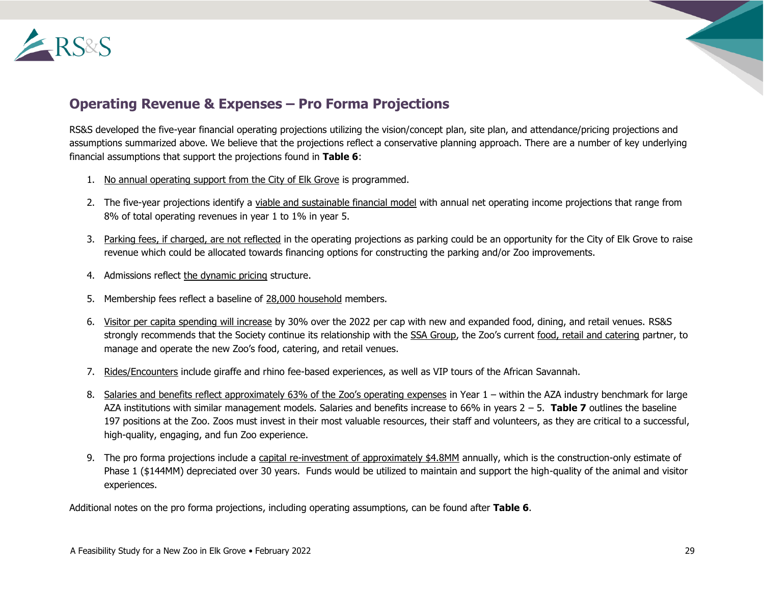## Operating Revenue & Expenses – Pro Forma Projections

RS&S developed the five-year financial operating projections utilizing the vision/concept plan, site plan, and attendance/pricing projections and assumptions summarized above. We believe that the projections reflect a conservative planning approach. There are a number of key underlying financial assumptions that support the projections found in **Table 6**:

1. No annual operating support from the City of Elk Grove is programmed.
2. The five-year projections identify a viable and sustainable financial model with annual net operating income projections that range from 8% of total operating revenues in year 1 to 1% in year 5.
3. Parking fees, if charged, are not reflected in the operating projections as parking could be an opportunity for the City of Elk Grove to raise revenue which could be allocated towards financing options for constructing the parking and/or Zoo improvements.
4. Admissions reflect the dynamic pricing structure.
5. Membership fees reflect a baseline of 28,000 household members.
6. Visitor per capita spending will increase by 30% over the 2022 per cap with new and expanded food, dining, and retail venues. RS&S strongly recommends that the Society continue its relationship with the SSA Group, the Zoo's current food, retail and catering partner, to manage and operate the new Zoo's food, catering, and retail venues.
7. Rides/Encounters include giraffe and rhino fee-based experiences, as well as VIP tours of the African Savannah.
8. Salaries and benefits reflect approximately 63% of the Zoo's operating expenses in Year 1 – within the AZA industry benchmark for large AZA institutions with similar management models. Salaries and benefits increase to 66% in years 2 – 5. **Table 7** outlines the baseline 197 positions at the Zoo. Zoos must invest in their most valuable resources, their staff and volunteers, as they are critical to a successful, high-quality, engaging, and fun Zoo experience.
9. The pro forma projections include a capital re-investment of approximately $4.8MM annually, which is the construction-only estimate of Phase 1 ($144MM) depreciated over 30 years. Funds would be utilized to maintain and support the high-quality of the animal and visitor experiences.

Additional notes on the pro forma projections, including operating assumptions, can be found after **Table 6**.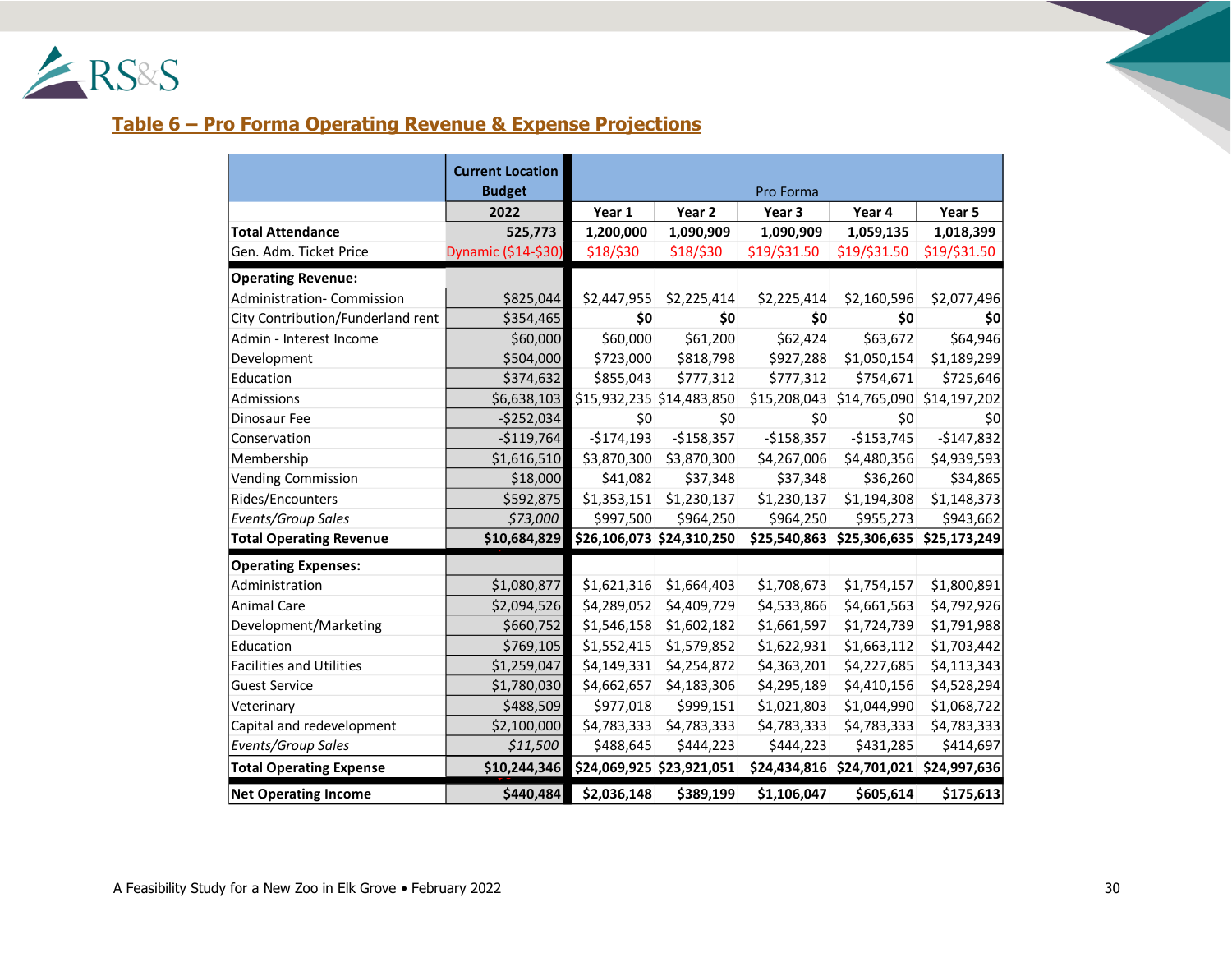## Table 6 – Pro Forma Operating Revenue & Expense Projections

| | Current Location Budget | Pro Forma | | | | |
|---|---|---|---|---|---|---|
| | 2022 | Year 1 | Year 2 | Year 3 | Year 4 | Year 5 |
| **Total Attendance** | **525,773** | **1,200,000** | **1,090,909** | **1,090,909** | **1,059,135** | **1,018,399** |
| Gen. Adm. Ticket Price | Dynamic ($14-$30) | $18/$30 | $18/$30 | $19/$31.50 | $19/$31.50 | $19/$31.50 |
| **Operating Revenue:** | | | | | | |
| Administration- Commission | $825,044 | $2,447,955 | $2,225,414 | $2,225,414 | $2,160,596 | $2,077,496 |
| City Contribution/Funderland rent | $354,465 | **$0** | **$0** | **$0** | **$0** | **$0** |
| Admin - Interest Income | $60,000 | $60,000 | $61,200 | $62,424 | $63,672 | $64,946 |
| Development | $504,000 | $723,000 | $818,798 | $927,288 | $1,050,154 | $1,189,299 |
| Education | $374,632 | $855,043 | $777,312 | $777,312 | $754,671 | $725,646 |
| Admissions | $6,638,103 | $15,932,235 | $14,483,850 | $15,208,043 | $14,765,090 | $14,197,202 |
| Dinosaur Fee | -$252,034 | $0 | $0 | $0 | $0 | $0 |
| Conservation | -$119,764 | -$174,193 | -$158,357 | -$158,357 | -$153,745 | -$147,832 |
| Membership | $1,616,510 | $3,870,300 | $3,870,300 | $4,267,006 | $4,480,356 | $4,939,593 |
| Vending Commission | $18,000 | $41,082 | $37,348 | $37,348 | $36,260 | $34,865 |
| Rides/Encounters | $592,875 | $1,353,151 | $1,230,137 | $1,230,137 | $1,194,308 | $1,148,373 |
| *Events/Group Sales* | *$73,000* | $997,500 | $964,250 | $964,250 | $955,273 | $943,662 |
| **Total Operating Revenue** | **$10,684,829** | **$26,106,073** | **$24,310,250** | **$25,540,863** | **$25,306,635** | **$25,173,249** |
| **Operating Expenses:** | | | | | | |
| Administration | $1,080,877 | $1,621,316 | $1,664,403 | $1,708,673 | $1,754,157 | $1,800,891 |
| Animal Care | $2,094,526 | $4,289,052 | $4,409,729 | $4,533,866 | $4,661,563 | $4,792,926 |
| Development/Marketing | $660,752 | $1,546,158 | $1,602,182 | $1,661,597 | $1,724,739 | $1,791,988 |
| Education | $769,105 | $1,552,415 | $1,579,852 | $1,622,931 | $1,663,112 | $1,703,442 |
| Facilities and Utilities | $1,259,047 | $4,149,331 | $4,254,872 | $4,363,201 | $4,227,685 | $4,113,343 |
| Guest Service | $1,780,030 | $4,662,657 | $4,183,306 | $4,295,189 | $4,410,156 | $4,528,294 |
| Veterinary | $488,509 | $977,018 | $999,151 | $1,021,803 | $1,044,990 | $1,068,722 |
| Capital and redevelopment | $2,100,000 | $4,783,333 | $4,783,333 | $4,783,333 | $4,783,333 | $4,783,333 |
| *Events/Group Sales* | *$11,500* | $488,645 | $444,223 | $444,223 | $431,285 | $414,697 |
| **Total Operating Expense** | **$10,244,346** | **$24,069,925** | **$23,921,051** | **$24,434,816** | **$24,701,021** | **$24,997,636** |
| **Net Operating Income** | **$440,484** | **$2,036,148** | **$389,199** | **$1,106,047** | **$605,614** | **$175,613** |

A Feasibility Study for a New Zoo in Elk Grove • February 2022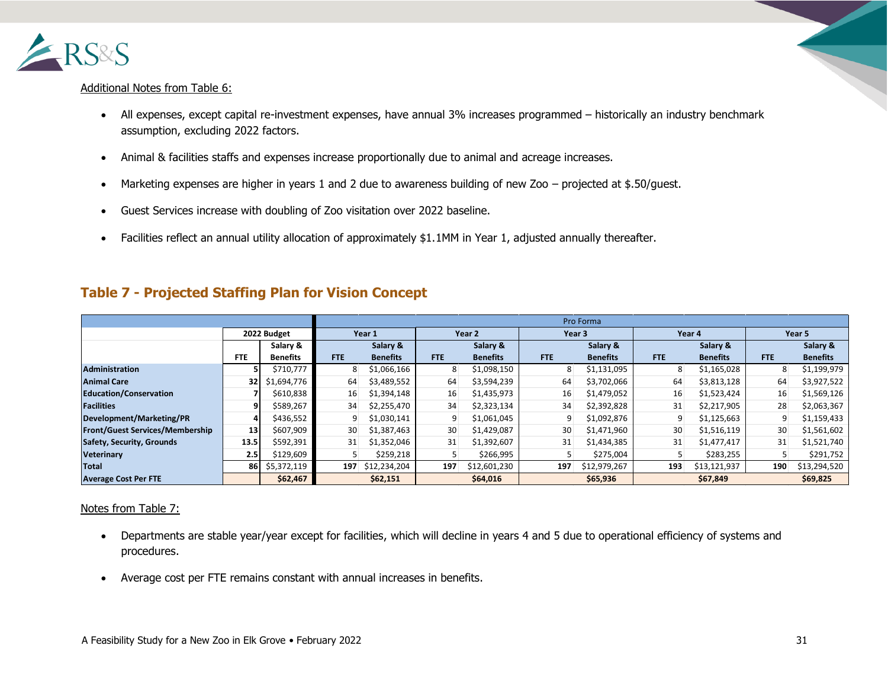Additional Notes from Table 6:

- All expenses, except capital re-investment expenses, have annual 3% increases programmed – historically an industry benchmark assumption, excluding 2022 factors.
- Animal & facilities staffs and expenses increase proportionally due to animal and acreage increases.
- Marketing expenses are higher in years 1 and 2 due to awareness building of new Zoo – projected at $.50/guest.
- Guest Services increase with doubling of Zoo visitation over 2022 baseline.
- Facilities reflect an annual utility allocation of approximately $1.1MM in Year 1, adjusted annually thereafter.

## Table 7 - Projected Staffing Plan for Vision Concept

| | | | Pro Forma | | | | | | | | | |
|---|---|---|---|---|---|---|---|---|---|---|---|---|
| | 2022 Budget | | Year 1 | | Year 2 | | Year 3 | | Year 4 | | Year 5 | |
| | FTE | Salary & Benefits | FTE | Salary & Benefits | FTE | Salary & Benefits | FTE | Salary & Benefits | FTE | Salary & Benefits | FTE | Salary & Benefits |
| **Administration** | 5 | $710,777 | 8 | $1,066,166 | 8 | $1,098,150 | 8 | $1,131,095 | 8 | $1,165,028 | 8 | $1,199,979 |
| **Animal Care** | 32 | $1,694,776 | 64 | $3,489,552 | 64 | $3,594,239 | 64 | $3,702,066 | 64 | $3,813,128 | 64 | $3,927,522 |
| **Education/Conservation** | 7 | $610,838 | 16 | $1,394,148 | 16 | $1,435,973 | 16 | $1,479,052 | 16 | $1,523,424 | 16 | $1,569,126 |
| **Facilities** | 9 | $589,267 | 34 | $2,255,470 | 34 | $2,323,134 | 34 | $2,392,828 | 31 | $2,217,905 | 28 | $2,063,367 |
| **Development/Marketing/PR** | 4 | $436,552 | 9 | $1,030,141 | 9 | $1,061,045 | 9 | $1,092,876 | 9 | $1,125,663 | 9 | $1,159,433 |
| **Front/Guest Services/Membership** | 13 | $607,909 | 30 | $1,387,463 | 30 | $1,429,087 | 30 | $1,471,960 | 30 | $1,516,119 | 30 | $1,561,602 |
| **Safety, Security, Grounds** | 13.5 | $592,391 | 31 | $1,352,046 | 31 | $1,392,607 | 31 | $1,434,385 | 31 | $1,477,417 | 31 | $1,521,740 |
| **Veterinary** | 2.5 | $129,609 | 5 | $259,218 | 5 | $266,995 | 5 | $275,004 | 5 | $283,255 | 5 | $291,752 |
| **Total** | 86 | $5,372,119 | 197 | $12,234,204 | 197 | $12,601,230 | 197 | $12,979,267 | 193 | $13,121,937 | 190 | $13,294,520 |
| **Average Cost Per FTE** | | **$62,467** | | **$62,151** | | **$64,016** | | **$65,936** | | **$67,849** | | **$69,825** |

Notes from Table 7:

- Departments are stable year/year except for facilities, which will decline in years 4 and 5 due to operational efficiency of systems and procedures.
- Average cost per FTE remains constant with annual increases in benefits.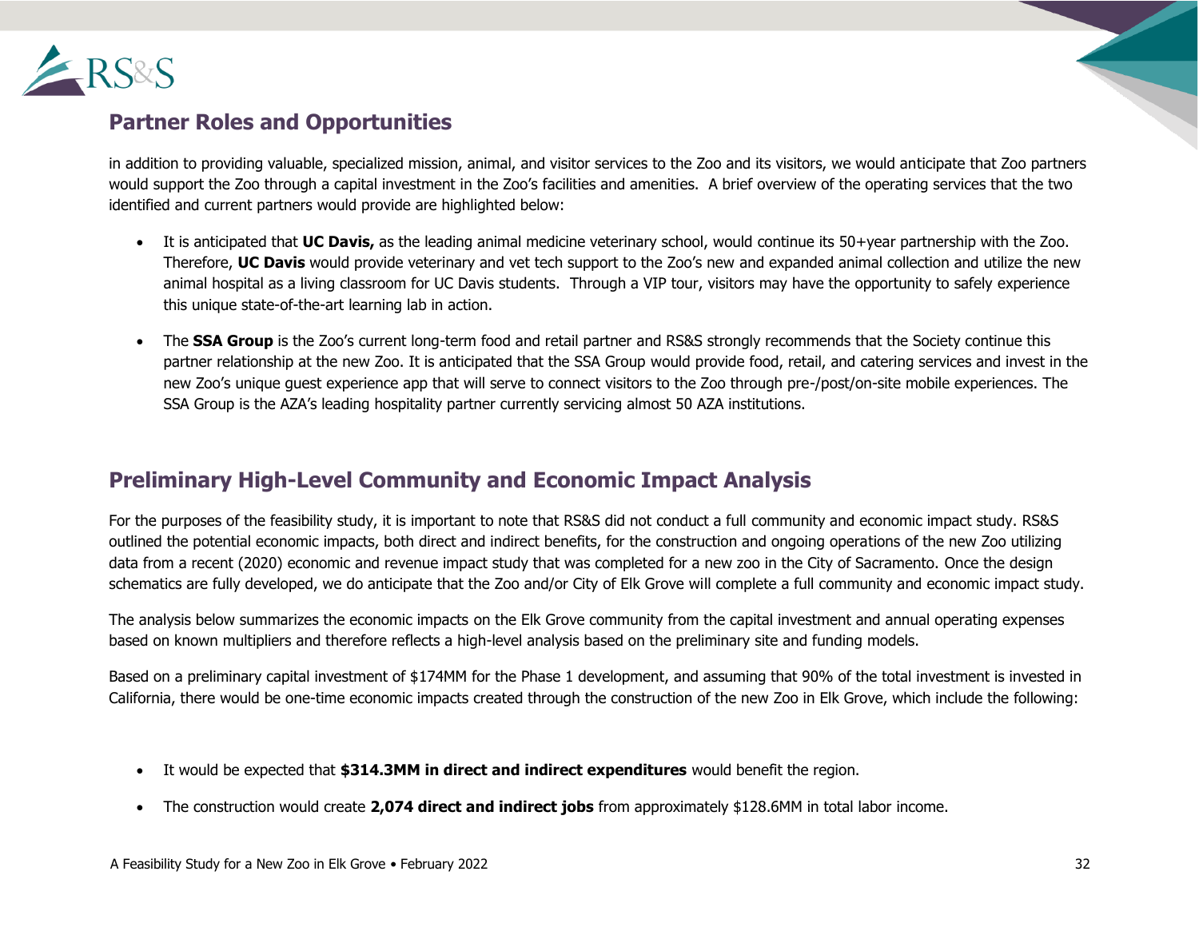## Partner Roles and Opportunities

in addition to providing valuable, specialized mission, animal, and visitor services to the Zoo and its visitors, we would anticipate that Zoo partners would support the Zoo through a capital investment in the Zoo's facilities and amenities. A brief overview of the operating services that the two identified and current partners would provide are highlighted below:

- It is anticipated that **UC Davis,** as the leading animal medicine veterinary school, would continue its 50+year partnership with the Zoo. Therefore, **UC Davis** would provide veterinary and vet tech support to the Zoo's new and expanded animal collection and utilize the new animal hospital as a living classroom for UC Davis students. Through a VIP tour, visitors may have the opportunity to safely experience this unique state-of-the-art learning lab in action.
- The **SSA Group** is the Zoo's current long-term food and retail partner and RS&S strongly recommends that the Society continue this partner relationship at the new Zoo. It is anticipated that the SSA Group would provide food, retail, and catering services and invest in the new Zoo's unique guest experience app that will serve to connect visitors to the Zoo through pre-/post/on-site mobile experiences. The SSA Group is the AZA's leading hospitality partner currently servicing almost 50 AZA institutions.

## Preliminary High-Level Community and Economic Impact Analysis

For the purposes of the feasibility study, it is important to note that RS&S did not conduct a full community and economic impact study. RS&S outlined the potential economic impacts, both direct and indirect benefits, for the construction and ongoing operations of the new Zoo utilizing data from a recent (2020) economic and revenue impact study that was completed for a new zoo in the City of Sacramento. Once the design schematics are fully developed, we do anticipate that the Zoo and/or City of Elk Grove will complete a full community and economic impact study.

The analysis below summarizes the economic impacts on the Elk Grove community from the capital investment and annual operating expenses based on known multipliers and therefore reflects a high-level analysis based on the preliminary site and funding models.

Based on a preliminary capital investment of $174MM for the Phase 1 development, and assuming that 90% of the total investment is invested in California, there would be one-time economic impacts created through the construction of the new Zoo in Elk Grove, which include the following:

- It would be expected that **$314.3MM in direct and indirect expenditures** would benefit the region.
- The construction would create **2,074 direct and indirect jobs** from approximately $128.6MM in total labor income.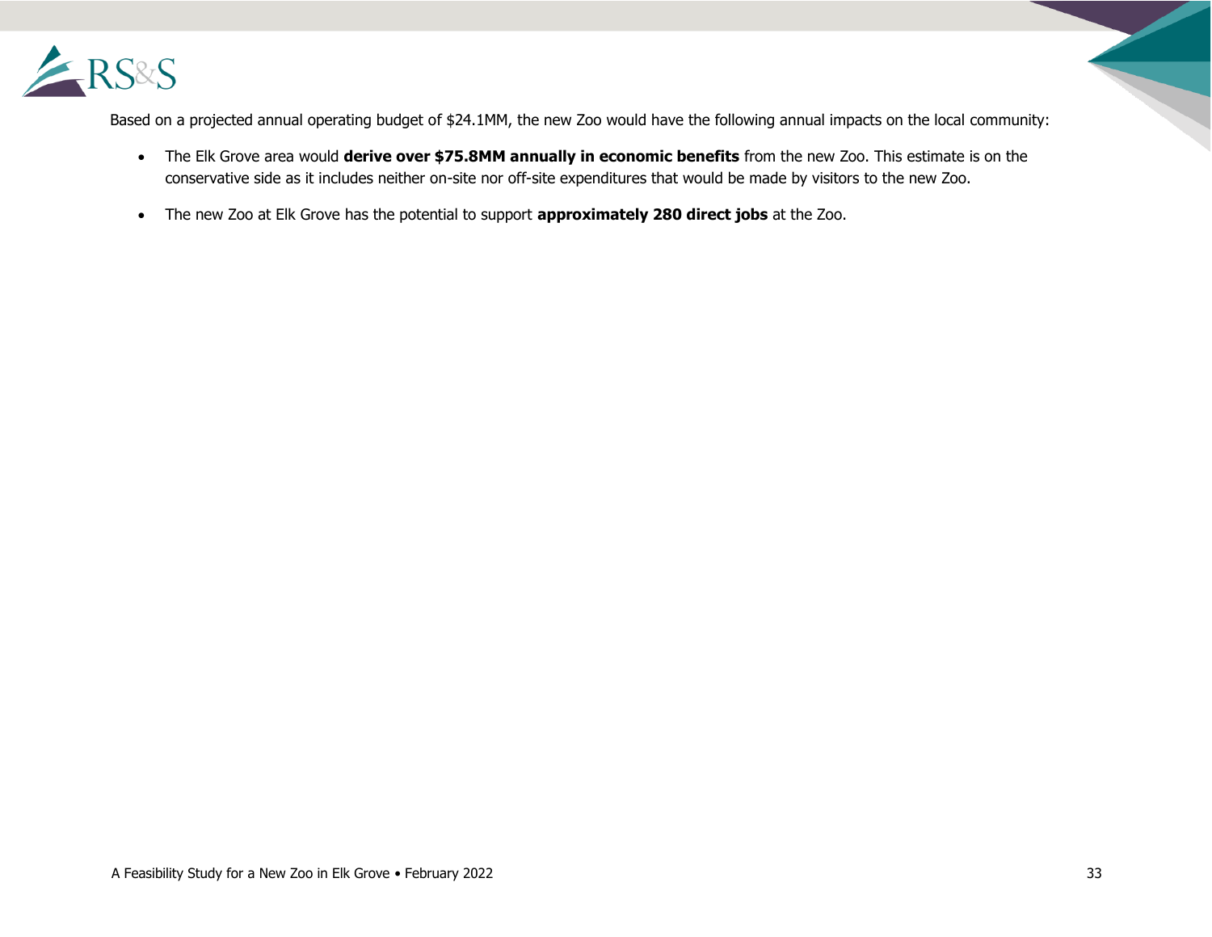Based on a projected annual operating budget of $24.1MM, the new Zoo would have the following annual impacts on the local community:

- The Elk Grove area would **derive over $75.8MM annually in economic benefits** from the new Zoo. This estimate is on the conservative side as it includes neither on-site nor off-site expenditures that would be made by visitors to the new Zoo.
- The new Zoo at Elk Grove has the potential to support **approximately 280 direct jobs** at the Zoo.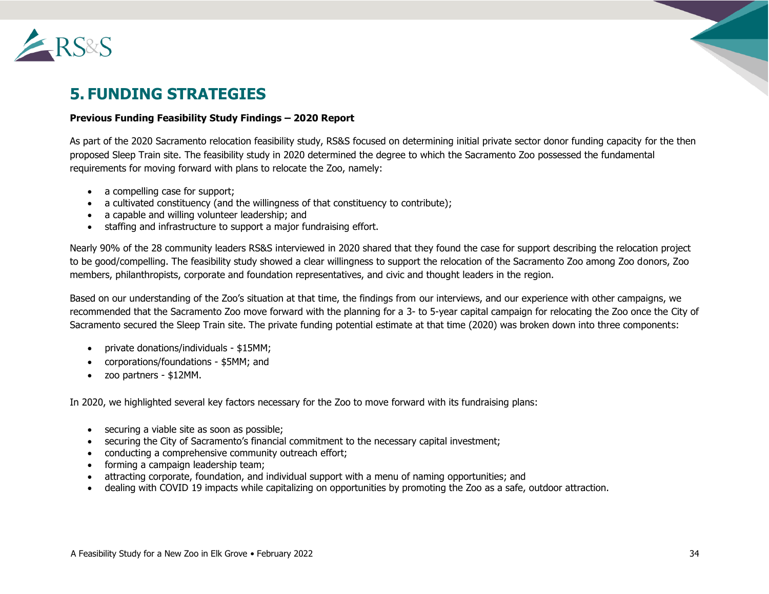## 5. FUNDING STRATEGIES

**Previous Funding Feasibility Study Findings – 2020 Report**

As part of the 2020 Sacramento relocation feasibility study, RS&S focused on determining initial private sector donor funding capacity for the then proposed Sleep Train site. The feasibility study in 2020 determined the degree to which the Sacramento Zoo possessed the fundamental requirements for moving forward with plans to relocate the Zoo, namely:

- a compelling case for support;
- a cultivated constituency (and the willingness of that constituency to contribute);
- a capable and willing volunteer leadership; and
- staffing and infrastructure to support a major fundraising effort.

Nearly 90% of the 28 community leaders RS&S interviewed in 2020 shared that they found the case for support describing the relocation project to be good/compelling. The feasibility study showed a clear willingness to support the relocation of the Sacramento Zoo among Zoo donors, Zoo members, philanthropists, corporate and foundation representatives, and civic and thought leaders in the region.

Based on our understanding of the Zoo's situation at that time, the findings from our interviews, and our experience with other campaigns, we recommended that the Sacramento Zoo move forward with the planning for a 3- to 5-year capital campaign for relocating the Zoo once the City of Sacramento secured the Sleep Train site. The private funding potential estimate at that time (2020) was broken down into three components:

- private donations/individuals - $15MM;
- corporations/foundations - $5MM; and
- zoo partners - $12MM.

In 2020, we highlighted several key factors necessary for the Zoo to move forward with its fundraising plans:

- securing a viable site as soon as possible;
- securing the City of Sacramento's financial commitment to the necessary capital investment;
- conducting a comprehensive community outreach effort;
- forming a campaign leadership team;
- attracting corporate, foundation, and individual support with a menu of naming opportunities; and
- dealing with COVID 19 impacts while capitalizing on opportunities by promoting the Zoo as a safe, outdoor attraction.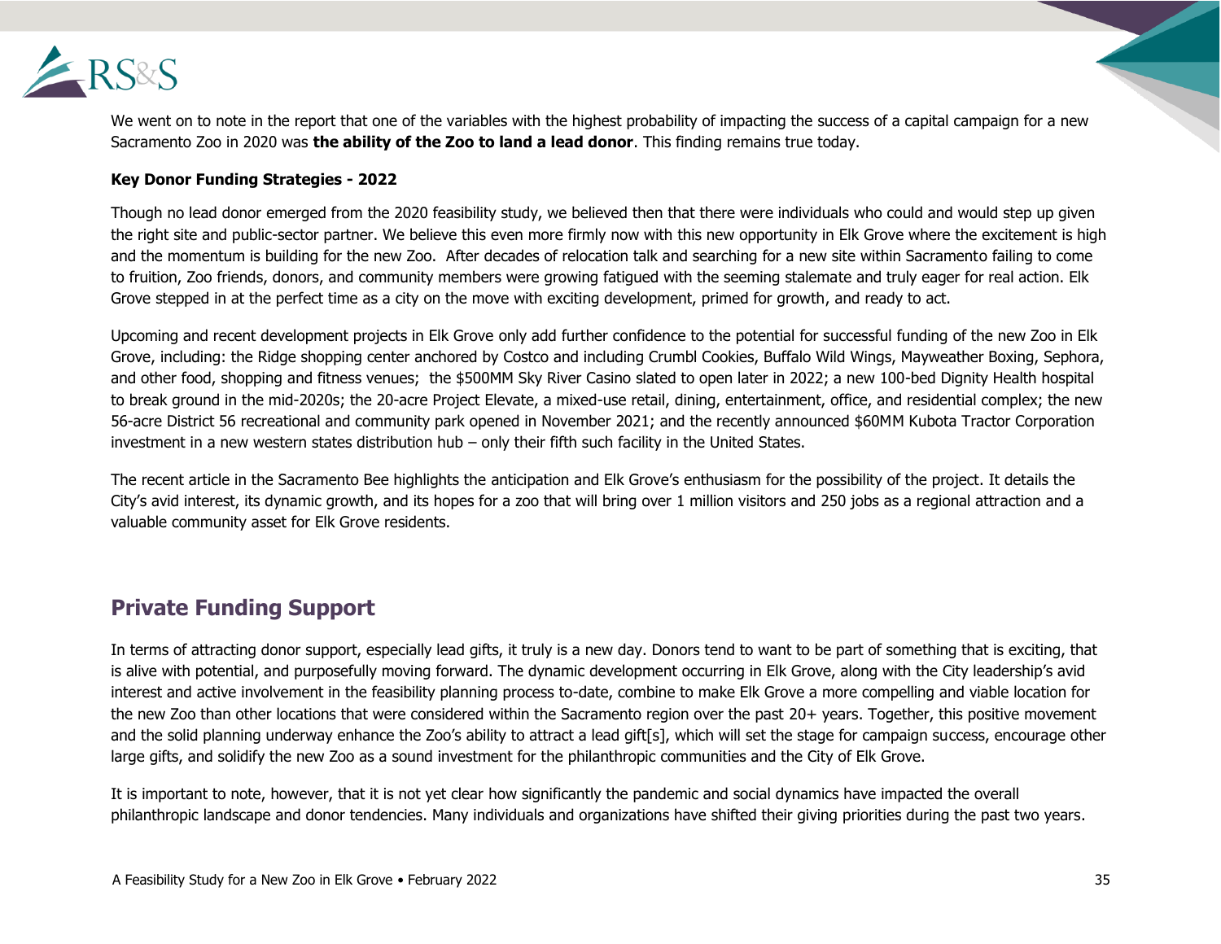We went on to note in the report that one of the variables with the highest probability of impacting the success of a capital campaign for a new Sacramento Zoo in 2020 was **the ability of the Zoo to land a lead donor**. This finding remains true today.

**Key Donor Funding Strategies - 2022**

Though no lead donor emerged from the 2020 feasibility study, we believed then that there were individuals who could and would step up given the right site and public-sector partner. We believe this even more firmly now with this new opportunity in Elk Grove where the excitement is high and the momentum is building for the new Zoo. After decades of relocation talk and searching for a new site within Sacramento failing to come to fruition, Zoo friends, donors, and community members were growing fatigued with the seeming stalemate and truly eager for real action. Elk Grove stepped in at the perfect time as a city on the move with exciting development, primed for growth, and ready to act.

Upcoming and recent development projects in Elk Grove only add further confidence to the potential for successful funding of the new Zoo in Elk Grove, including: the Ridge shopping center anchored by Costco and including Crumbl Cookies, Buffalo Wild Wings, Mayweather Boxing, Sephora, and other food, shopping and fitness venues; the $500MM Sky River Casino slated to open later in 2022; a new 100-bed Dignity Health hospital to break ground in the mid-2020s; the 20-acre Project Elevate, a mixed-use retail, dining, entertainment, office, and residential complex; the new 56-acre District 56 recreational and community park opened in November 2021; and the recently announced $60MM Kubota Tractor Corporation investment in a new western states distribution hub – only their fifth such facility in the United States.

The recent article in the Sacramento Bee highlights the anticipation and Elk Grove's enthusiasm for the possibility of the project. It details the City's avid interest, its dynamic growth, and its hopes for a zoo that will bring over 1 million visitors and 250 jobs as a regional attraction and a valuable community asset for Elk Grove residents.

## Private Funding Support

In terms of attracting donor support, especially lead gifts, it truly is a new day. Donors tend to want to be part of something that is exciting, that is alive with potential, and purposefully moving forward. The dynamic development occurring in Elk Grove, along with the City leadership's avid interest and active involvement in the feasibility planning process to-date, combine to make Elk Grove a more compelling and viable location for the new Zoo than other locations that were considered within the Sacramento region over the past 20+ years. Together, this positive movement and the solid planning underway enhance the Zoo's ability to attract a lead gift[s], which will set the stage for campaign success, encourage other large gifts, and solidify the new Zoo as a sound investment for the philanthropic communities and the City of Elk Grove.

It is important to note, however, that it is not yet clear how significantly the pandemic and social dynamics have impacted the overall philanthropic landscape and donor tendencies. Many individuals and organizations have shifted their giving priorities during the past two years.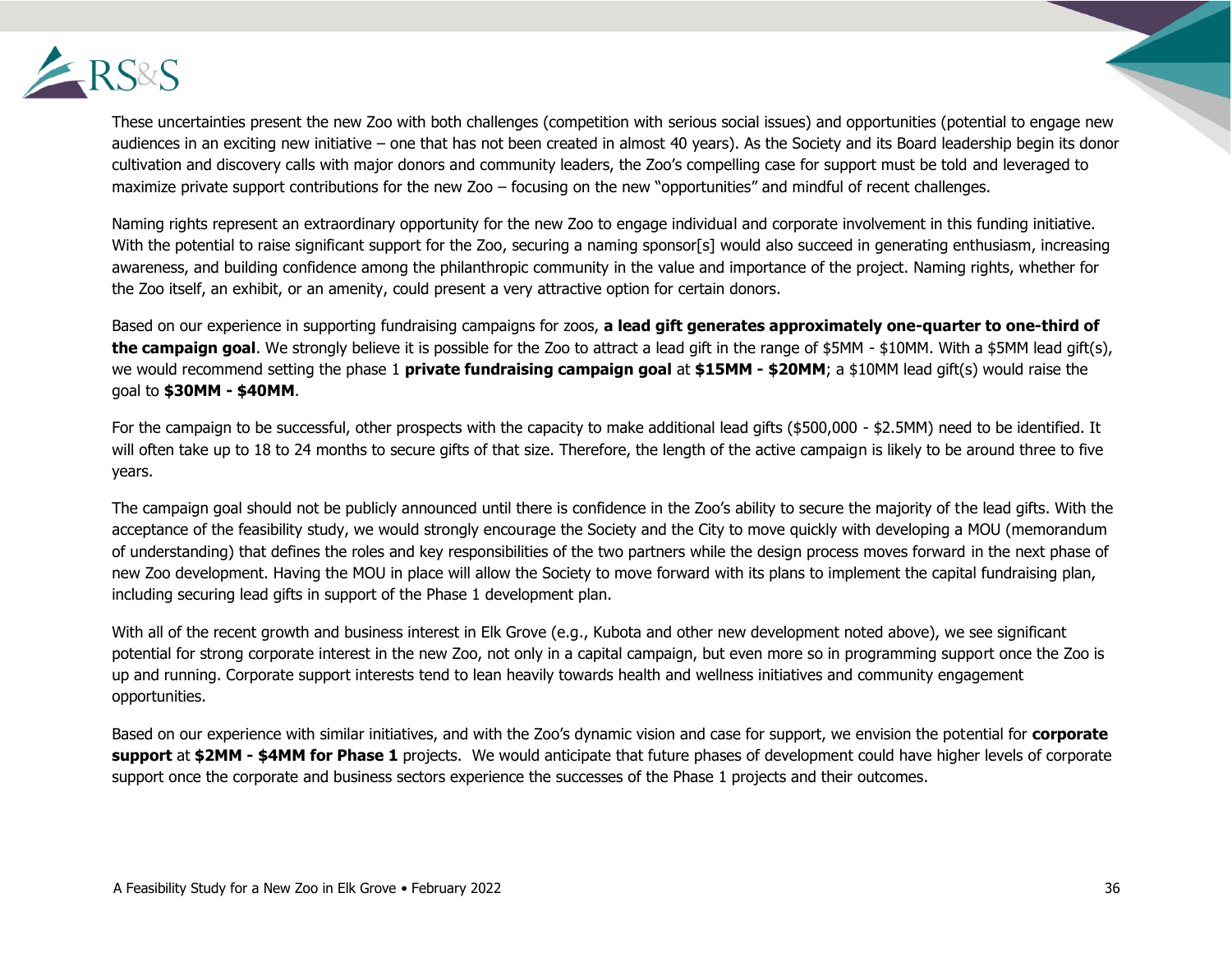These uncertainties present the new Zoo with both challenges (competition with serious social issues) and opportunities (potential to engage new audiences in an exciting new initiative – one that has not been created in almost 40 years). As the Society and its Board leadership begin its donor cultivation and discovery calls with major donors and community leaders, the Zoo's compelling case for support must be told and leveraged to maximize private support contributions for the new Zoo – focusing on the new "opportunities" and mindful of recent challenges.

Naming rights represent an extraordinary opportunity for the new Zoo to engage individual and corporate involvement in this funding initiative. With the potential to raise significant support for the Zoo, securing a naming sponsor[s] would also succeed in generating enthusiasm, increasing awareness, and building confidence among the philanthropic community in the value and importance of the project. Naming rights, whether for the Zoo itself, an exhibit, or an amenity, could present a very attractive option for certain donors.

Based on our experience in supporting fundraising campaigns for zoos, **a lead gift generates approximately one-quarter to one-third of the campaign goal**. We strongly believe it is possible for the Zoo to attract a lead gift in the range of $5MM - $10MM. With a $5MM lead gift(s), we would recommend setting the phase 1 **private fundraising campaign goal** at **$15MM - $20MM**; a $10MM lead gift(s) would raise the goal to **$30MM - $40MM**.

For the campaign to be successful, other prospects with the capacity to make additional lead gifts ($500,000 - $2.5MM) need to be identified. It will often take up to 18 to 24 months to secure gifts of that size. Therefore, the length of the active campaign is likely to be around three to five years.

The campaign goal should not be publicly announced until there is confidence in the Zoo's ability to secure the majority of the lead gifts. With the acceptance of the feasibility study, we would strongly encourage the Society and the City to move quickly with developing a MOU (memorandum of understanding) that defines the roles and key responsibilities of the two partners while the design process moves forward in the next phase of new Zoo development. Having the MOU in place will allow the Society to move forward with its plans to implement the capital fundraising plan, including securing lead gifts in support of the Phase 1 development plan.

With all of the recent growth and business interest in Elk Grove (e.g., Kubota and other new development noted above), we see significant potential for strong corporate interest in the new Zoo, not only in a capital campaign, but even more so in programming support once the Zoo is up and running. Corporate support interests tend to lean heavily towards health and wellness initiatives and community engagement opportunities.

Based on our experience with similar initiatives, and with the Zoo's dynamic vision and case for support, we envision the potential for **corporate support** at **$2MM - $4MM for Phase 1** projects. We would anticipate that future phases of development could have higher levels of corporate support once the corporate and business sectors experience the successes of the Phase 1 projects and their outcomes.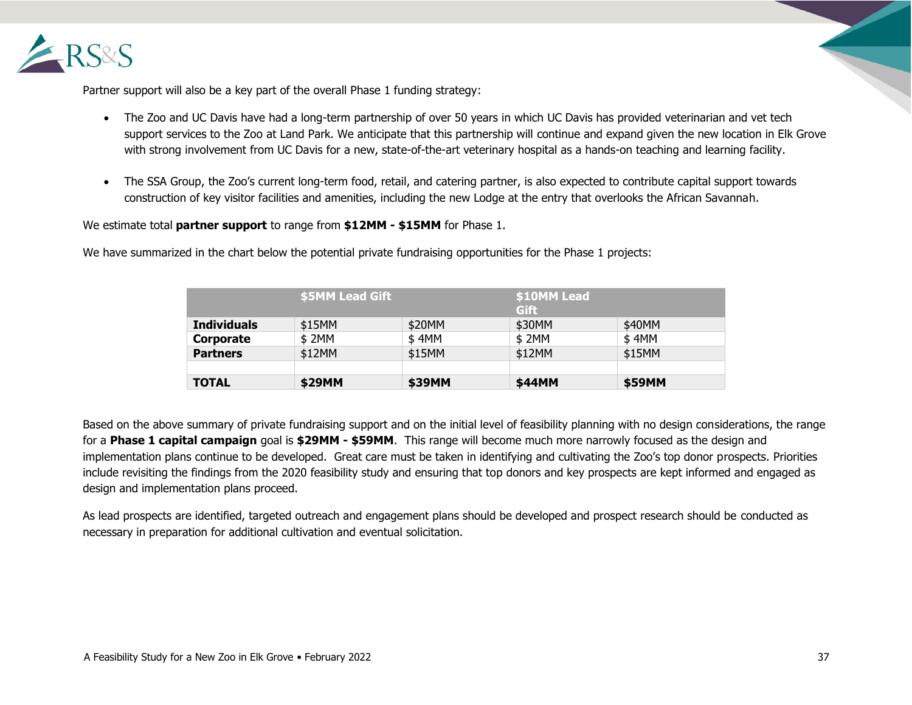Partner support will also be a key part of the overall Phase 1 funding strategy:

- The Zoo and UC Davis have had a long-term partnership of over 50 years in which UC Davis has provided veterinarian and vet tech support services to the Zoo at Land Park. We anticipate that this partnership will continue and expand given the new location in Elk Grove with strong involvement from UC Davis for a new, state-of-the-art veterinary hospital as a hands-on teaching and learning facility.

- The SSA Group, the Zoo's current long-term food, retail, and catering partner, is also expected to contribute capital support towards construction of key visitor facilities and amenities, including the new Lodge at the entry that overlooks the African Savannah.

We estimate total **partner support** to range from **$12MM - $15MM** for Phase 1.

We have summarized in the chart below the potential private fundraising opportunities for the Phase 1 projects:

| | $5MM Lead Gift | | $10MM Lead Gift | |
|---|---|---|---|---|
| **Individuals** | $15MM | $20MM | $30MM | $40MM |
| **Corporate** | $ 2MM | $ 4MM | $ 2MM | $ 4MM |
| **Partners** | $12MM | $15MM | $12MM | $15MM |
| | | | | |
| **TOTAL** | **$29MM** | **$39MM** | **$44MM** | **$59MM** |

Based on the above summary of private fundraising support and on the initial level of feasibility planning with no design considerations, the range for a **Phase 1 capital campaign** goal is **$29MM - $59MM**. This range will become much more narrowly focused as the design and implementation plans continue to be developed. Great care must be taken in identifying and cultivating the Zoo's top donor prospects. Priorities include revisiting the findings from the 2020 feasibility study and ensuring that top donors and key prospects are kept informed and engaged as design and implementation plans proceed.

As lead prospects are identified, targeted outreach and engagement plans should be developed and prospect research should be conducted as necessary in preparation for additional cultivation and eventual solicitation.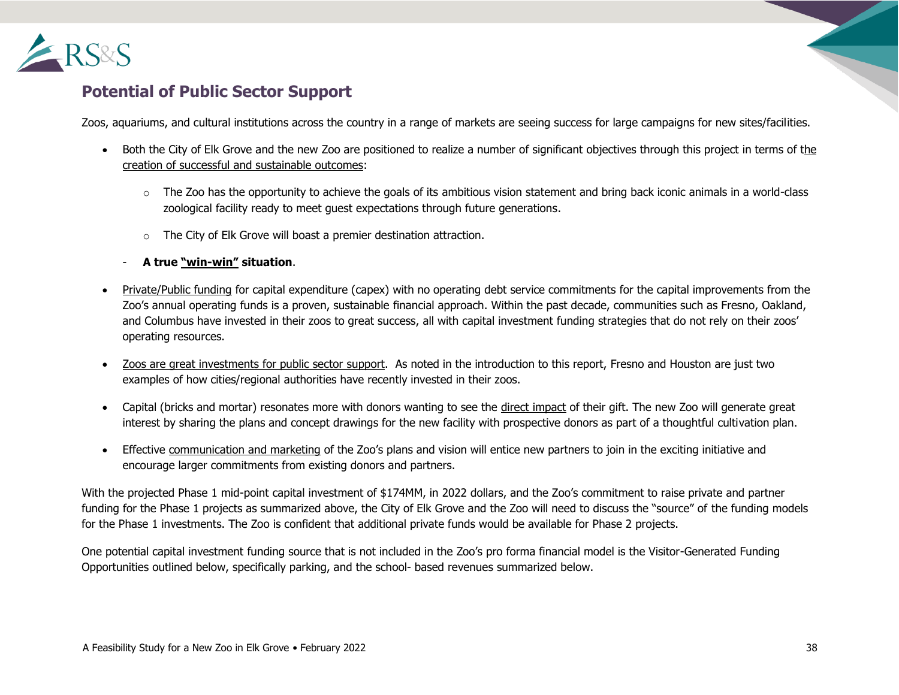## Potential of Public Sector Support

Zoos, aquariums, and cultural institutions across the country in a range of markets are seeing success for large campaigns for new sites/facilities.

- Both the City of Elk Grove and the new Zoo are positioned to realize a number of significant objectives through this project in terms of the creation of successful and sustainable outcomes:
  - The Zoo has the opportunity to achieve the goals of its ambitious vision statement and bring back iconic animals in a world-class zoological facility ready to meet guest expectations through future generations.
  - The City of Elk Grove will boast a premier destination attraction.
  - **A true "win-win" situation**.
- Private/Public funding for capital expenditure (capex) with no operating debt service commitments for the capital improvements from the Zoo's annual operating funds is a proven, sustainable financial approach. Within the past decade, communities such as Fresno, Oakland, and Columbus have invested in their zoos to great success, all with capital investment funding strategies that do not rely on their zoos' operating resources.
- Zoos are great investments for public sector support. As noted in the introduction to this report, Fresno and Houston are just two examples of how cities/regional authorities have recently invested in their zoos.
- Capital (bricks and mortar) resonates more with donors wanting to see the direct impact of their gift. The new Zoo will generate great interest by sharing the plans and concept drawings for the new facility with prospective donors as part of a thoughtful cultivation plan.
- Effective communication and marketing of the Zoo's plans and vision will entice new partners to join in the exciting initiative and encourage larger commitments from existing donors and partners.

With the projected Phase 1 mid-point capital investment of $174MM, in 2022 dollars, and the Zoo's commitment to raise private and partner funding for the Phase 1 projects as summarized above, the City of Elk Grove and the Zoo will need to discuss the "source" of the funding models for the Phase 1 investments. The Zoo is confident that additional private funds would be available for Phase 2 projects.

One potential capital investment funding source that is not included in the Zoo's pro forma financial model is the Visitor-Generated Funding Opportunities outlined below, specifically parking, and the school- based revenues summarized below.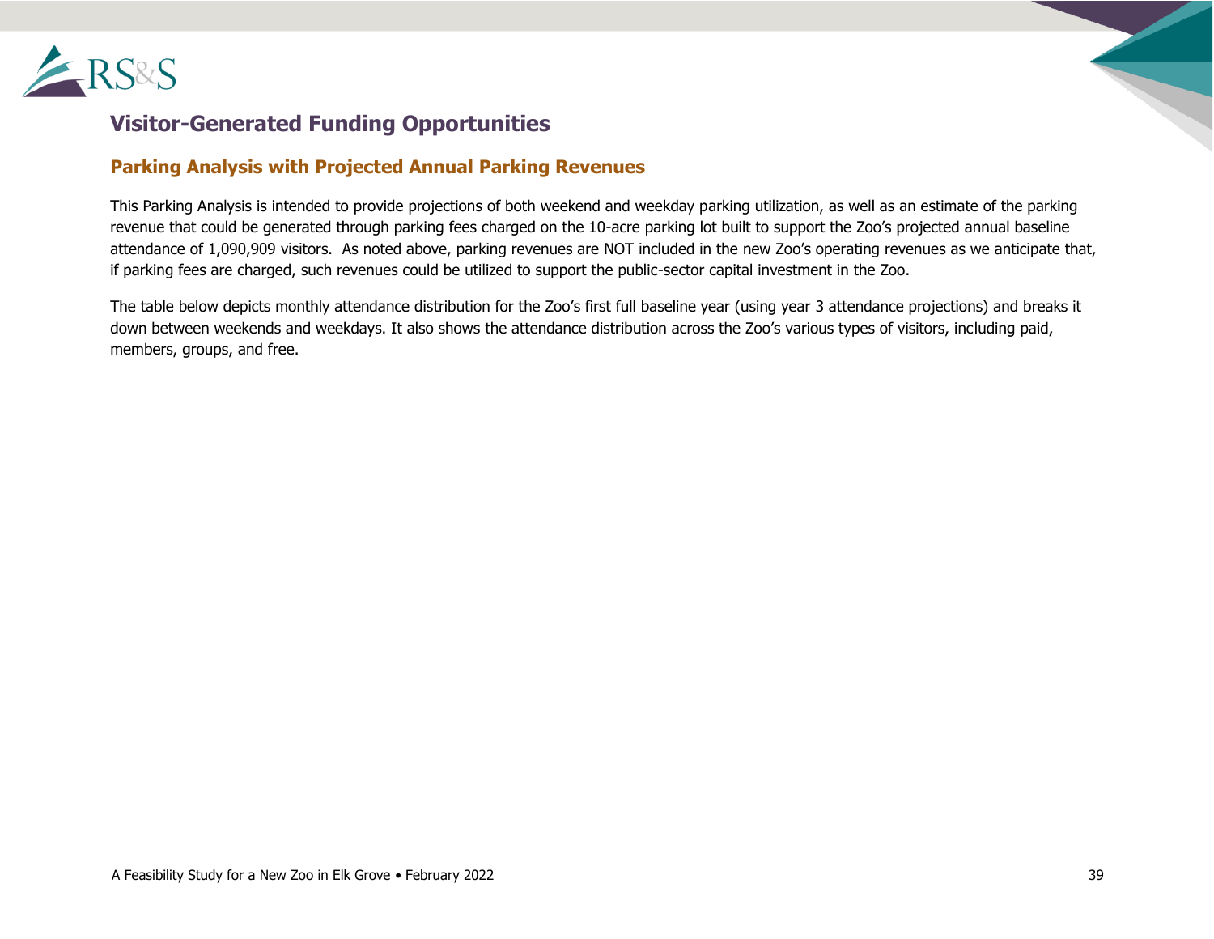## Visitor-Generated Funding Opportunities

### Parking Analysis with Projected Annual Parking Revenues

This Parking Analysis is intended to provide projections of both weekend and weekday parking utilization, as well as an estimate of the parking revenue that could be generated through parking fees charged on the 10-acre parking lot built to support the Zoo's projected annual baseline attendance of 1,090,909 visitors. As noted above, parking revenues are NOT included in the new Zoo's operating revenues as we anticipate that, if parking fees are charged, such revenues could be utilized to support the public-sector capital investment in the Zoo.

The table below depicts monthly attendance distribution for the Zoo's first full baseline year (using year 3 attendance projections) and breaks it down between weekends and weekdays. It also shows the attendance distribution across the Zoo's various types of visitors, including paid, members, groups, and free.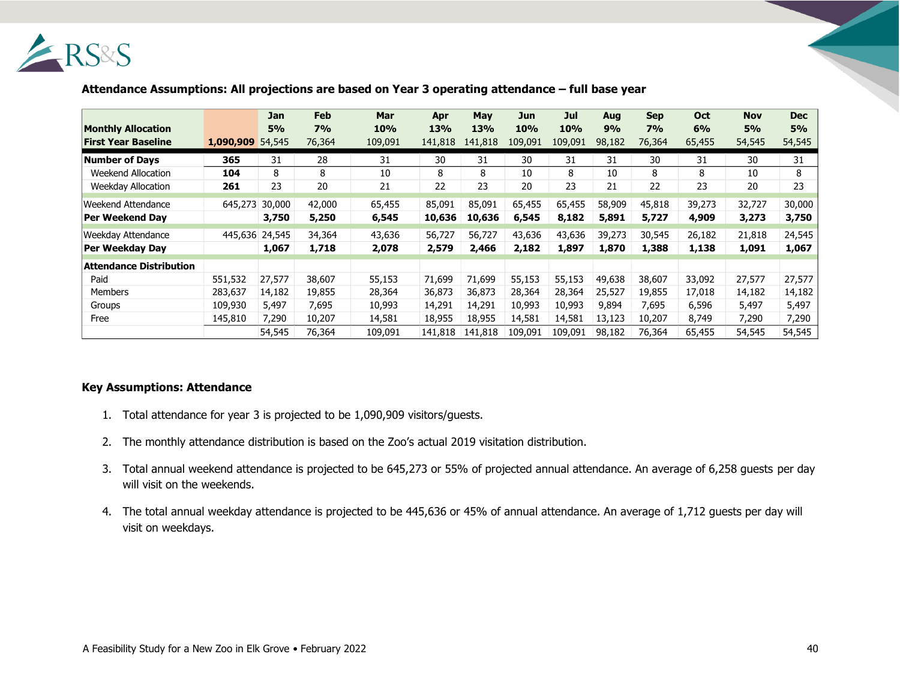**Attendance Assumptions: All projections are based on Year 3 operating attendance – full base year**

| Monthly Allocation<br>First Year Baseline | 1,090,909 | Jan<br>5%<br>54,545 | Feb<br>7%<br>76,364 | Mar<br>10%<br>109,091 | Apr<br>13%<br>141,818 | May<br>13%<br>141,818 | Jun<br>10%<br>109,091 | Jul<br>10%<br>109,091 | Aug<br>9%<br>98,182 | Sep<br>7%<br>76,364 | Oct<br>6%<br>65,455 | Nov<br>5%<br>54,545 | Dec<br>5%<br>54,545 |
|---|---|---|---|---|---|---|---|---|---|---|---|---|---|
| **Number of Days** | **365** | 31 | 28 | 31 | 30 | 31 | 30 | 31 | 31 | 30 | 31 | 30 | 31 |
| Weekend Allocation | **104** | 8 | 8 | 10 | 8 | 8 | 10 | 8 | 10 | 8 | 8 | 10 | 8 |
| Weekday Allocation | **261** | 23 | 20 | 21 | 22 | 23 | 20 | 23 | 21 | 22 | 23 | 20 | 23 |
| Weekend Attendance | 645,273 | 30,000 | 42,000 | 65,455 | 85,091 | 85,091 | 65,455 | 65,455 | 58,909 | 45,818 | 39,273 | 32,727 | 30,000 |
| **Per Weekend Day** | | **3,750** | **5,250** | **6,545** | **10,636** | **10,636** | **6,545** | **8,182** | **5,891** | **5,727** | **4,909** | **3,273** | **3,750** |
| Weekday Attendance | 445,636 | 24,545 | 34,364 | 43,636 | 56,727 | 56,727 | 43,636 | 43,636 | 39,273 | 30,545 | 26,182 | 21,818 | 24,545 |
| **Per Weekday Day** | | **1,067** | **1,718** | **2,078** | **2,579** | **2,466** | **2,182** | **1,897** | **1,870** | **1,388** | **1,138** | **1,091** | **1,067** |
| **Attendance Distribution** | | | | | | | | | | | | | |
| Paid | 551,532 | 27,577 | 38,607 | 55,153 | 71,699 | 71,699 | 55,153 | 55,153 | 49,638 | 38,607 | 33,092 | 27,577 | 27,577 |
| Members | 283,637 | 14,182 | 19,855 | 28,364 | 36,873 | 36,873 | 28,364 | 28,364 | 25,527 | 19,855 | 17,018 | 14,182 | 14,182 |
| Groups | 109,930 | 5,497 | 7,695 | 10,993 | 14,291 | 14,291 | 10,993 | 10,993 | 9,894 | 7,695 | 6,596 | 5,497 | 5,497 |
| Free | 145,810 | 7,290 | 10,207 | 14,581 | 18,955 | 18,955 | 14,581 | 14,581 | 13,123 | 10,207 | 8,749 | 7,290 | 7,290 |
| | | 54,545 | 76,364 | 109,091 | 141,818 | 141,818 | 109,091 | 109,091 | 98,182 | 76,364 | 65,455 | 54,545 | 54,545 |

**Key Assumptions: Attendance**

1. Total attendance for year 3 is projected to be 1,090,909 visitors/guests.
2. The monthly attendance distribution is based on the Zoo's actual 2019 visitation distribution.
3. Total annual weekend attendance is projected to be 645,273 or 55% of projected annual attendance. An average of 6,258 guests per day will visit on the weekends.
4. The total annual weekday attendance is projected to be 445,636 or 45% of annual attendance. An average of 1,712 guests per day will visit on weekdays.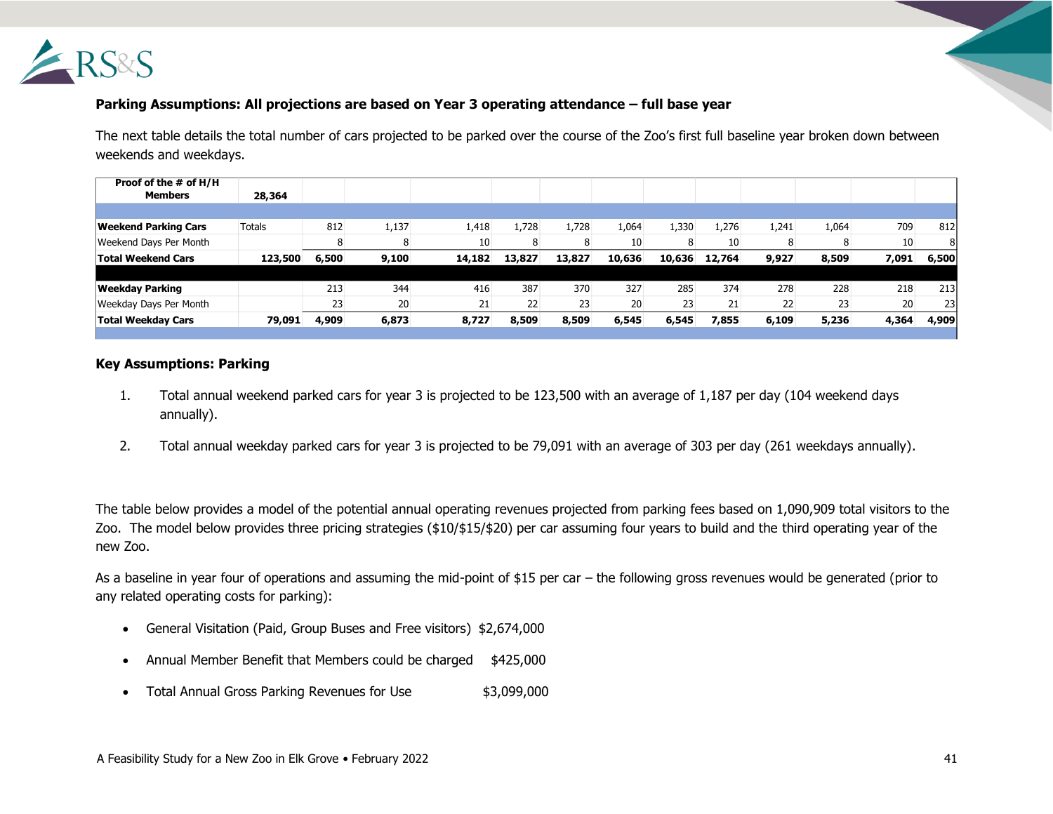**Parking Assumptions: All projections are based on Year 3 operating attendance – full base year**

The next table details the total number of cars projected to be parked over the course of the Zoo's first full baseline year broken down between weekends and weekdays.

| Proof of the # of H/H Members | 28,364 | | | | | | | | | | | | |
|---|---|---|---|---|---|---|---|---|---|---|---|---|---|
| | | | | | | | | | | | | | |
| **Weekend Parking Cars** | Totals | 812 | 1,137 | 1,418 | 1,728 | 1,728 | 1,064 | 1,330 | 1,276 | 1,241 | 1,064 | 709 | 812 |
| Weekend Days Per Month | | 8 | 8 | 10 | 8 | 8 | 10 | 8 | 10 | 8 | 8 | 10 | 8 |
| **Total Weekend Cars** | **123,500** | **6,500** | **9,100** | **14,182** | **13,827** | **13,827** | **10,636** | **10,636** | **12,764** | **9,927** | **8,509** | **7,091** | **6,500** |
| | | | | | | | | | | | | | |
| **Weekday Parking** | | 213 | 344 | 416 | 387 | 370 | 327 | 285 | 374 | 278 | 228 | 218 | 213 |
| Weekday Days Per Month | | 23 | 20 | 21 | 22 | 23 | 20 | 23 | 21 | 22 | 23 | 20 | 23 |
| **Total Weekday Cars** | **79,091** | **4,909** | **6,873** | **8,727** | **8,509** | **8,509** | **6,545** | **6,545** | **7,855** | **6,109** | **5,236** | **4,364** | **4,909** |

**Key Assumptions: Parking**

1. Total annual weekend parked cars for year 3 is projected to be 123,500 with an average of 1,187 per day (104 weekend days annually).
2. Total annual weekday parked cars for year 3 is projected to be 79,091 with an average of 303 per day (261 weekdays annually).

The table below provides a model of the potential annual operating revenues projected from parking fees based on 1,090,909 total visitors to the Zoo. The model below provides three pricing strategies ($10/$15/$20) per car assuming four years to build and the third operating year of the new Zoo.

As a baseline in year four of operations and assuming the mid-point of $15 per car – the following gross revenues would be generated (prior to any related operating costs for parking):

- General Visitation (Paid, Group Buses and Free visitors) $2,674,000
- Annual Member Benefit that Members could be charged $425,000
- Total Annual Gross Parking Revenues for Use $3,099,000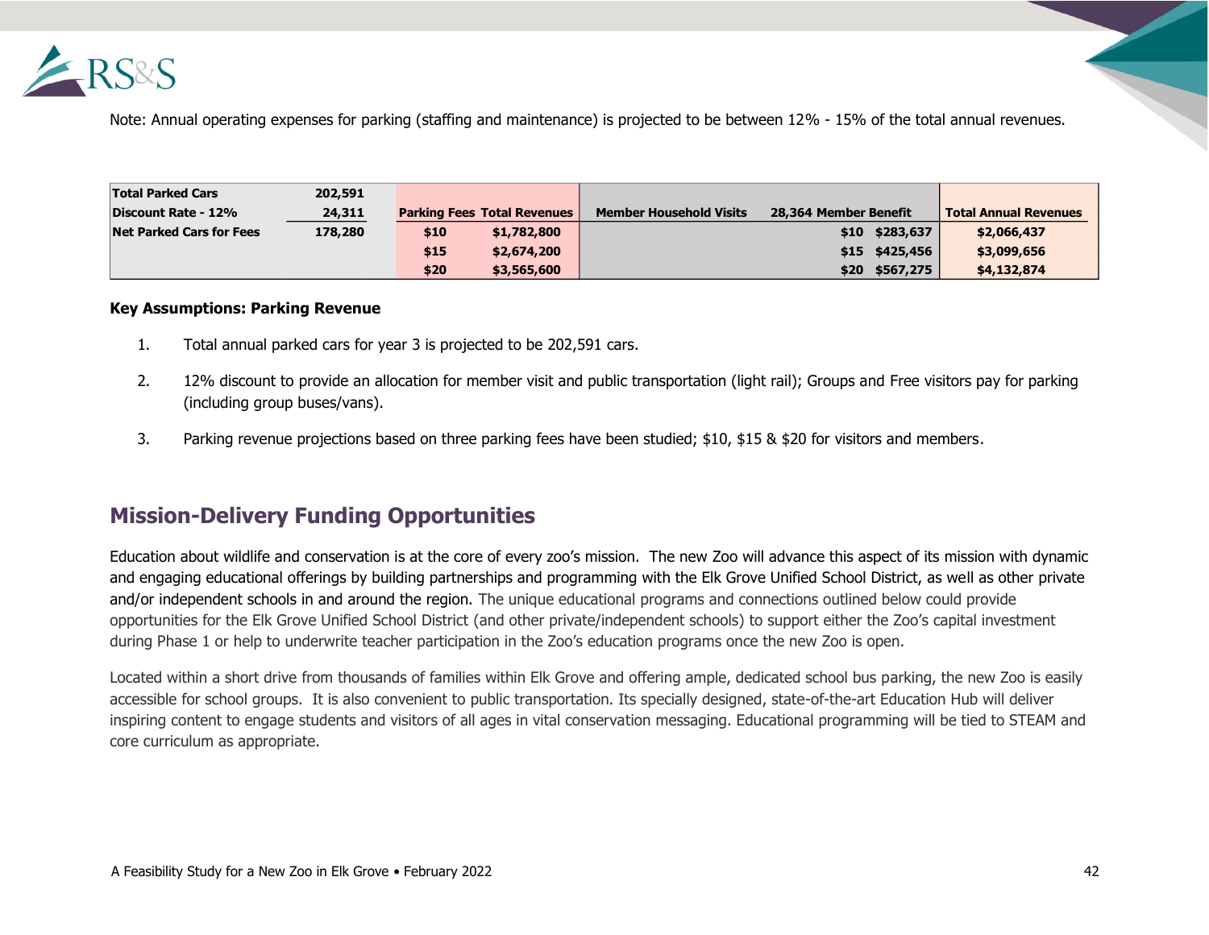Note: Annual operating expenses for parking (staffing and maintenance) is projected to be between 12% - 15% of the total annual revenues.

| Total Parked Cars | 202,591 | | | | | | |
|---|---|---|---|---|---|---|---|
| **Discount Rate - 12%** | **24,311** | **Parking Fees** | **Total Revenues** | **Member Household Visits** | **28,364 Member Benefit** | | **Total Annual Revenues** |
| **Net Parked Cars for Fees** | **178,280** | **$10** | **$1,782,800** | | **$10** | **$283,637** | **$2,066,437** |
| | | **$15** | **$2,674,200** | | **$15** | **$425,456** | **$3,099,656** |
| | | **$20** | **$3,565,600** | | **$20** | **$567,275** | **$4,132,874** |

**Key Assumptions: Parking Revenue**

1. Total annual parked cars for year 3 is projected to be 202,591 cars.
2. 12% discount to provide an allocation for member visit and public transportation (light rail); Groups and Free visitors pay for parking (including group buses/vans).
3. Parking revenue projections based on three parking fees have been studied; $10, $15 & $20 for visitors and members.

## Mission-Delivery Funding Opportunities

Education about wildlife and conservation is at the core of every zoo's mission. The new Zoo will advance this aspect of its mission with dynamic and engaging educational offerings by building partnerships and programming with the Elk Grove Unified School District, as well as other private and/or independent schools in and around the region. The unique educational programs and connections outlined below could provide opportunities for the Elk Grove Unified School District (and other private/independent schools) to support either the Zoo's capital investment during Phase 1 or help to underwrite teacher participation in the Zoo's education programs once the new Zoo is open.

Located within a short drive from thousands of families within Elk Grove and offering ample, dedicated school bus parking, the new Zoo is easily accessible for school groups. It is also convenient to public transportation. Its specially designed, state-of-the-art Education Hub will deliver inspiring content to engage students and visitors of all ages in vital conservation messaging. Educational programming will be tied to STEAM and core curriculum as appropriate.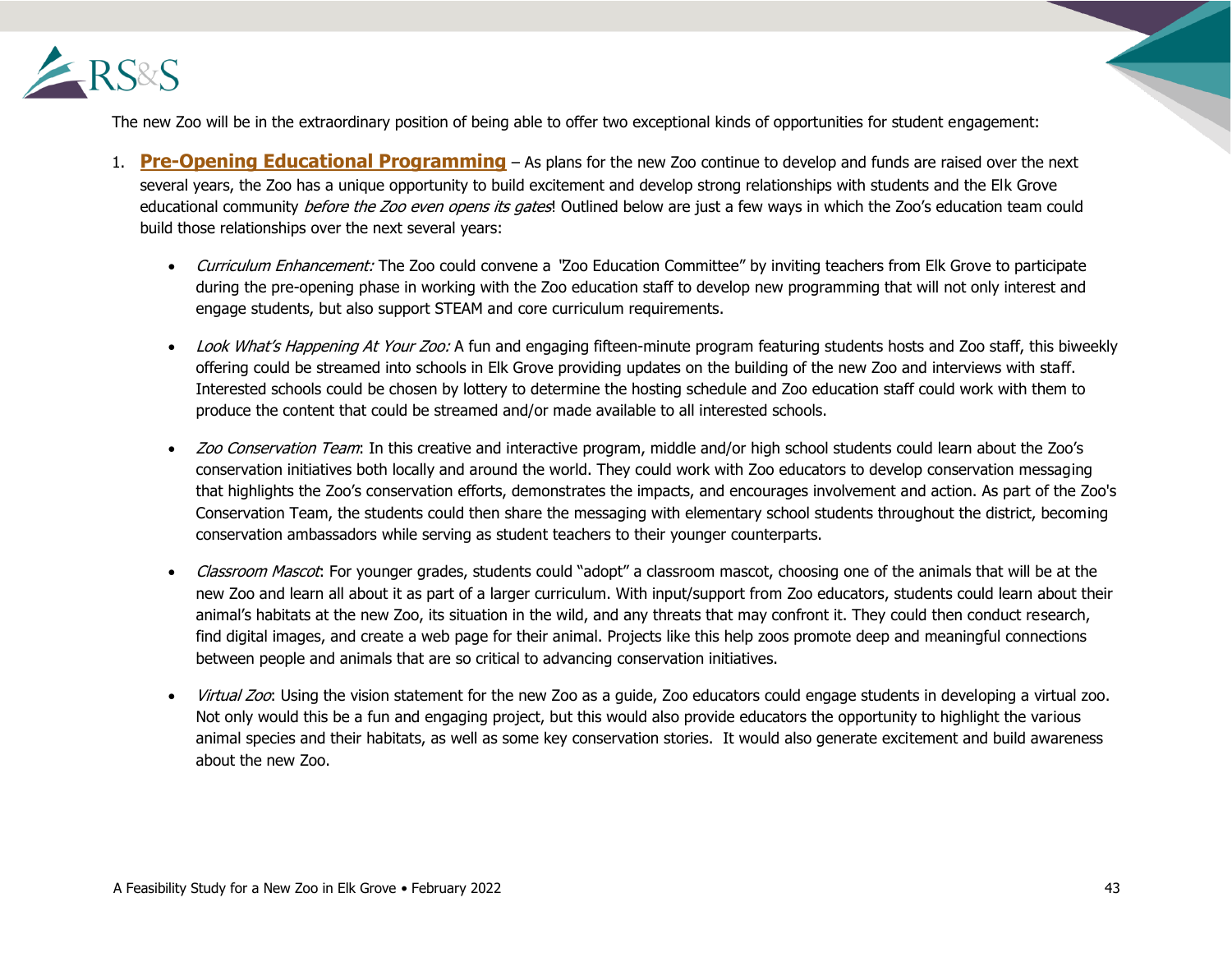The new Zoo will be in the extraordinary position of being able to offer two exceptional kinds of opportunities for student engagement:

1. **Pre-Opening Educational Programming** – As plans for the new Zoo continue to develop and funds are raised over the next several years, the Zoo has a unique opportunity to build excitement and develop strong relationships with students and the Elk Grove educational community *before the Zoo even opens its gates*! Outlined below are just a few ways in which the Zoo's education team could build those relationships over the next several years:

    - *Curriculum Enhancement:* The Zoo could convene a "Zoo Education Committee" by inviting teachers from Elk Grove to participate during the pre-opening phase in working with the Zoo education staff to develop new programming that will not only interest and engage students, but also support STEAM and core curriculum requirements.

    - *Look What's Happening At Your Zoo:* A fun and engaging fifteen-minute program featuring students hosts and Zoo staff, this biweekly offering could be streamed into schools in Elk Grove providing updates on the building of the new Zoo and interviews with staff. Interested schools could be chosen by lottery to determine the hosting schedule and Zoo education staff could work with them to produce the content that could be streamed and/or made available to all interested schools.

    - *Zoo Conservation Team*: In this creative and interactive program, middle and/or high school students could learn about the Zoo's conservation initiatives both locally and around the world. They could work with Zoo educators to develop conservation messaging that highlights the Zoo's conservation efforts, demonstrates the impacts, and encourages involvement and action. As part of the Zoo's Conservation Team, the students could then share the messaging with elementary school students throughout the district, becoming conservation ambassadors while serving as student teachers to their younger counterparts.

    - *Classroom Mascot*: For younger grades, students could "adopt" a classroom mascot, choosing one of the animals that will be at the new Zoo and learn all about it as part of a larger curriculum. With input/support from Zoo educators, students could learn about their animal's habitats at the new Zoo, its situation in the wild, and any threats that may confront it. They could then conduct research, find digital images, and create a web page for their animal. Projects like this help zoos promote deep and meaningful connections between people and animals that are so critical to advancing conservation initiatives.

    - *Virtual Zoo*: Using the vision statement for the new Zoo as a guide, Zoo educators could engage students in developing a virtual zoo. Not only would this be a fun and engaging project, but this would also provide educators the opportunity to highlight the various animal species and their habitats, as well as some key conservation stories. It would also generate excitement and build awareness about the new Zoo.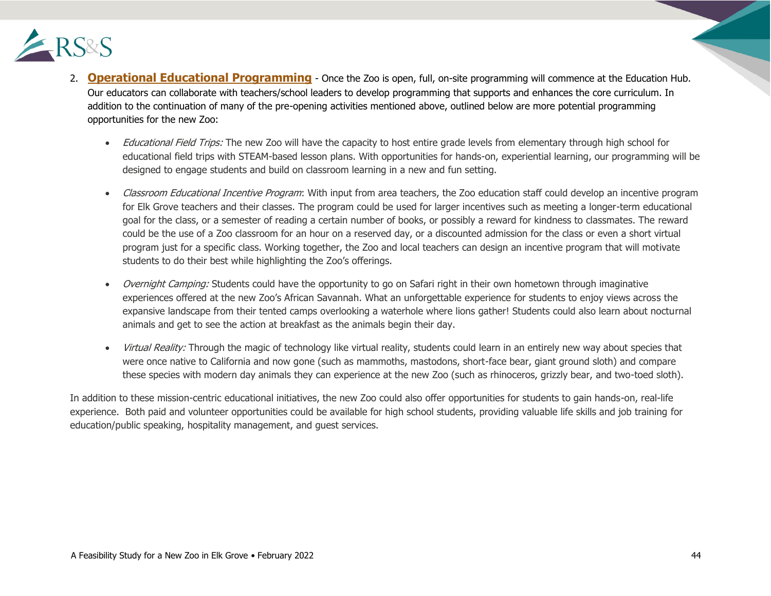2. **Operational Educational Programming** - Once the Zoo is open, full, on-site programming will commence at the Education Hub. Our educators can collaborate with teachers/school leaders to develop programming that supports and enhances the core curriculum. In addition to the continuation of many of the pre-opening activities mentioned above, outlined below are more potential programming opportunities for the new Zoo:

   - *Educational Field Trips:* The new Zoo will have the capacity to host entire grade levels from elementary through high school for educational field trips with STEAM-based lesson plans. With opportunities for hands-on, experiential learning, our programming will be designed to engage students and build on classroom learning in a new and fun setting.

   - *Classroom Educational Incentive Program*: With input from area teachers, the Zoo education staff could develop an incentive program for Elk Grove teachers and their classes. The program could be used for larger incentives such as meeting a longer-term educational goal for the class, or a semester of reading a certain number of books, or possibly a reward for kindness to classmates. The reward could be the use of a Zoo classroom for an hour on a reserved day, or a discounted admission for the class or even a short virtual program just for a specific class. Working together, the Zoo and local teachers can design an incentive program that will motivate students to do their best while highlighting the Zoo's offerings.

   - *Overnight Camping:* Students could have the opportunity to go on Safari right in their own hometown through imaginative experiences offered at the new Zoo's African Savannah. What an unforgettable experience for students to enjoy views across the expansive landscape from their tented camps overlooking a waterhole where lions gather! Students could also learn about nocturnal animals and get to see the action at breakfast as the animals begin their day.

   - *Virtual Reality:* Through the magic of technology like virtual reality, students could learn in an entirely new way about species that were once native to California and now gone (such as mammoths, mastodons, short-face bear, giant ground sloth) and compare these species with modern day animals they can experience at the new Zoo (such as rhinoceros, grizzly bear, and two-toed sloth).

In addition to these mission-centric educational initiatives, the new Zoo could also offer opportunities for students to gain hands-on, real-life experience. Both paid and volunteer opportunities could be available for high school students, providing valuable life skills and job training for education/public speaking, hospitality management, and guest services.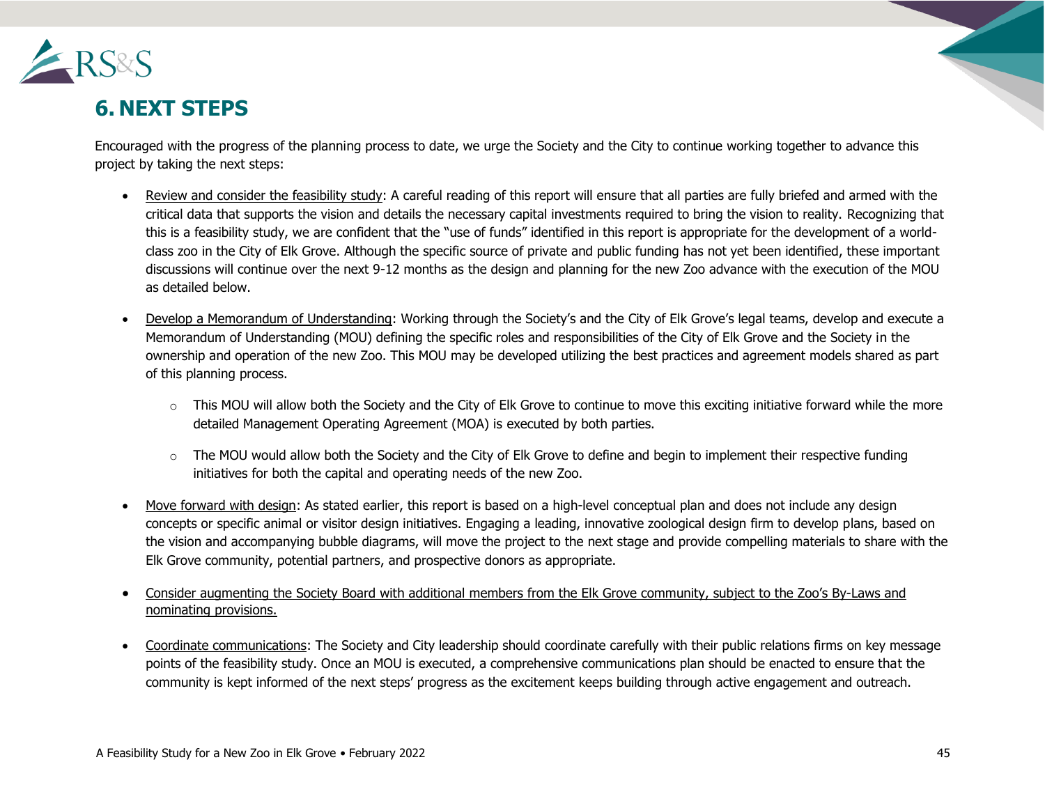# 6. NEXT STEPS

Encouraged with the progress of the planning process to date, we urge the Society and the City to continue working together to advance this project by taking the next steps:

- Review and consider the feasibility study: A careful reading of this report will ensure that all parties are fully briefed and armed with the critical data that supports the vision and details the necessary capital investments required to bring the vision to reality. Recognizing that this is a feasibility study, we are confident that the "use of funds" identified in this report is appropriate for the development of a world-class zoo in the City of Elk Grove. Although the specific source of private and public funding has not yet been identified, these important discussions will continue over the next 9-12 months as the design and planning for the new Zoo advance with the execution of the MOU as detailed below.

- Develop a Memorandum of Understanding: Working through the Society's and the City of Elk Grove's legal teams, develop and execute a Memorandum of Understanding (MOU) defining the specific roles and responsibilities of the City of Elk Grove and the Society in the ownership and operation of the new Zoo. This MOU may be developed utilizing the best practices and agreement models shared as part of this planning process.
  - This MOU will allow both the Society and the City of Elk Grove to continue to move this exciting initiative forward while the more detailed Management Operating Agreement (MOA) is executed by both parties.
  - The MOU would allow both the Society and the City of Elk Grove to define and begin to implement their respective funding initiatives for both the capital and operating needs of the new Zoo.

- Move forward with design: As stated earlier, this report is based on a high-level conceptual plan and does not include any design concepts or specific animal or visitor design initiatives. Engaging a leading, innovative zoological design firm to develop plans, based on the vision and accompanying bubble diagrams, will move the project to the next stage and provide compelling materials to share with the Elk Grove community, potential partners, and prospective donors as appropriate.

- Consider augmenting the Society Board with additional members from the Elk Grove community, subject to the Zoo's By-Laws and nominating provisions.

- Coordinate communications: The Society and City leadership should coordinate carefully with their public relations firms on key message points of the feasibility study. Once an MOU is executed, a comprehensive communications plan should be enacted to ensure that the community is kept informed of the next steps' progress as the excitement keeps building through active engagement and outreach.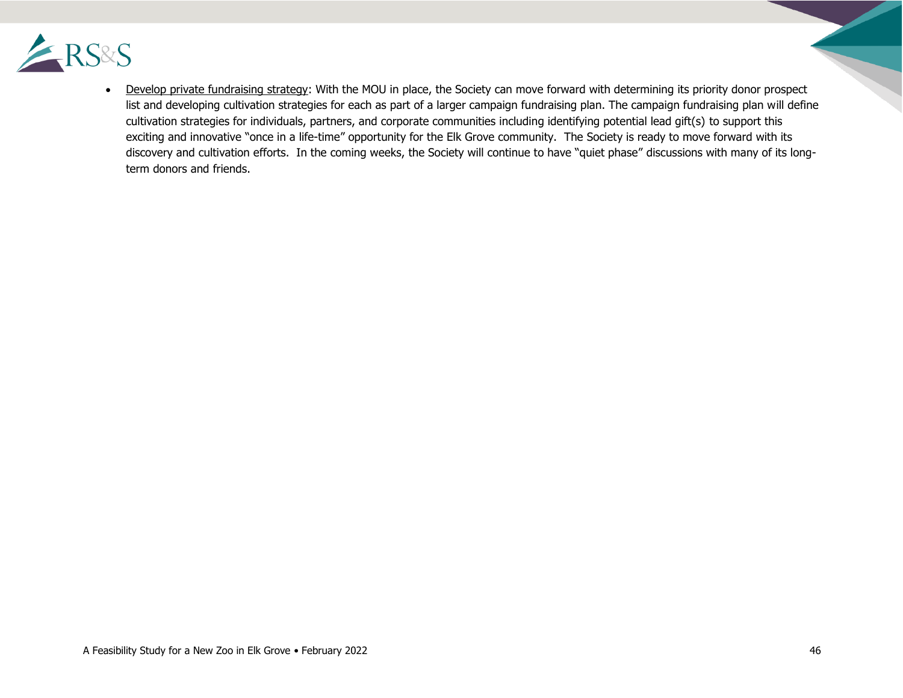- Develop private fundraising strategy: With the MOU in place, the Society can move forward with determining its priority donor prospect list and developing cultivation strategies for each as part of a larger campaign fundraising plan. The campaign fundraising plan will define cultivation strategies for individuals, partners, and corporate communities including identifying potential lead gift(s) to support this exciting and innovative "once in a life-time" opportunity for the Elk Grove community. The Society is ready to move forward with its discovery and cultivation efforts. In the coming weeks, the Society will continue to have "quiet phase" discussions with many of its long-term donors and friends.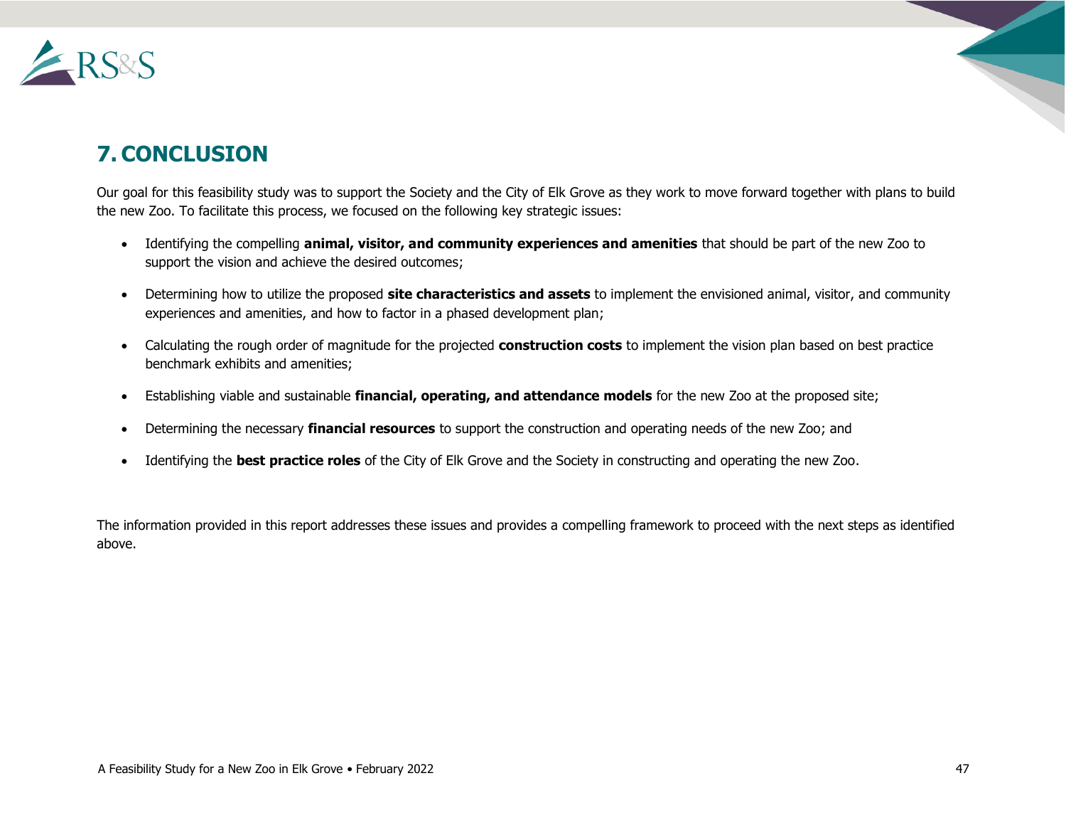# 7. CONCLUSION

Our goal for this feasibility study was to support the Society and the City of Elk Grove as they work to move forward together with plans to build the new Zoo. To facilitate this process, we focused on the following key strategic issues:

- Identifying the compelling **animal, visitor, and community experiences and amenities** that should be part of the new Zoo to support the vision and achieve the desired outcomes;
- Determining how to utilize the proposed **site characteristics and assets** to implement the envisioned animal, visitor, and community experiences and amenities, and how to factor in a phased development plan;
- Calculating the rough order of magnitude for the projected **construction costs** to implement the vision plan based on best practice benchmark exhibits and amenities;
- Establishing viable and sustainable **financial, operating, and attendance models** for the new Zoo at the proposed site;
- Determining the necessary **financial resources** to support the construction and operating needs of the new Zoo; and
- Identifying the **best practice roles** of the City of Elk Grove and the Society in constructing and operating the new Zoo.

The information provided in this report addresses these issues and provides a compelling framework to proceed with the next steps as identified above.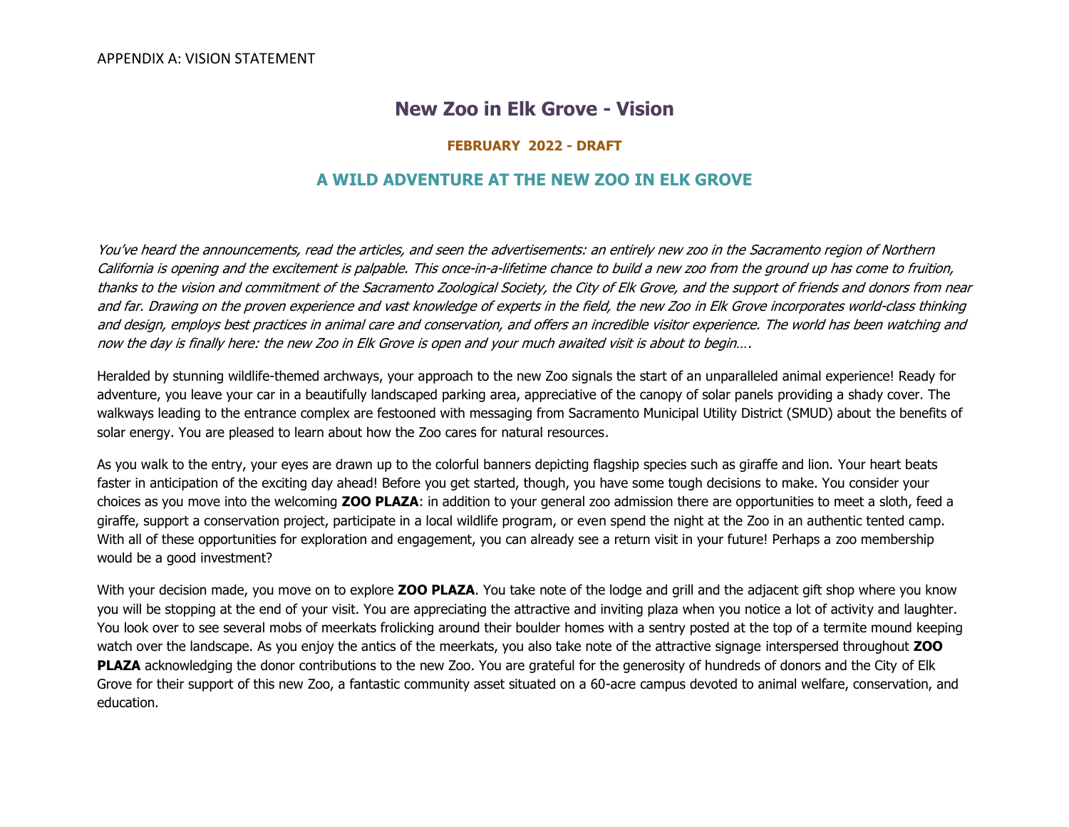APPENDIX A: VISION STATEMENT

# New Zoo in Elk Grove - Vision

**FEBRUARY 2022 - DRAFT**

## A WILD ADVENTURE AT THE NEW ZOO IN ELK GROVE

*You've heard the announcements, read the articles, and seen the advertisements: an entirely new zoo in the Sacramento region of Northern California is opening and the excitement is palpable. This once-in-a-lifetime chance to build a new zoo from the ground up has come to fruition, thanks to the vision and commitment of the Sacramento Zoological Society, the City of Elk Grove, and the support of friends and donors from near and far. Drawing on the proven experience and vast knowledge of experts in the field, the new Zoo in Elk Grove incorporates world-class thinking and design, employs best practices in animal care and conservation, and offers an incredible visitor experience. The world has been watching and now the day is finally here: the new Zoo in Elk Grove is open and your much awaited visit is about to begin….*

Heralded by stunning wildlife-themed archways, your approach to the new Zoo signals the start of an unparalleled animal experience! Ready for adventure, you leave your car in a beautifully landscaped parking area, appreciative of the canopy of solar panels providing a shady cover. The walkways leading to the entrance complex are festooned with messaging from Sacramento Municipal Utility District (SMUD) about the benefits of solar energy. You are pleased to learn about how the Zoo cares for natural resources.

As you walk to the entry, your eyes are drawn up to the colorful banners depicting flagship species such as giraffe and lion. Your heart beats faster in anticipation of the exciting day ahead! Before you get started, though, you have some tough decisions to make. You consider your choices as you move into the welcoming **ZOO PLAZA**: in addition to your general zoo admission there are opportunities to meet a sloth, feed a giraffe, support a conservation project, participate in a local wildlife program, or even spend the night at the Zoo in an authentic tented camp. With all of these opportunities for exploration and engagement, you can already see a return visit in your future! Perhaps a zoo membership would be a good investment?

With your decision made, you move on to explore **ZOO PLAZA**. You take note of the lodge and grill and the adjacent gift shop where you know you will be stopping at the end of your visit. You are appreciating the attractive and inviting plaza when you notice a lot of activity and laughter. You look over to see several mobs of meerkats frolicking around their boulder homes with a sentry posted at the top of a termite mound keeping watch over the landscape. As you enjoy the antics of the meerkats, you also take note of the attractive signage interspersed throughout **ZOO PLAZA** acknowledging the donor contributions to the new Zoo. You are grateful for the generosity of hundreds of donors and the City of Elk Grove for their support of this new Zoo, a fantastic community asset situated on a 60-acre campus devoted to animal welfare, conservation, and education.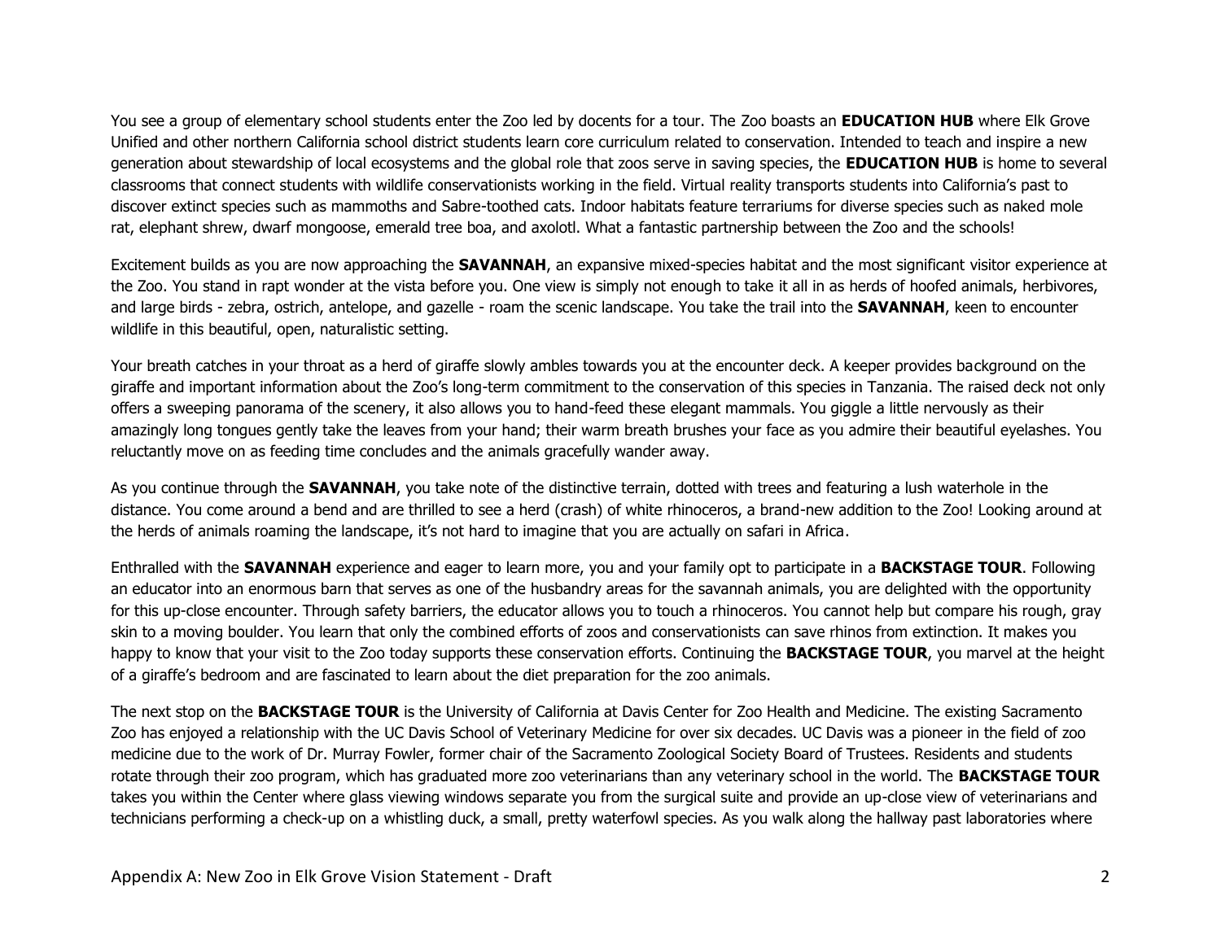You see a group of elementary school students enter the Zoo led by docents for a tour. The Zoo boasts an **EDUCATION HUB** where Elk Grove Unified and other northern California school district students learn core curriculum related to conservation. Intended to teach and inspire a new generation about stewardship of local ecosystems and the global role that zoos serve in saving species, the **EDUCATION HUB** is home to several classrooms that connect students with wildlife conservationists working in the field. Virtual reality transports students into California's past to discover extinct species such as mammoths and Sabre-toothed cats. Indoor habitats feature terrariums for diverse species such as naked mole rat, elephant shrew, dwarf mongoose, emerald tree boa, and axolotl. What a fantastic partnership between the Zoo and the schools!

Excitement builds as you are now approaching the **SAVANNAH**, an expansive mixed-species habitat and the most significant visitor experience at the Zoo. You stand in rapt wonder at the vista before you. One view is simply not enough to take it all in as herds of hoofed animals, herbivores, and large birds - zebra, ostrich, antelope, and gazelle - roam the scenic landscape. You take the trail into the **SAVANNAH**, keen to encounter wildlife in this beautiful, open, naturalistic setting.

Your breath catches in your throat as a herd of giraffe slowly ambles towards you at the encounter deck. A keeper provides background on the giraffe and important information about the Zoo's long-term commitment to the conservation of this species in Tanzania. The raised deck not only offers a sweeping panorama of the scenery, it also allows you to hand-feed these elegant mammals. You giggle a little nervously as their amazingly long tongues gently take the leaves from your hand; their warm breath brushes your face as you admire their beautiful eyelashes. You reluctantly move on as feeding time concludes and the animals gracefully wander away.

As you continue through the **SAVANNAH**, you take note of the distinctive terrain, dotted with trees and featuring a lush waterhole in the distance. You come around a bend and are thrilled to see a herd (crash) of white rhinoceros, a brand-new addition to the Zoo! Looking around at the herds of animals roaming the landscape, it's not hard to imagine that you are actually on safari in Africa.

Enthralled with the **SAVANNAH** experience and eager to learn more, you and your family opt to participate in a **BACKSTAGE TOUR**. Following an educator into an enormous barn that serves as one of the husbandry areas for the savannah animals, you are delighted with the opportunity for this up-close encounter. Through safety barriers, the educator allows you to touch a rhinoceros. You cannot help but compare his rough, gray skin to a moving boulder. You learn that only the combined efforts of zoos and conservationists can save rhinos from extinction. It makes you happy to know that your visit to the Zoo today supports these conservation efforts. Continuing the **BACKSTAGE TOUR**, you marvel at the height of a giraffe's bedroom and are fascinated to learn about the diet preparation for the zoo animals.

The next stop on the **BACKSTAGE TOUR** is the University of California at Davis Center for Zoo Health and Medicine. The existing Sacramento Zoo has enjoyed a relationship with the UC Davis School of Veterinary Medicine for over six decades. UC Davis was a pioneer in the field of zoo medicine due to the work of Dr. Murray Fowler, former chair of the Sacramento Zoological Society Board of Trustees. Residents and students rotate through their zoo program, which has graduated more zoo veterinarians than any veterinary school in the world. The **BACKSTAGE TOUR** takes you within the Center where glass viewing windows separate you from the surgical suite and provide an up-close view of veterinarians and technicians performing a check-up on a whistling duck, a small, pretty waterfowl species. As you walk along the hallway past laboratories where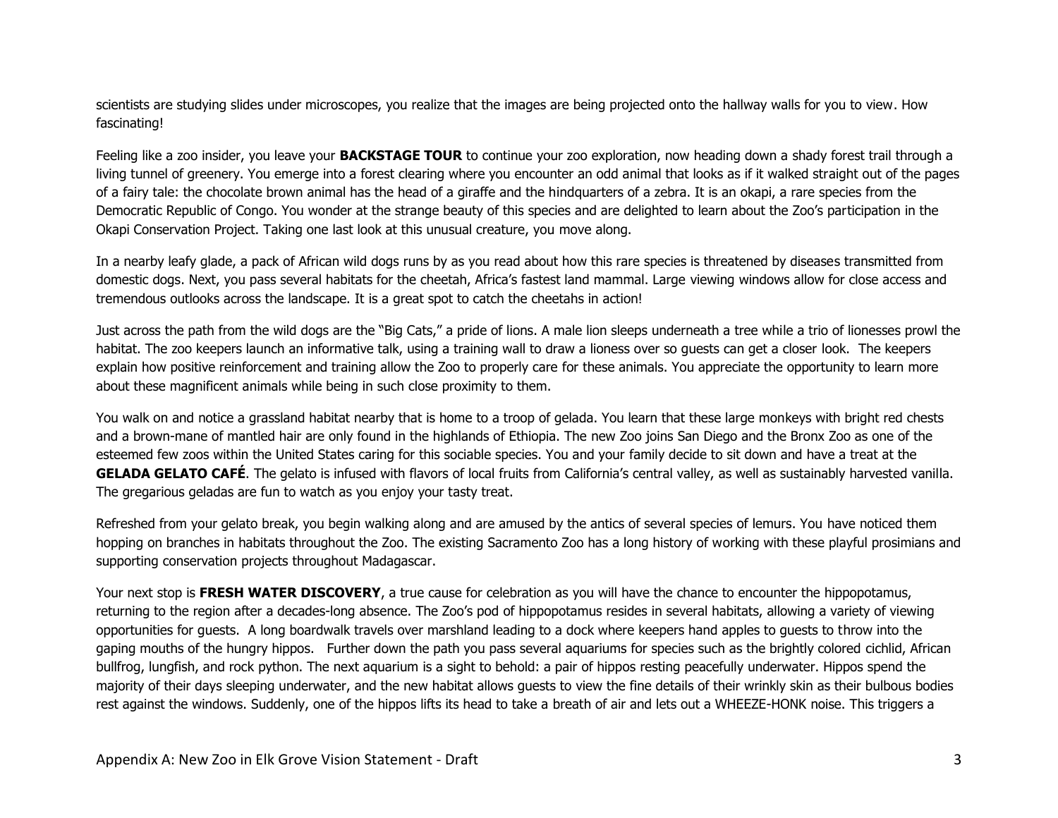scientists are studying slides under microscopes, you realize that the images are being projected onto the hallway walls for you to view. How fascinating!

Feeling like a zoo insider, you leave your **BACKSTAGE TOUR** to continue your zoo exploration, now heading down a shady forest trail through a living tunnel of greenery. You emerge into a forest clearing where you encounter an odd animal that looks as if it walked straight out of the pages of a fairy tale: the chocolate brown animal has the head of a giraffe and the hindquarters of a zebra. It is an okapi, a rare species from the Democratic Republic of Congo. You wonder at the strange beauty of this species and are delighted to learn about the Zoo's participation in the Okapi Conservation Project. Taking one last look at this unusual creature, you move along.

In a nearby leafy glade, a pack of African wild dogs runs by as you read about how this rare species is threatened by diseases transmitted from domestic dogs. Next, you pass several habitats for the cheetah, Africa's fastest land mammal. Large viewing windows allow for close access and tremendous outlooks across the landscape. It is a great spot to catch the cheetahs in action!

Just across the path from the wild dogs are the "Big Cats," a pride of lions. A male lion sleeps underneath a tree while a trio of lionesses prowl the habitat. The zoo keepers launch an informative talk, using a training wall to draw a lioness over so guests can get a closer look. The keepers explain how positive reinforcement and training allow the Zoo to properly care for these animals. You appreciate the opportunity to learn more about these magnificent animals while being in such close proximity to them.

You walk on and notice a grassland habitat nearby that is home to a troop of gelada. You learn that these large monkeys with bright red chests and a brown-mane of mantled hair are only found in the highlands of Ethiopia. The new Zoo joins San Diego and the Bronx Zoo as one of the esteemed few zoos within the United States caring for this sociable species. You and your family decide to sit down and have a treat at the **GELADA GELATO CAFÉ**. The gelato is infused with flavors of local fruits from California's central valley, as well as sustainably harvested vanilla. The gregarious geladas are fun to watch as you enjoy your tasty treat.

Refreshed from your gelato break, you begin walking along and are amused by the antics of several species of lemurs. You have noticed them hopping on branches in habitats throughout the Zoo. The existing Sacramento Zoo has a long history of working with these playful prosimians and supporting conservation projects throughout Madagascar.

Your next stop is **FRESH WATER DISCOVERY**, a true cause for celebration as you will have the chance to encounter the hippopotamus, returning to the region after a decades-long absence. The Zoo's pod of hippopotamus resides in several habitats, allowing a variety of viewing opportunities for guests. A long boardwalk travels over marshland leading to a dock where keepers hand apples to guests to throw into the gaping mouths of the hungry hippos. Further down the path you pass several aquariums for species such as the brightly colored cichlid, African bullfrog, lungfish, and rock python. The next aquarium is a sight to behold: a pair of hippos resting peacefully underwater. Hippos spend the majority of their days sleeping underwater, and the new habitat allows guests to view the fine details of their wrinkly skin as their bulbous bodies rest against the windows. Suddenly, one of the hippos lifts its head to take a breath of air and lets out a WHEEZE-HONK noise. This triggers a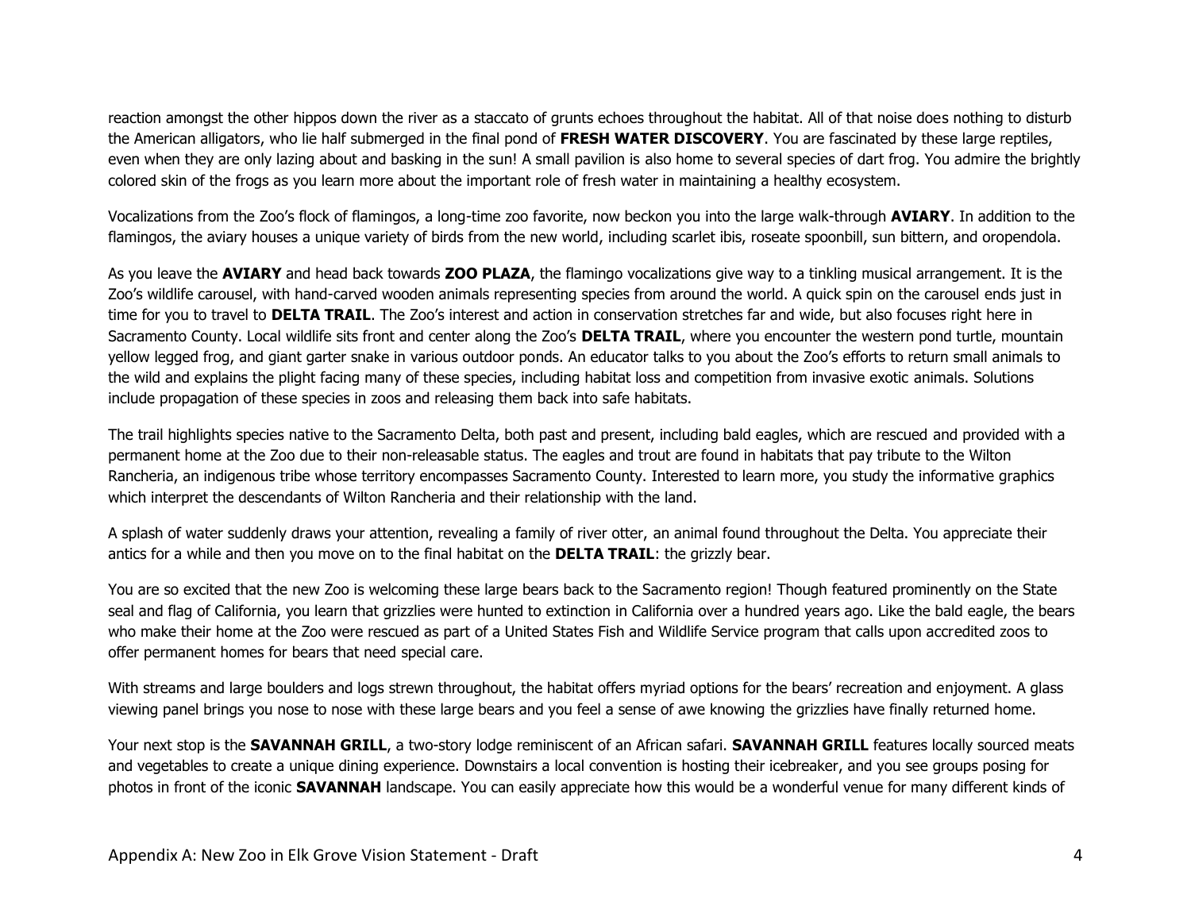reaction amongst the other hippos down the river as a staccato of grunts echoes throughout the habitat. All of that noise does nothing to disturb the American alligators, who lie half submerged in the final pond of **FRESH WATER DISCOVERY**. You are fascinated by these large reptiles, even when they are only lazing about and basking in the sun! A small pavilion is also home to several species of dart frog. You admire the brightly colored skin of the frogs as you learn more about the important role of fresh water in maintaining a healthy ecosystem.

Vocalizations from the Zoo's flock of flamingos, a long-time zoo favorite, now beckon you into the large walk-through **AVIARY**. In addition to the flamingos, the aviary houses a unique variety of birds from the new world, including scarlet ibis, roseate spoonbill, sun bittern, and oropendola.

As you leave the **AVIARY** and head back towards **ZOO PLAZA**, the flamingo vocalizations give way to a tinkling musical arrangement. It is the Zoo's wildlife carousel, with hand-carved wooden animals representing species from around the world. A quick spin on the carousel ends just in time for you to travel to **DELTA TRAIL**. The Zoo's interest and action in conservation stretches far and wide, but also focuses right here in Sacramento County. Local wildlife sits front and center along the Zoo's **DELTA TRAIL**, where you encounter the western pond turtle, mountain yellow legged frog, and giant garter snake in various outdoor ponds. An educator talks to you about the Zoo's efforts to return small animals to the wild and explains the plight facing many of these species, including habitat loss and competition from invasive exotic animals. Solutions include propagation of these species in zoos and releasing them back into safe habitats.

The trail highlights species native to the Sacramento Delta, both past and present, including bald eagles, which are rescued and provided with a permanent home at the Zoo due to their non-releasable status. The eagles and trout are found in habitats that pay tribute to the Wilton Rancheria, an indigenous tribe whose territory encompasses Sacramento County. Interested to learn more, you study the informative graphics which interpret the descendants of Wilton Rancheria and their relationship with the land.

A splash of water suddenly draws your attention, revealing a family of river otter, an animal found throughout the Delta. You appreciate their antics for a while and then you move on to the final habitat on the **DELTA TRAIL**: the grizzly bear.

You are so excited that the new Zoo is welcoming these large bears back to the Sacramento region! Though featured prominently on the State seal and flag of California, you learn that grizzlies were hunted to extinction in California over a hundred years ago. Like the bald eagle, the bears who make their home at the Zoo were rescued as part of a United States Fish and Wildlife Service program that calls upon accredited zoos to offer permanent homes for bears that need special care.

With streams and large boulders and logs strewn throughout, the habitat offers myriad options for the bears' recreation and enjoyment. A glass viewing panel brings you nose to nose with these large bears and you feel a sense of awe knowing the grizzlies have finally returned home.

Your next stop is the **SAVANNAH GRILL**, a two-story lodge reminiscent of an African safari. **SAVANNAH GRILL** features locally sourced meats and vegetables to create a unique dining experience. Downstairs a local convention is hosting their icebreaker, and you see groups posing for photos in front of the iconic **SAVANNAH** landscape. You can easily appreciate how this would be a wonderful venue for many different kinds of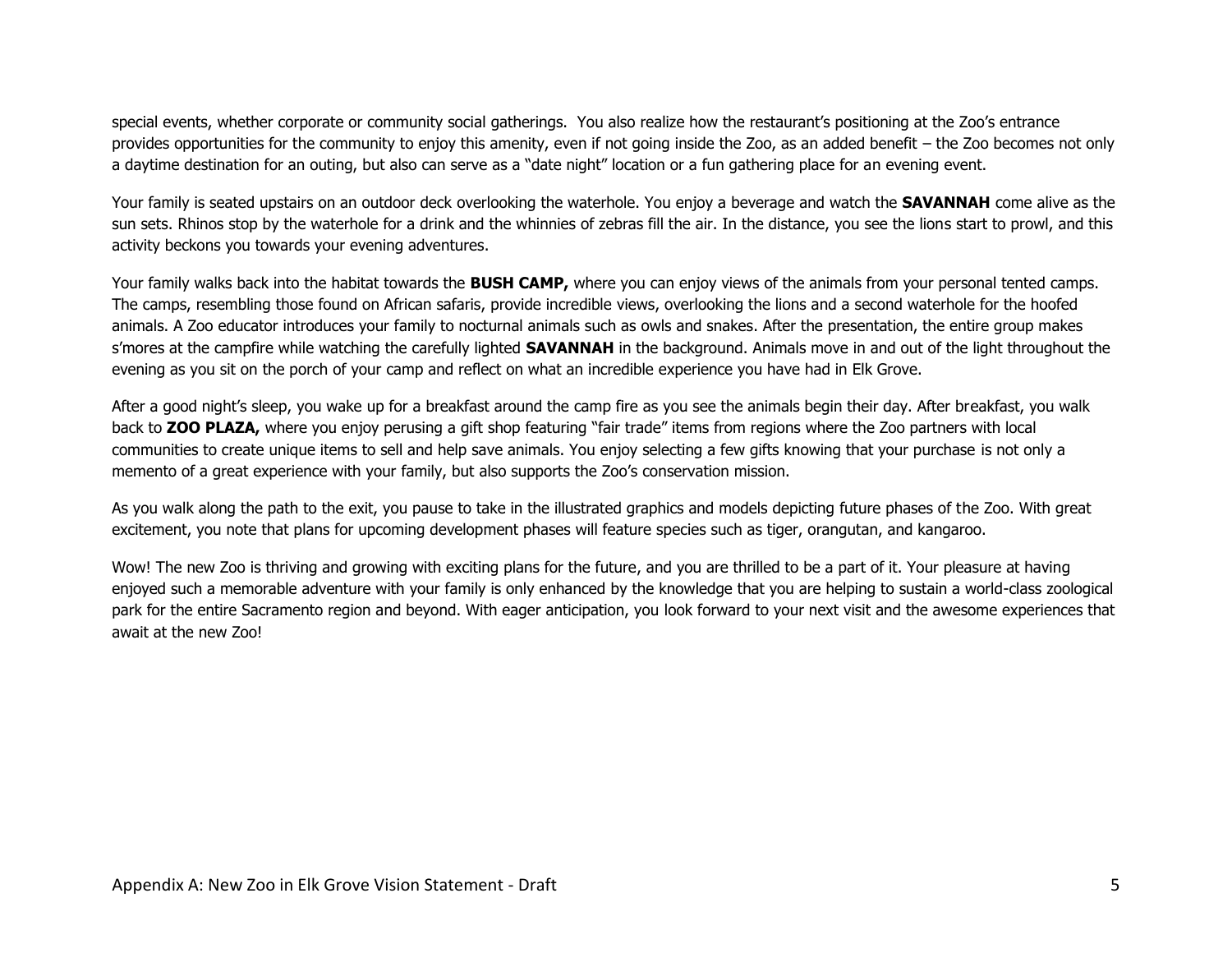special events, whether corporate or community social gatherings.  You also realize how the restaurant's positioning at the Zoo's entrance provides opportunities for the community to enjoy this amenity, even if not going inside the Zoo, as an added benefit – the Zoo becomes not only a daytime destination for an outing, but also can serve as a "date night" location or a fun gathering place for an evening event.

Your family is seated upstairs on an outdoor deck overlooking the waterhole. You enjoy a beverage and watch the **SAVANNAH** come alive as the sun sets. Rhinos stop by the waterhole for a drink and the whinnies of zebras fill the air. In the distance, you see the lions start to prowl, and this activity beckons you towards your evening adventures.

Your family walks back into the habitat towards the **BUSH CAMP,** where you can enjoy views of the animals from your personal tented camps. The camps, resembling those found on African safaris, provide incredible views, overlooking the lions and a second waterhole for the hoofed animals. A Zoo educator introduces your family to nocturnal animals such as owls and snakes. After the presentation, the entire group makes s'mores at the campfire while watching the carefully lighted **SAVANNAH** in the background. Animals move in and out of the light throughout the evening as you sit on the porch of your camp and reflect on what an incredible experience you have had in Elk Grove.

After a good night's sleep, you wake up for a breakfast around the camp fire as you see the animals begin their day. After breakfast, you walk back to **ZOO PLAZA,** where you enjoy perusing a gift shop featuring "fair trade" items from regions where the Zoo partners with local communities to create unique items to sell and help save animals. You enjoy selecting a few gifts knowing that your purchase is not only a memento of a great experience with your family, but also supports the Zoo's conservation mission.

As you walk along the path to the exit, you pause to take in the illustrated graphics and models depicting future phases of the Zoo. With great excitement, you note that plans for upcoming development phases will feature species such as tiger, orangutan, and kangaroo.

Wow! The new Zoo is thriving and growing with exciting plans for the future, and you are thrilled to be a part of it. Your pleasure at having enjoyed such a memorable adventure with your family is only enhanced by the knowledge that you are helping to sustain a world-class zoological park for the entire Sacramento region and beyond. With eager anticipation, you look forward to your next visit and the awesome experiences that await at the new Zoo!